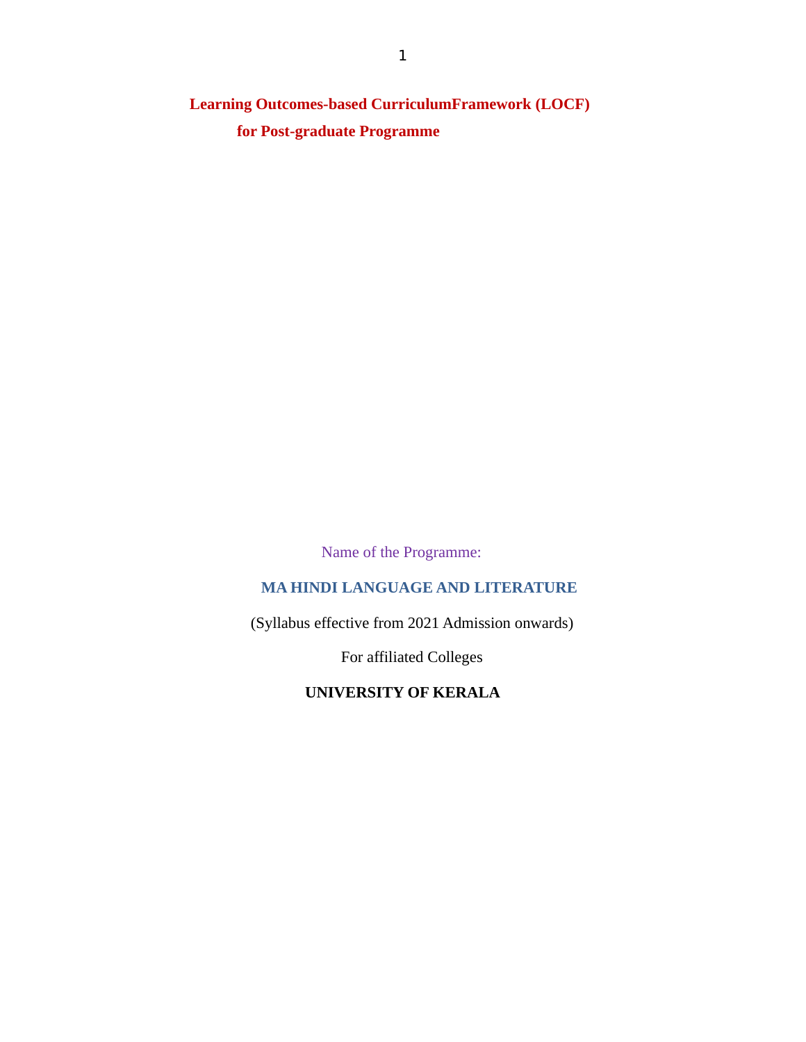# Learning Outcomes-based CurriculumFramework (LOCF) for Post-graduate Programme

Name of the Programme:

**MA HINDI LANGUAGE AND LITERATURE**

(Syllabus effective from 2021 Admission onwards)

For affiliated Colleges

**UNIVERSITY OF KERALA**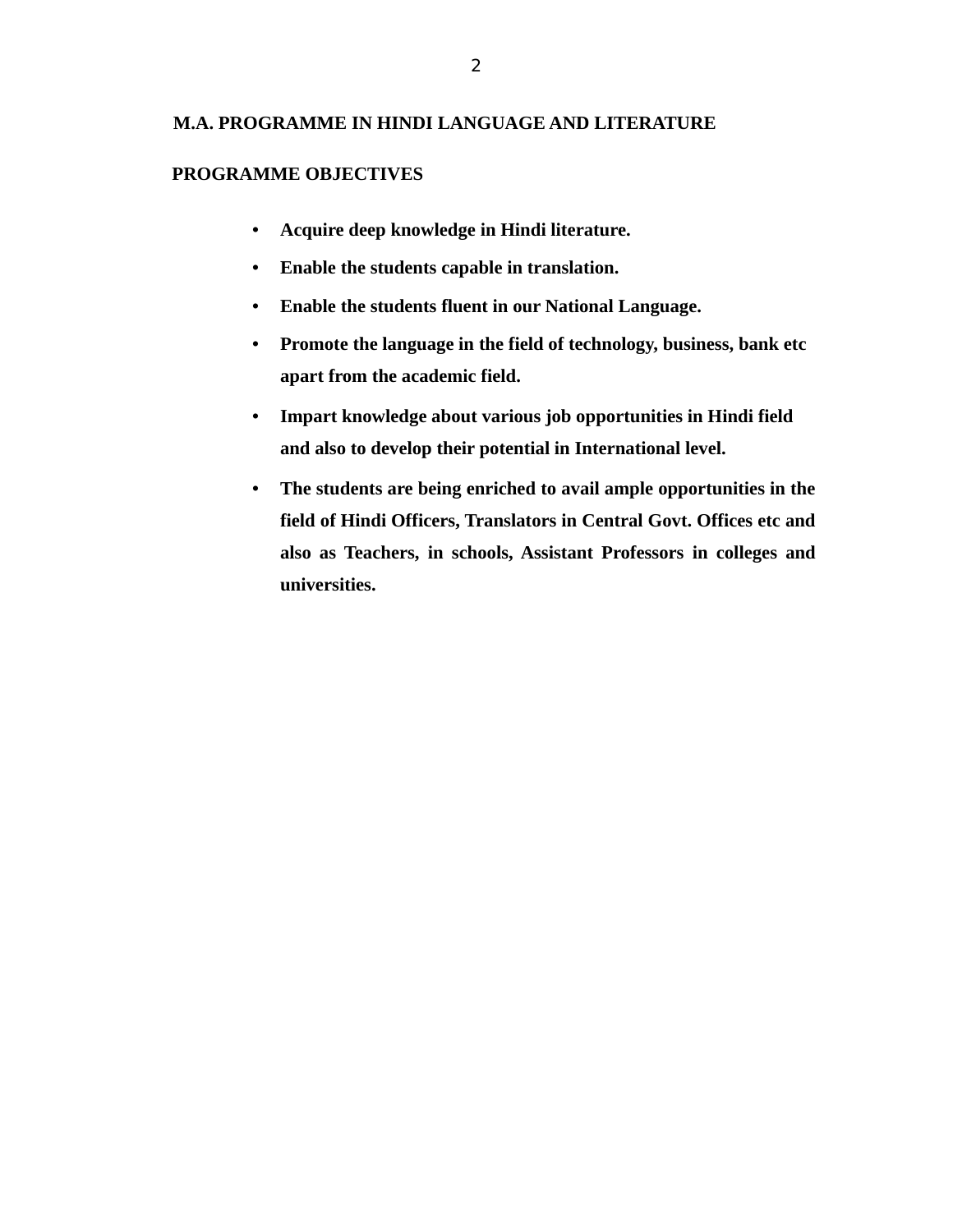# M.A. PROGRAMME IN HINDI LANGUAGE AND LITERATURE

## PROGRAMME OBJECTIVES

- **Acquire deep knowledge in Hindi literature.**
- **Enable the students capable in translation.**
- **Enable the students fluent in our National Language.**
- **Promote the language in the field of technology, business, bank etc apart from the academic field.**
- **Impart knowledge about various job opportunities in Hindi field and also to develop their potential in International level.**
- **The students are being enriched to avail ample opportunities in the field of Hindi Officers, Translators in Central Govt. Offices etc and also as Teachers, in schools, Assistant Professors in colleges and universities.**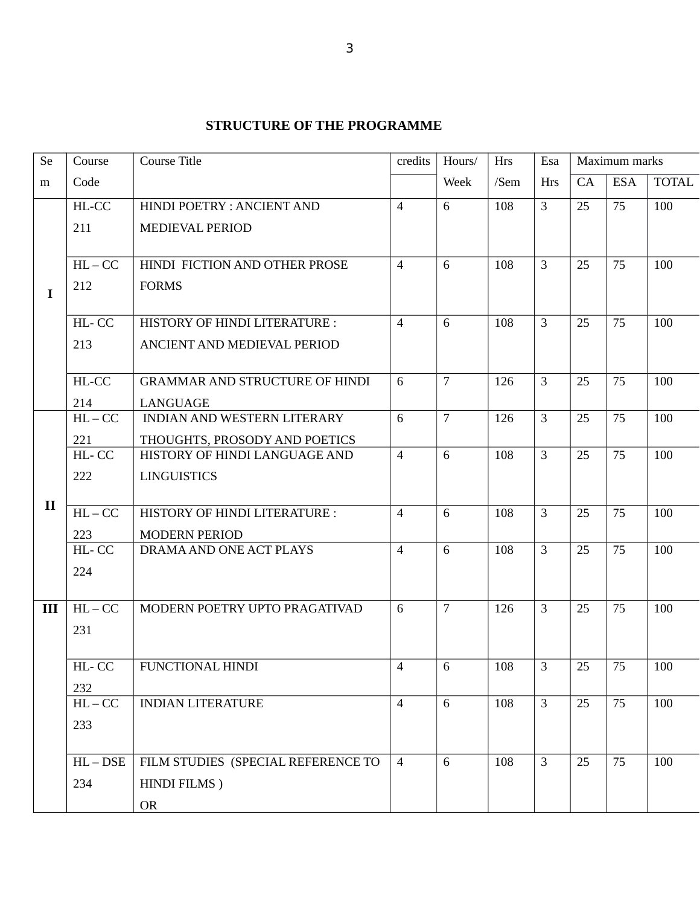**STRUCTURE OF THE PROGRAMME**

| Sem | Course Code | Course Title | credits | Hours/ Week | Hrs /Sem | Esa Hrs | Maximum marks | | |
|---|---|---|---|---|---|---|---|---|---|
| | | | | | | | CA | ESA | TOTAL |
| I | HL-CC 211 | HINDI POETRY : ANCIENT AND MEDIEVAL PERIOD | 4 | 6 | 108 | 3 | 25 | 75 | 100 |
| | HL – CC 212 | HINDI FICTION AND OTHER PROSE FORMS | 4 | 6 | 108 | 3 | 25 | 75 | 100 |
| | HL- CC 213 | HISTORY OF HINDI LITERATURE : ANCIENT AND MEDIEVAL PERIOD | 4 | 6 | 108 | 3 | 25 | 75 | 100 |
| | HL-CC 214 | GRAMMAR AND STRUCTURE OF HINDI LANGUAGE | 6 | 7 | 126 | 3 | 25 | 75 | 100 |
| II | HL – CC 221 | INDIAN AND WESTERN LITERARY THOUGHTS, PROSODY AND POETICS | 6 | 7 | 126 | 3 | 25 | 75 | 100 |
| | HL- CC 222 | HISTORY OF HINDI LANGUAGE AND LINGUISTICS | 4 | 6 | 108 | 3 | 25 | 75 | 100 |
| | HL – CC 223 | HISTORY OF HINDI LITERATURE : MODERN PERIOD | 4 | 6 | 108 | 3 | 25 | 75 | 100 |
| | HL- CC 224 | DRAMA AND ONE ACT PLAYS | 4 | 6 | 108 | 3 | 25 | 75 | 100 |
| III | HL – CC 231 | MODERN POETRY UPTO PRAGATIVAD | 6 | 7 | 126 | 3 | 25 | 75 | 100 |
| | HL- CC 232 | FUNCTIONAL HINDI | 4 | 6 | 108 | 3 | 25 | 75 | 100 |
| | HL – CC 233 | INDIAN LITERATURE | 4 | 6 | 108 | 3 | 25 | 75 | 100 |
| | HL – DSE 234 | FILM STUDIES (SPECIAL REFERENCE TO HINDI FILMS ) OR | 4 | 6 | 108 | 3 | 25 | 75 | 100 |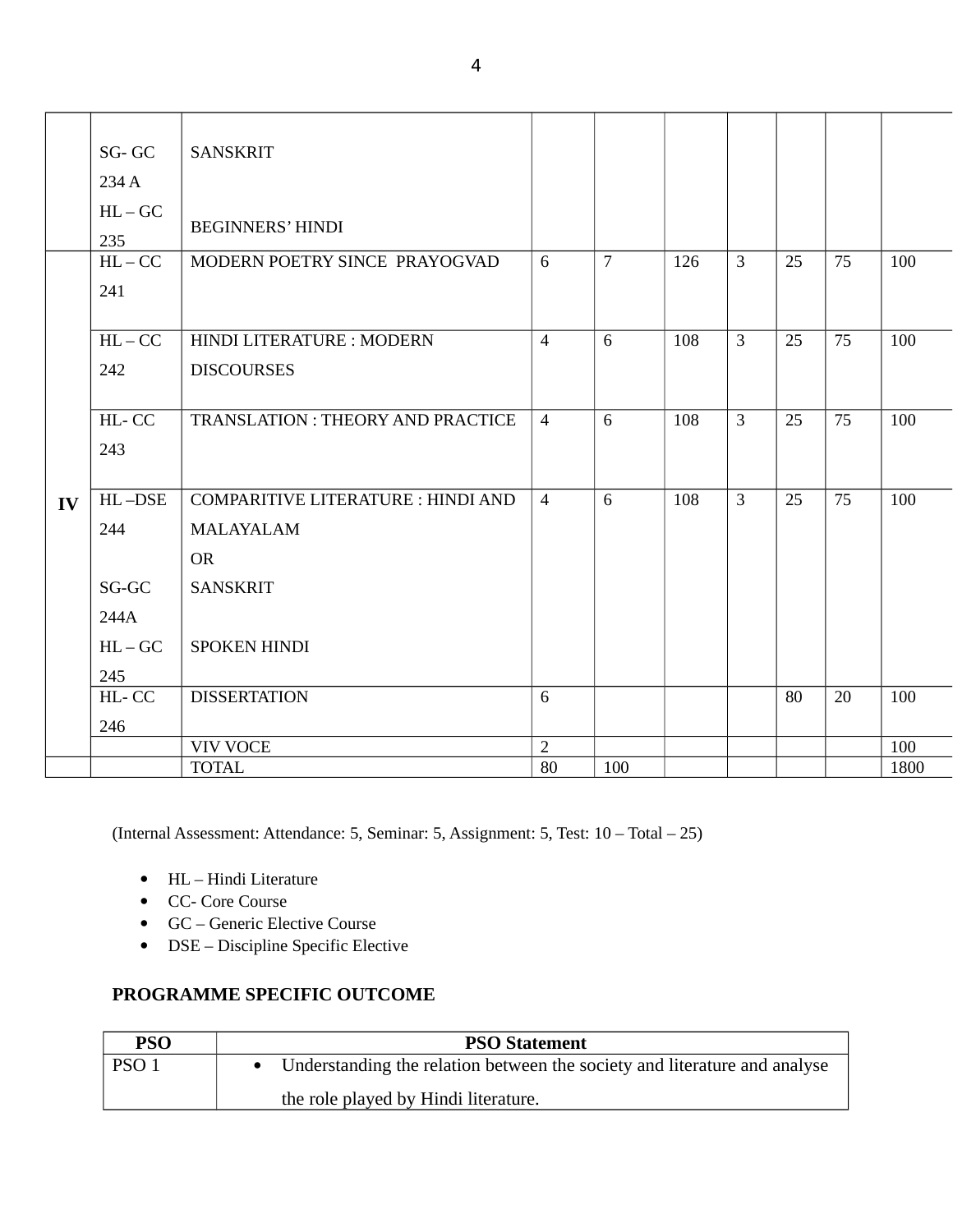| | | | | | | | | | |
|---|---|---|---|---|---|---|---|---|---|
| | SG- GC 234 A<br>HL – GC 235 | SANSKRIT<br><br>BEGINNERS' HINDI | | | | | | | |
| IV | HL – CC 241 | MODERN POETRY SINCE PRAYOGVAD | 6 | 7 | 126 | 3 | 25 | 75 | 100 |
| | HL – CC 242 | HINDI LITERATURE : MODERN DISCOURSES | 4 | 6 | 108 | 3 | 25 | 75 | 100 |
| | HL- CC 243 | TRANSLATION : THEORY AND PRACTICE | 4 | 6 | 108 | 3 | 25 | 75 | 100 |
| | HL –DSE 244<br><br>SG-GC 244A<br>HL – GC 245 | COMPARITIVE LITERATURE : HINDI AND MALAYALAM<br>OR<br>SANSKRIT<br><br>SPOKEN HINDI | 4 | 6 | 108 | 3 | 25 | 75 | 100 |
| | HL- CC 246 | DISSERTATION | 6 | | | | 80 | 20 | 100 |
| | | VIV VOCE | 2 | | | | | | 100 |
| | | TOTAL | 80 | 100 | | | | | 1800 |

(Internal Assessment: Attendance: 5, Seminar: 5, Assignment: 5, Test: 10 – Total – 25)

- HL – Hindi Literature
- CC- Core Course
- GC – Generic Elective Course
- DSE – Discipline Specific Elective

**PROGRAMME SPECIFIC OUTCOME**

| PSO | PSO Statement |
|---|---|
| PSO 1 | • Understanding the relation between the society and literature and analyse the role played by Hindi literature. |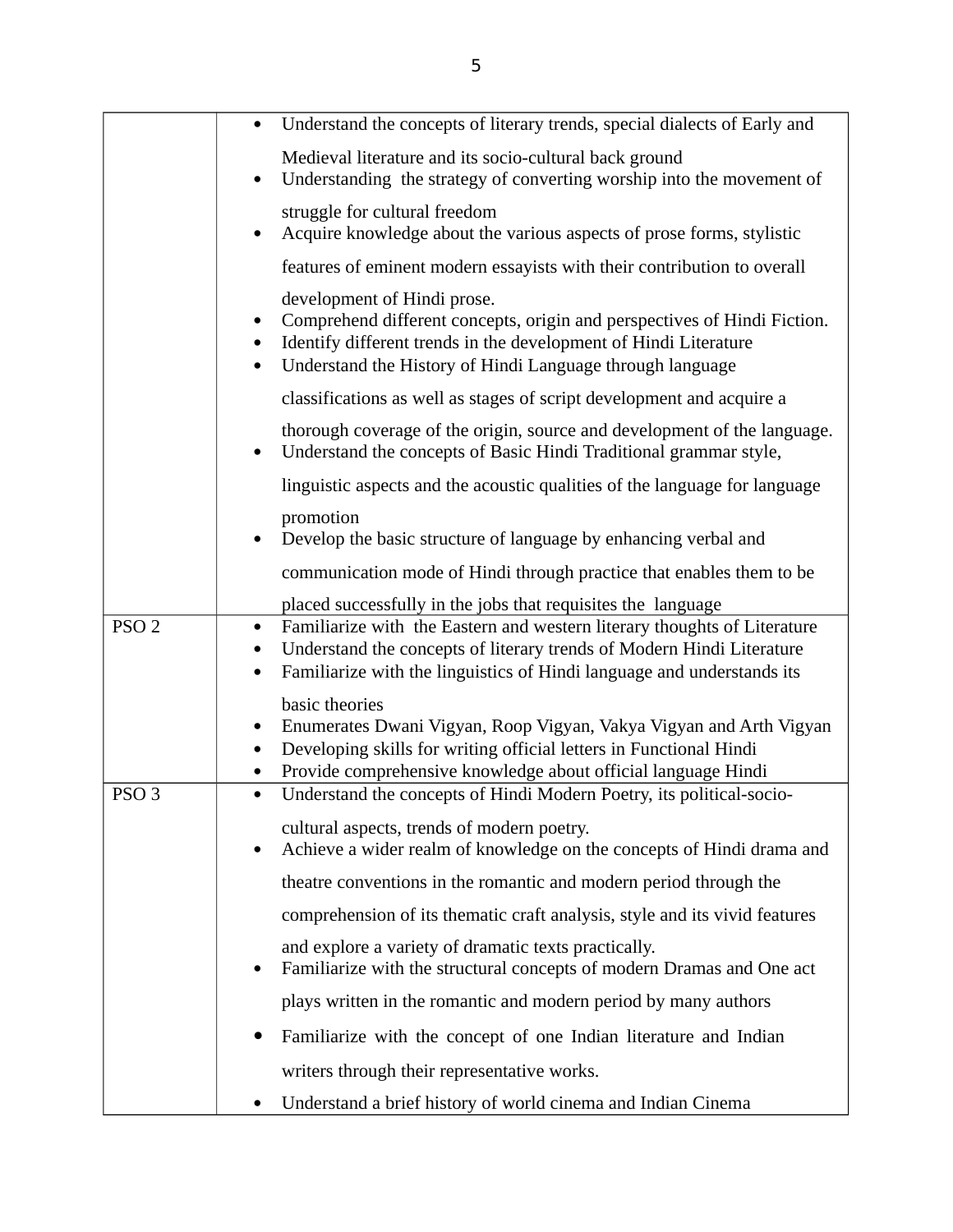| | |
|---|---|
| | • Understand the concepts of literary trends, special dialects of Early and Medieval literature and its socio-cultural back ground<br>• Understanding the strategy of converting worship into the movement of struggle for cultural freedom<br>• Acquire knowledge about the various aspects of prose forms, stylistic features of eminent modern essayists with their contribution to overall development of Hindi prose.<br>• Comprehend different concepts, origin and perspectives of Hindi Fiction.<br>• Identify different trends in the development of Hindi Literature<br>• Understand the History of Hindi Language through language classifications as well as stages of script development and acquire a thorough coverage of the origin, source and development of the language.<br>• Understand the concepts of Basic Hindi Traditional grammar style, linguistic aspects and the acoustic qualities of the language for language promotion<br>• Develop the basic structure of language by enhancing verbal and communication mode of Hindi through practice that enables them to be placed successfully in the jobs that requisites the language |
| PSO 2 | • Familiarize with the Eastern and western literary thoughts of Literature<br>• Understand the concepts of literary trends of Modern Hindi Literature<br>• Familiarize with the linguistics of Hindi language and understands its basic theories<br>• Enumerates Dwani Vigyan, Roop Vigyan, Vakya Vigyan and Arth Vigyan<br>• Developing skills for writing official letters in Functional Hindi<br>• Provide comprehensive knowledge about official language Hindi |
| PSO 3 | • Understand the concepts of Hindi Modern Poetry, its political-socio-cultural aspects, trends of modern poetry.<br>• Achieve a wider realm of knowledge on the concepts of Hindi drama and theatre conventions in the romantic and modern period through the comprehension of its thematic craft analysis, style and its vivid features and explore a variety of dramatic texts practically.<br>• Familiarize with the structural concepts of modern Dramas and One act plays written in the romantic and modern period by many authors<br>• Familiarize with the concept of one Indian literature and Indian writers through their representative works.<br>• Understand a brief history of world cinema and Indian Cinema |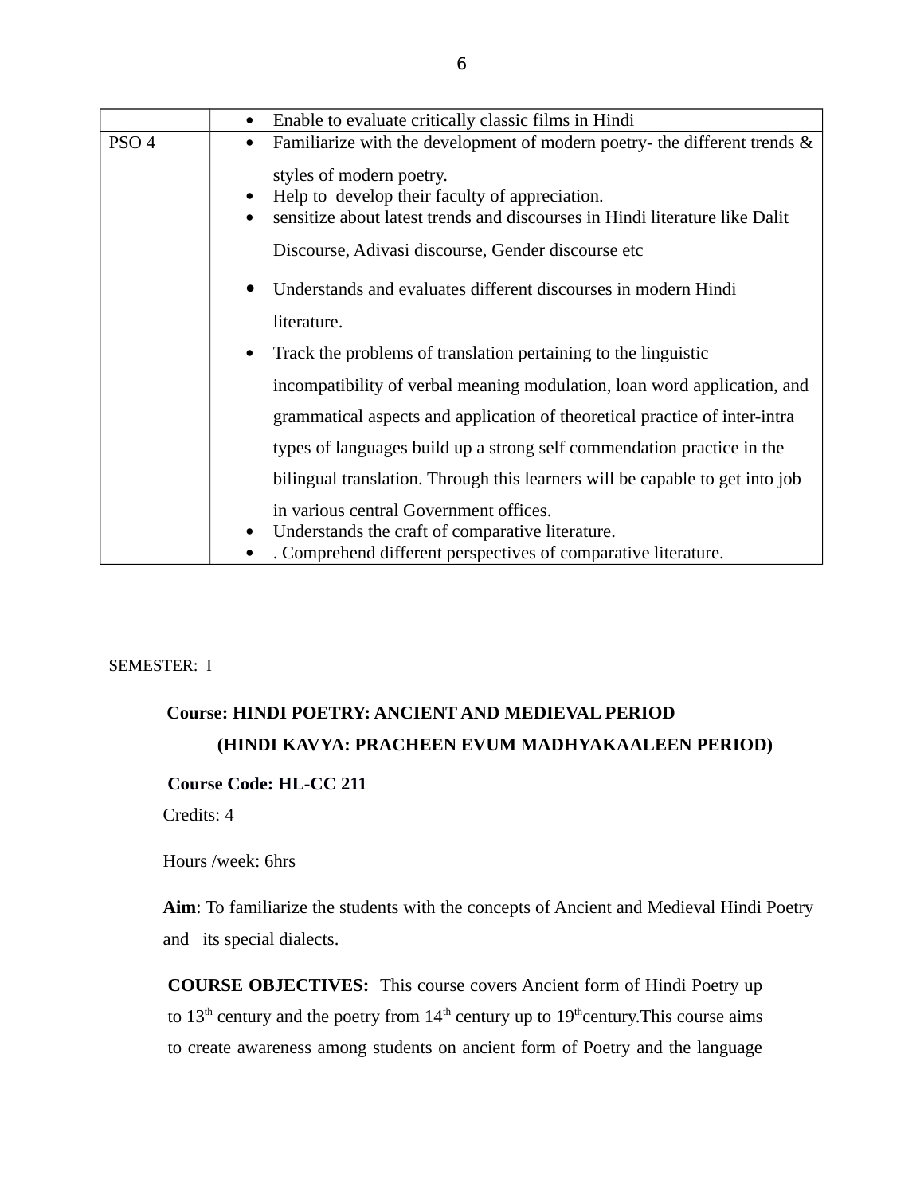| | |
|---|---|
| | • Enable to evaluate critically classic films in Hindi |
| PSO 4 | • Familiarize with the development of modern poetry- the different trends & styles of modern poetry.<br>• Help to develop their faculty of appreciation.<br>• sensitize about latest trends and discourses in Hindi literature like Dalit Discourse, Adivasi discourse, Gender discourse etc<br>• Understands and evaluates different discourses in modern Hindi literature.<br>• Track the problems of translation pertaining to the linguistic incompatibility of verbal meaning modulation, loan word application, and grammatical aspects and application of theoretical practice of inter-intra types of languages build up a strong self commendation practice in the bilingual translation. Through this learners will be capable to get into job in various central Government offices.<br>• Understands the craft of comparative literature.<br>• . Comprehend different perspectives of comparative literature. |

SEMESTER: I

**Course: HINDI POETRY: ANCIENT AND MEDIEVAL PERIOD**
**(HINDI KAVYA: PRACHEEN EVUM MADHYAKAALEEN PERIOD)**

**Course Code: HL-CC 211**

Credits: 4

Hours /week: 6hrs

**Aim**: To familiarize the students with the concepts of Ancient and Medieval Hindi Poetry and its special dialects.

**COURSE OBJECTIVES:** This course covers Ancient form of Hindi Poetry up to 13th century and the poetry from 14th century up to 19th century.This course aims to create awareness among students on ancient form of Poetry and the language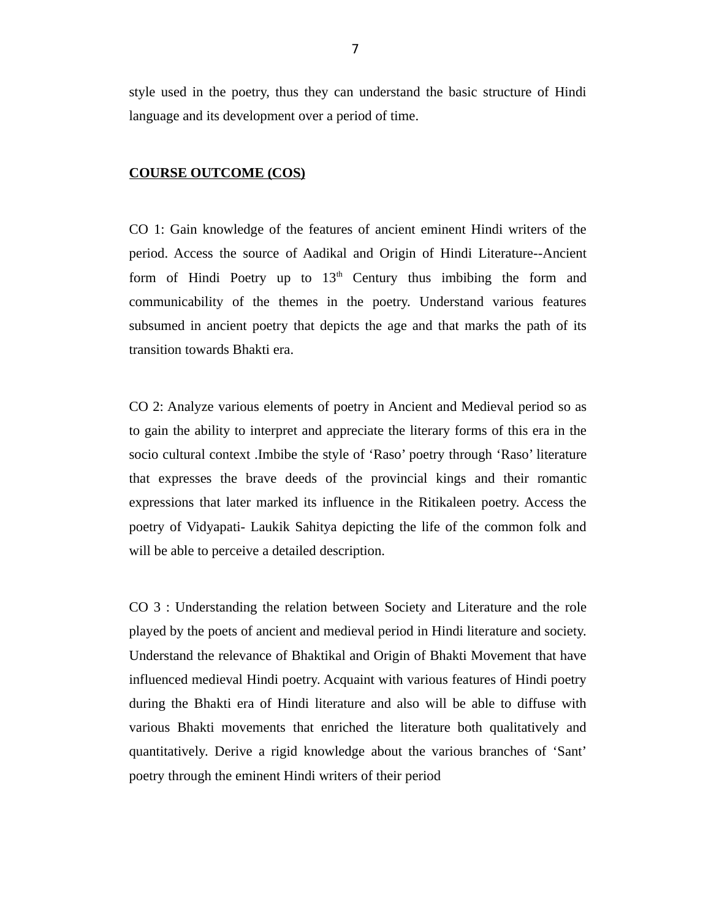style used in the poetry, thus they can understand the basic structure of Hindi language and its development over a period of time.

**COURSE OUTCOME (COS)**

CO 1: Gain knowledge of the features of ancient eminent Hindi writers of the period. Access the source of Aadikal and Origin of Hindi Literature--Ancient form of Hindi Poetry up to 13th Century thus imbibing the form and communicability of the themes in the poetry. Understand various features subsumed in ancient poetry that depicts the age and that marks the path of its transition towards Bhakti era.

CO 2: Analyze various elements of poetry in Ancient and Medieval period so as to gain the ability to interpret and appreciate the literary forms of this era in the socio cultural context .Imbibe the style of 'Raso' poetry through 'Raso' literature that expresses the brave deeds of the provincial kings and their romantic expressions that later marked its influence in the Ritikaleen poetry. Access the poetry of Vidyapati- Laukik Sahitya depicting the life of the common folk and will be able to perceive a detailed description.

CO 3 : Understanding the relation between Society and Literature and the role played by the poets of ancient and medieval period in Hindi literature and society. Understand the relevance of Bhaktikal and Origin of Bhakti Movement that have influenced medieval Hindi poetry. Acquaint with various features of Hindi poetry during the Bhakti era of Hindi literature and also will be able to diffuse with various Bhakti movements that enriched the literature both qualitatively and quantitatively. Derive a rigid knowledge about the various branches of 'Sant' poetry through the eminent Hindi writers of their period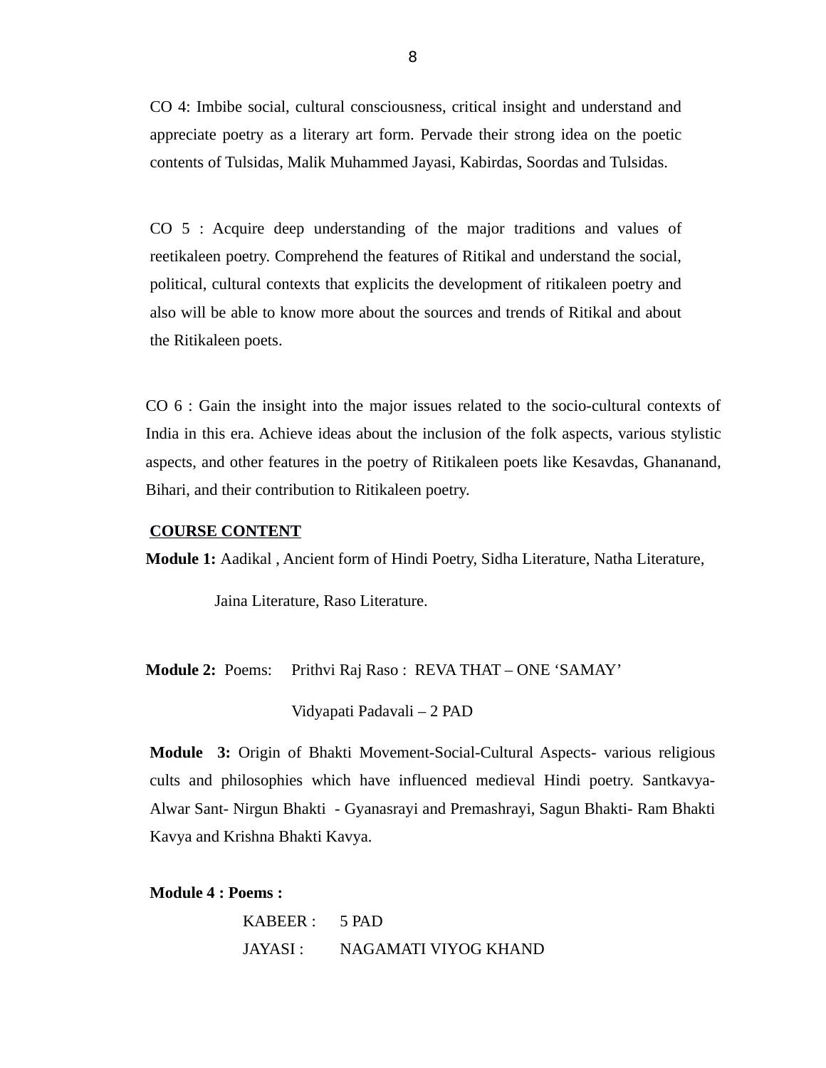CO 4: Imbibe social, cultural consciousness, critical insight and understand and appreciate poetry as a literary art form. Pervade their strong idea on the poetic contents of Tulsidas, Malik Muhammed Jayasi, Kabirdas, Soordas and Tulsidas.

CO 5 : Acquire deep understanding of the major traditions and values of reetikaleen poetry. Comprehend the features of Ritikal and understand the social, political, cultural contexts that explicits the development of ritikaleen poetry and also will be able to know more about the sources and trends of Ritikal and about the Ritikaleen poets.

CO 6 : Gain the insight into the major issues related to the socio-cultural contexts of India in this era. Achieve ideas about the inclusion of the folk aspects, various stylistic aspects, and other features in the poetry of Ritikaleen poets like Kesavdas, Ghananand, Bihari, and their contribution to Ritikaleen poetry.

**COURSE CONTENT**

**Module 1:** Aadikal , Ancient form of Hindi Poetry, Sidha Literature, Natha Literature, Jaina Literature, Raso Literature.

**Module 2:** Poems: Prithvi Raj Raso : REVA THAT – ONE ‘SAMAY’

Vidyapati Padavali – 2 PAD

**Module 3:** Origin of Bhakti Movement-Social-Cultural Aspects- various religious cults and philosophies which have influenced medieval Hindi poetry. Santkavya- Alwar Sant- Nirgun Bhakti - Gyanasrayi and Premashrayi, Sagun Bhakti- Ram Bhakti Kavya and Krishna Bhakti Kavya.

**Module 4 : Poems :**

KABEER : 5 PAD

JAYASI : NAGAMATI VIYOG KHAND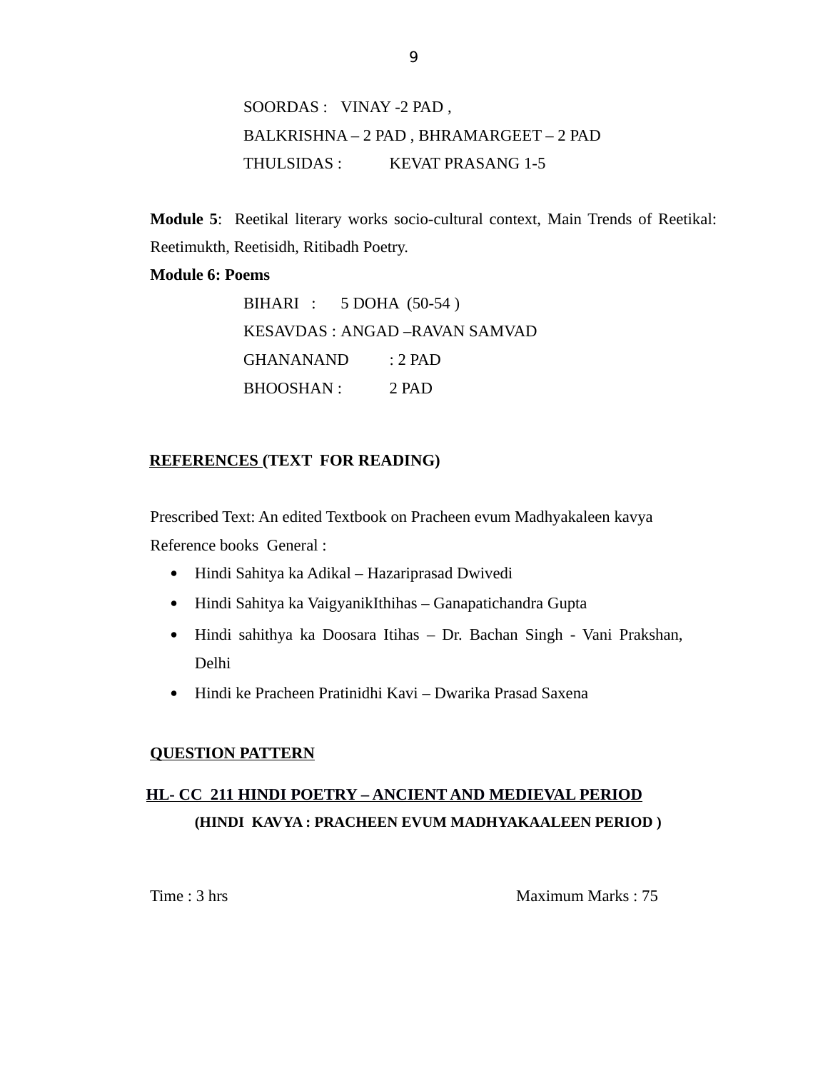SOORDAS : VINAY -2 PAD ,

BALKRISHNA – 2 PAD , BHRAMARGEET – 2 PAD

THULSIDAS : KEVAT PRASANG 1-5

**Module 5**: Reetikal literary works socio-cultural context, Main Trends of Reetikal: Reetimukth, Reetisidh, Ritibadh Poetry.

**Module 6: Poems**

BIHARI : 5 DOHA (50-54 )

KESAVDAS : ANGAD –RAVAN SAMVAD

GHANANAND : 2 PAD

BHOOSHAN : 2 PAD

**<u>REFERENCES</u> (TEXT FOR READING)**

Prescribed Text: An edited Textbook on Pracheen evum Madhyakaleen kavya

Reference books General :

- Hindi Sahitya ka Adikal – Hazariprasad Dwivedi
- Hindi Sahitya ka VaigyanikIthihas – Ganapatichandra Gupta
- Hindi sahithya ka Doosara Itihas – Dr. Bachan Singh - Vani Prakshan, Delhi
- Hindi ke Pracheen Pratinidhi Kavi – Dwarika Prasad Saxena

**<u>QUESTION PATTERN</u>**

**<u>HL- CC 211 HINDI POETRY – ANCIENT AND MEDIEVAL PERIOD</u>**

**(HINDI KAVYA : PRACHEEN EVUM MADHYAKAALEEN PERIOD )**

Time : 3 hrs Maximum Marks : 75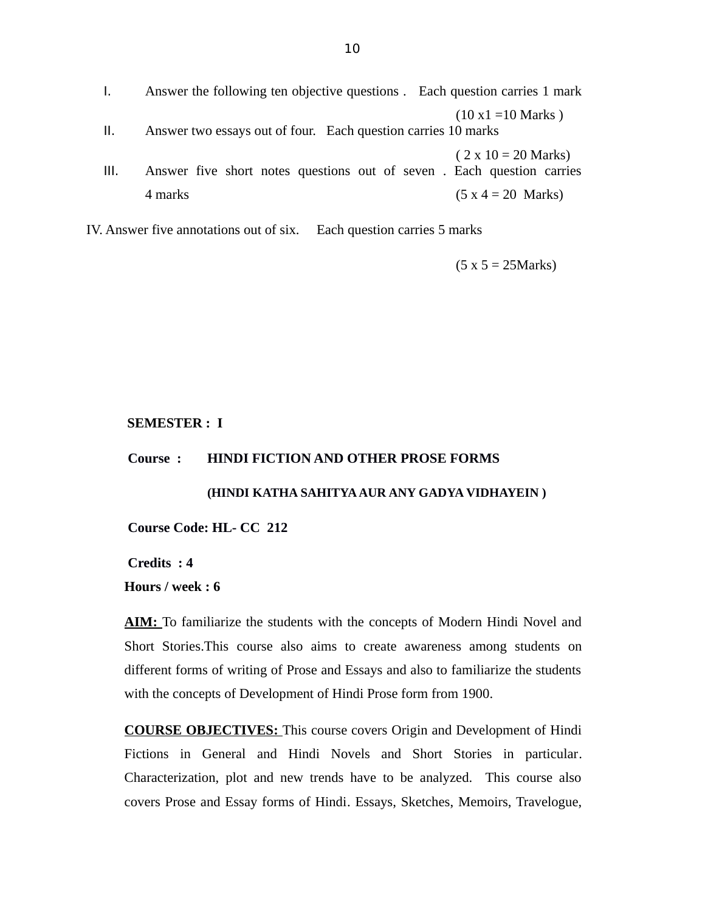I. Answer the following ten objective questions . Each question carries 1 mark
(10 x1 =10 Marks )

II. Answer two essays out of four. Each question carries 10 marks
( 2 x 10 = 20 Marks)

III. Answer five short notes questions out of seven . Each question carries 4 marks (5 x 4 = 20 Marks)

IV. Answer five annotations out of six. Each question carries 5 marks
(5 x 5 = 25Marks)

**SEMESTER : I**

**Course : HINDI FICTION AND OTHER PROSE FORMS**

**(HINDI KATHA SAHITYA AUR ANY GADYA VIDHAYEIN )**

**Course Code: HL- CC 212**

**Credits : 4**

**Hours / week : 6**

**AIM:** To familiarize the students with the concepts of Modern Hindi Novel and Short Stories.This course also aims to create awareness among students on different forms of writing of Prose and Essays and also to familiarize the students with the concepts of Development of Hindi Prose form from 1900.

**COURSE OBJECTIVES:** This course covers Origin and Development of Hindi Fictions in General and Hindi Novels and Short Stories in particular. Characterization, plot and new trends have to be analyzed. This course also covers Prose and Essay forms of Hindi. Essays, Sketches, Memoirs, Travelogue,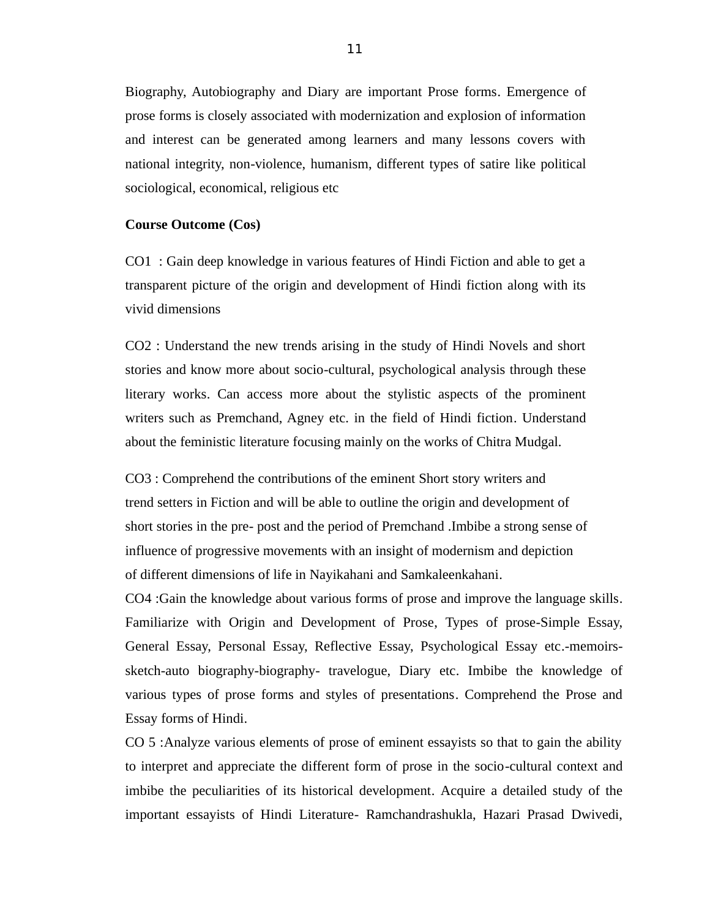Biography, Autobiography and Diary are important Prose forms. Emergence of prose forms is closely associated with modernization and explosion of information and interest can be generated among learners and many lessons covers with national integrity, non-violence, humanism, different types of satire like political sociological, economical, religious etc

**Course Outcome (Cos)**

CO1 : Gain deep knowledge in various features of Hindi Fiction and able to get a transparent picture of the origin and development of Hindi fiction along with its vivid dimensions

CO2 : Understand the new trends arising in the study of Hindi Novels and short stories and know more about socio-cultural, psychological analysis through these literary works. Can access more about the stylistic aspects of the prominent writers such as Premchand, Agney etc. in the field of Hindi fiction. Understand about the feministic literature focusing mainly on the works of Chitra Mudgal.

CO3 : Comprehend the contributions of the eminent Short story writers and trend setters in Fiction and will be able to outline the origin and development of short stories in the pre- post and the period of Premchand .Imbibe a strong sense of influence of progressive movements with an insight of modernism and depiction of different dimensions of life in Nayikahani and Samkaleenkahani.

CO4 :Gain the knowledge about various forms of prose and improve the language skills. Familiarize with Origin and Development of Prose, Types of prose-Simple Essay, General Essay, Personal Essay, Reflective Essay, Psychological Essay etc.-memoirs-sketch-auto biography-biography- travelogue, Diary etc. Imbibe the knowledge of various types of prose forms and styles of presentations. Comprehend the Prose and Essay forms of Hindi.

CO 5 :Analyze various elements of prose of eminent essayists so that to gain the ability to interpret and appreciate the different form of prose in the socio-cultural context and imbibe the peculiarities of its historical development. Acquire a detailed study of the important essayists of Hindi Literature- Ramchandrashukla, Hazari Prasad Dwivedi,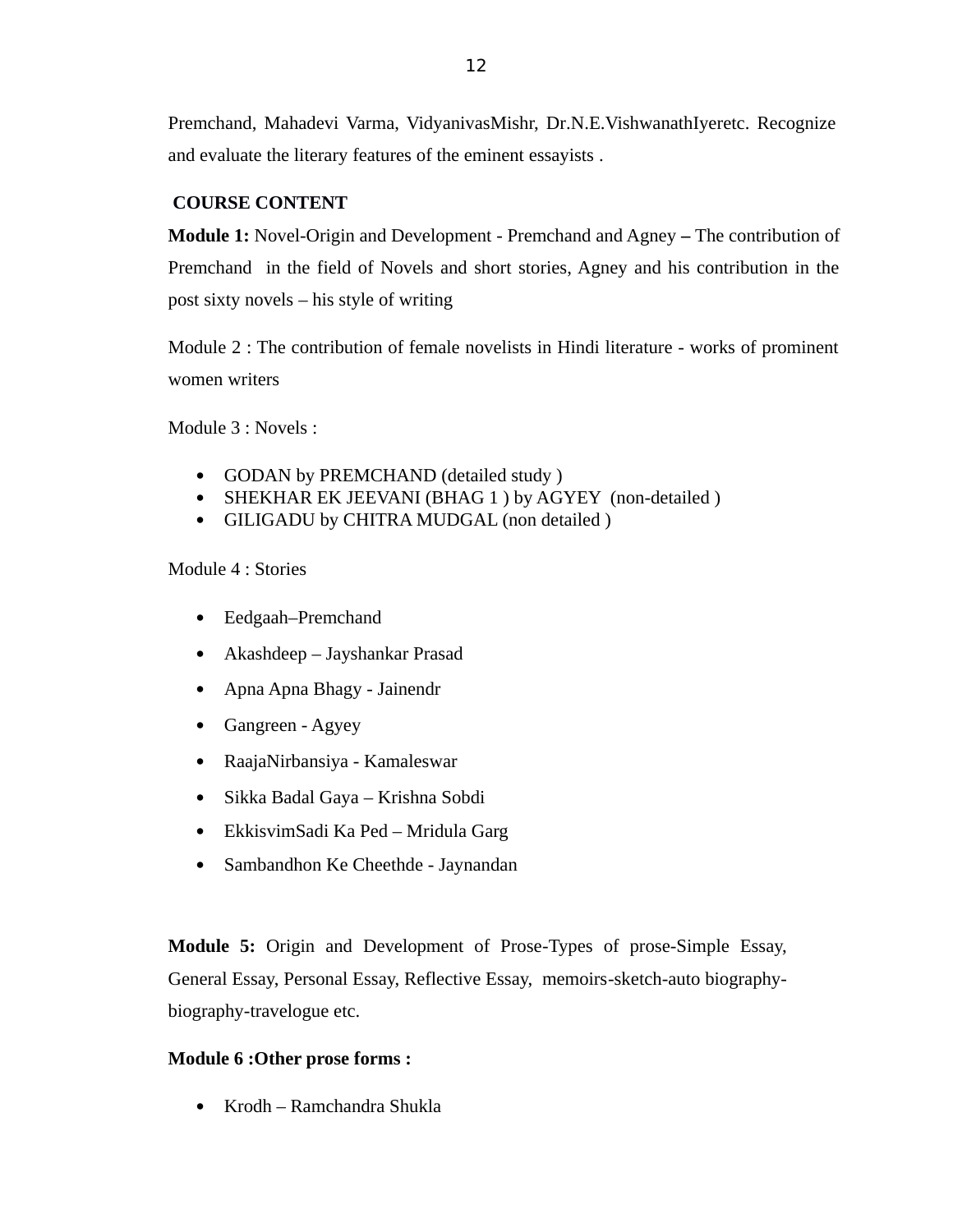Premchand, Mahadevi Varma, VidyanivasMishr, Dr.N.E.VishwanathIyeretc. Recognize and evaluate the literary features of the eminent essayists .

**COURSE CONTENT**

**Module 1:** Novel-Origin and Development - Premchand and Agney **–** The contribution of Premchand in the field of Novels and short stories, Agney and his contribution in the post sixty novels – his style of writing

Module 2 : The contribution of female novelists in Hindi literature - works of prominent women writers

Module 3 : Novels :

- GODAN by PREMCHAND (detailed study )
- SHEKHAR EK JEEVANI (BHAG 1 ) by AGYEY (non-detailed )
- GILIGADU by CHITRA MUDGAL (non detailed )

Module 4 : Stories

- Eedgaah–Premchand
- Akashdeep – Jayshankar Prasad
- Apna Apna Bhagy - Jainendr
- Gangreen - Agyey
- RaajaNirbansiya - Kamaleswar
- Sikka Badal Gaya – Krishna Sobdi
- EkkisvimSadi Ka Ped – Mridula Garg
- Sambandhon Ke Cheethde - Jaynandan

**Module 5:** Origin and Development of Prose-Types of prose-Simple Essay, General Essay, Personal Essay, Reflective Essay, memoirs-sketch-auto biography-biography-travelogue etc.

**Module 6 :Other prose forms :**

- Krodh – Ramchandra Shukla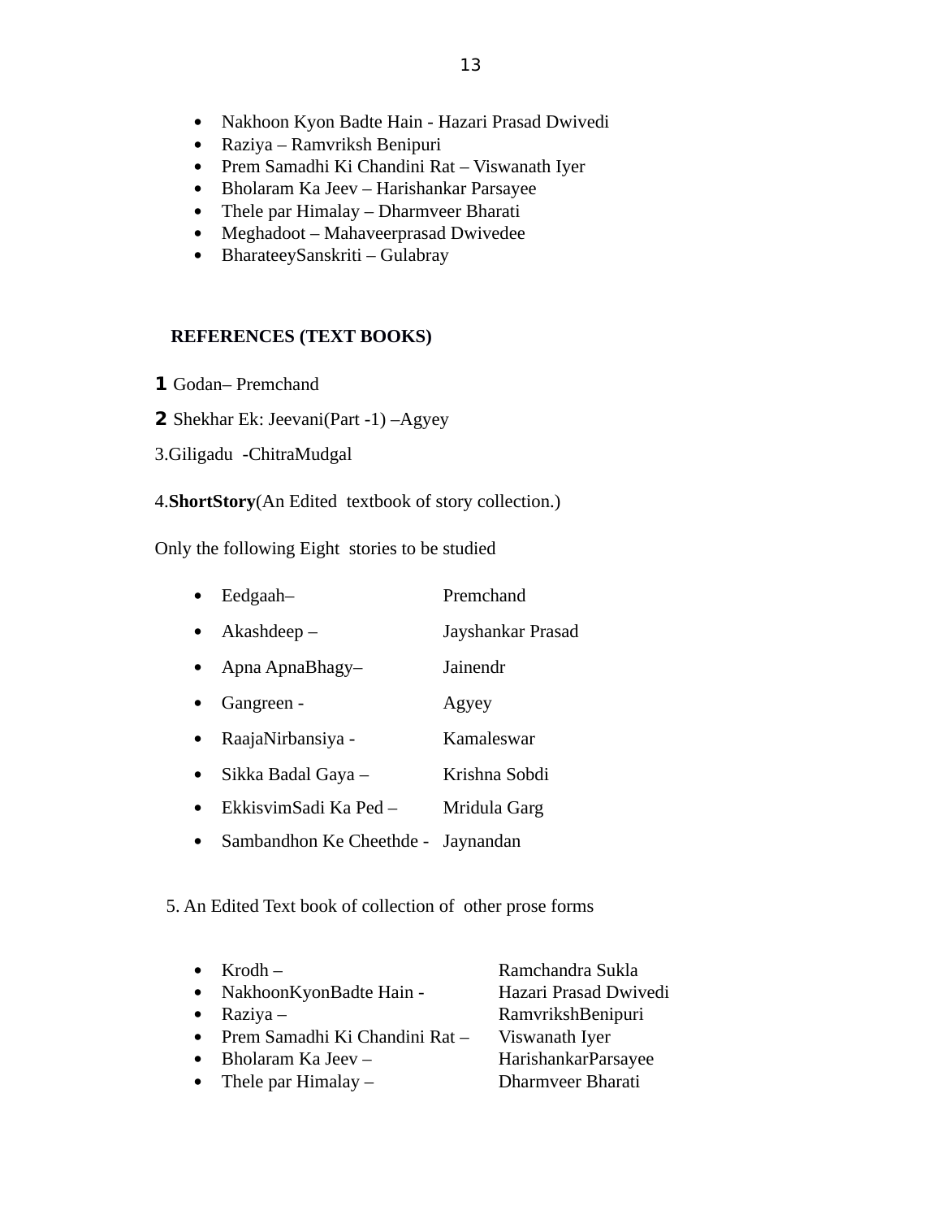- Nakhoon Kyon Badte Hain - Hazari Prasad Dwivedi
- Raziya – Ramvriksh Benipuri
- Prem Samadhi Ki Chandini Rat – Viswanath Iyer
- Bholaram Ka Jeev – Harishankar Parsayee
- Thele par Himalay – Dharmveer Bharati
- Meghadoot – Mahaveerprasad Dwivedee
- BharateeySanskriti – Gulabray

**REFERENCES (TEXT BOOKS)**

1 Godan– Premchand

2 Shekhar Ek: Jeevani(Part -1) –Agyey

3.Giligadu -ChitraMudgal

4.**ShortStory**(An Edited textbook of story collection.)

Only the following Eight stories to be studied

- Eedgaah– Premchand
- Akashdeep – Jayshankar Prasad
- Apna ApnaBhagy– Jainendr
- Gangreen - Agyey
- RaajaNirbansiya - Kamaleswar
- Sikka Badal Gaya – Krishna Sobdi
- EkkisvimSadi Ka Ped – Mridula Garg
- Sambandhon Ke Cheethde - Jaynandan

5. An Edited Text book of collection of other prose forms

- Krodh – Ramchandra Sukla
- NakhoonKyonBadte Hain - Hazari Prasad Dwivedi
- Raziya – RamvrikshBenipuri
- Prem Samadhi Ki Chandini Rat – Viswanath Iyer
- Bholaram Ka Jeev – HarishankarParsayee
- Thele par Himalay – Dharmveer Bharati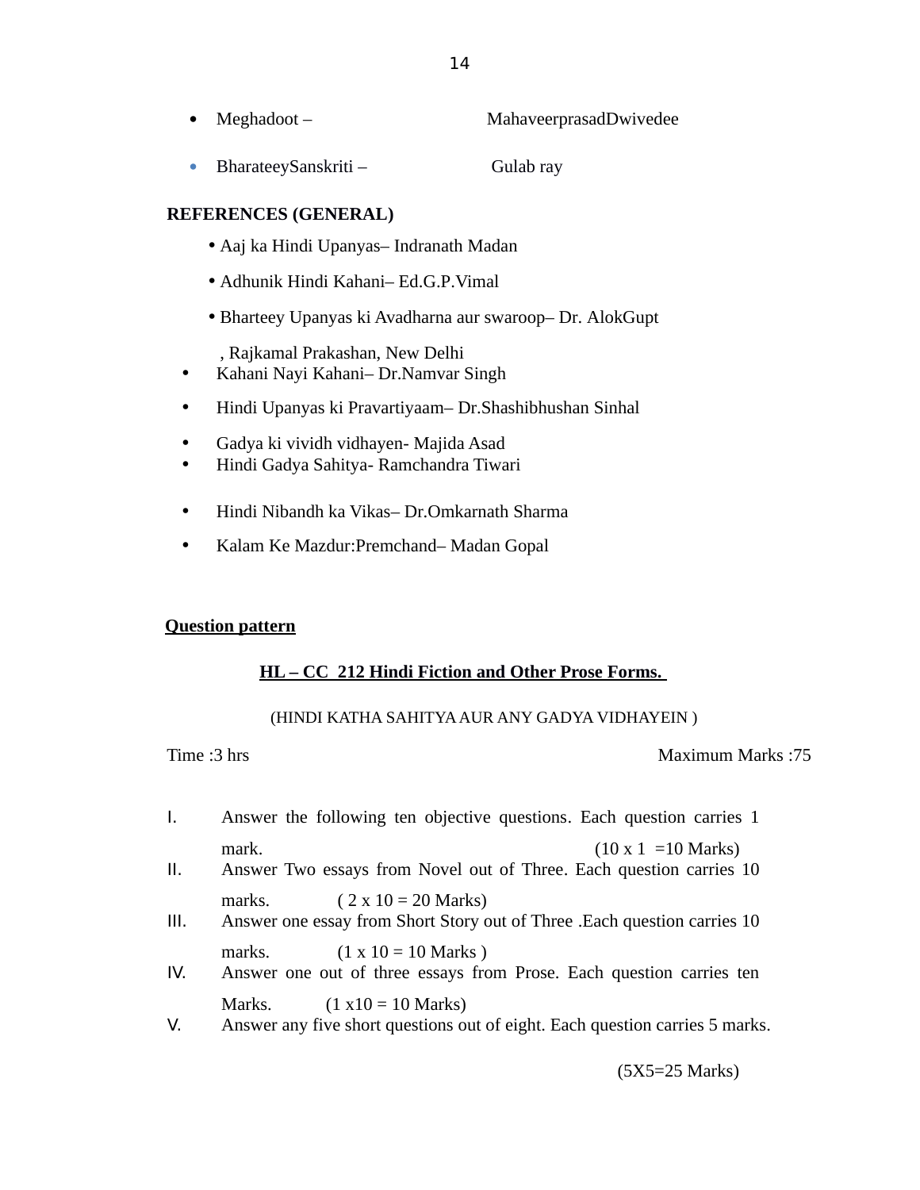- Meghadoot – MahaveerprasadDwivedee
- BharateeySanskriti – Gulab ray

**REFERENCES (GENERAL)**

- Aaj ka Hindi Upanyas– Indranath Madan
- Adhunik Hindi Kahani– Ed.G.P.Vimal
- Bharteey Upanyas ki Avadharna aur swaroop– Dr. AlokGupt , Rajkamal Prakashan, New Delhi
- Kahani Nayi Kahani– Dr.Namvar Singh
- Hindi Upanyas ki Pravartiyaam– Dr.Shashibhushan Sinhal
- Gadya ki vividh vidhayen- Majida Asad
- Hindi Gadya Sahitya- Ramchandra Tiwari
- Hindi Nibandh ka Vikas– Dr.Omkarnath Sharma
- Kalam Ke Mazdur:Premchand– Madan Gopal

**Question pattern**

**HL – CC 212 Hindi Fiction and Other Prose Forms.**

(HINDI KATHA SAHITYA AUR ANY GADYA VIDHAYEIN )

Time :3 hrs Maximum Marks :75

I. Answer the following ten objective questions. Each question carries 1 mark. (10 x 1 =10 Marks)

II. Answer Two essays from Novel out of Three. Each question carries 10 marks. ( 2 x 10 = 20 Marks)

III. Answer one essay from Short Story out of Three .Each question carries 10 marks. (1 x 10 = 10 Marks )

IV. Answer one out of three essays from Prose. Each question carries ten Marks. (1 x10 = 10 Marks)

V. Answer any five short questions out of eight. Each question carries 5 marks. (5X5=25 Marks)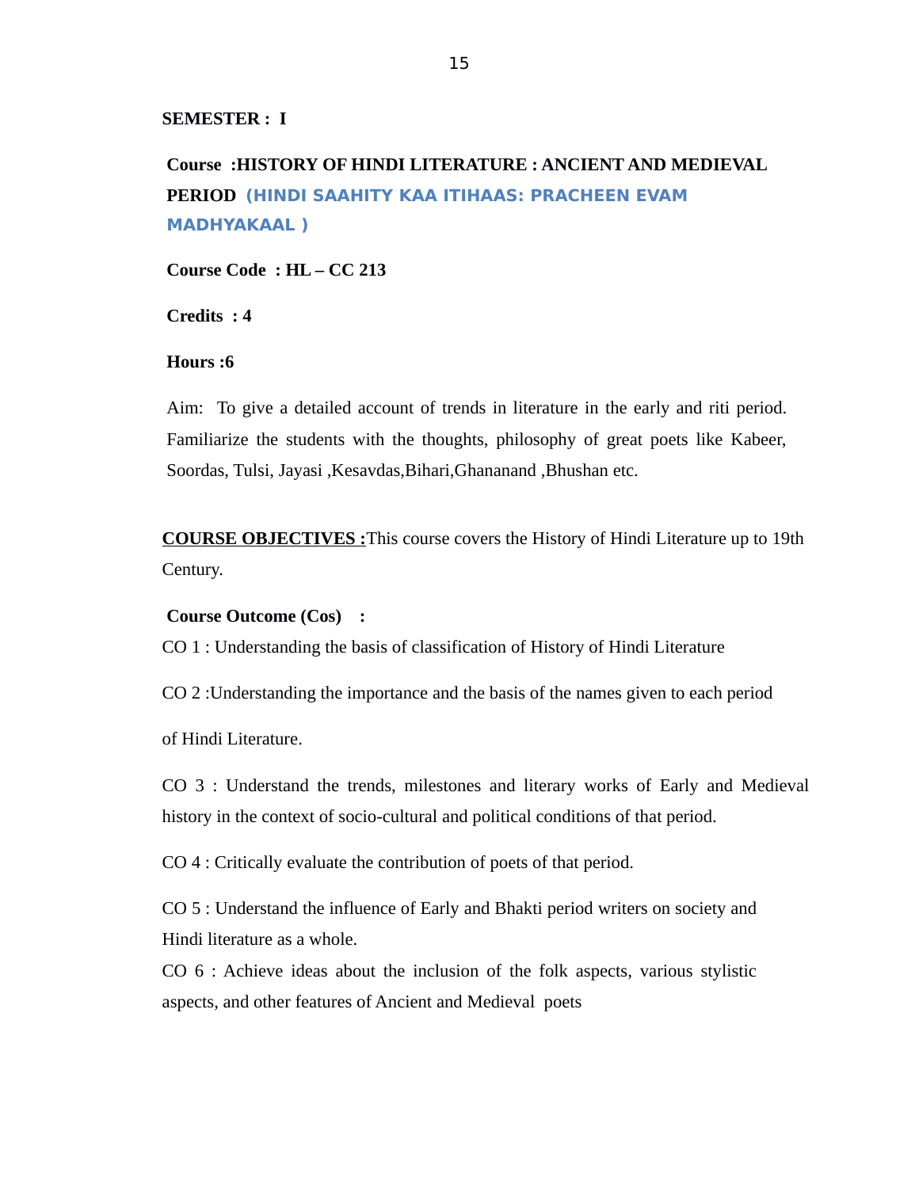**SEMESTER : I**

**Course :HISTORY OF HINDI LITERATURE : ANCIENT AND MEDIEVAL PERIOD (HINDI SAAHITY KAA ITIHAAS: PRACHEEN EVAM MADHYAKAAL )**

**Course Code : HL – CC 213**

**Credits : 4**

**Hours :6**

Aim: To give a detailed account of trends in literature in the early and riti period. Familiarize the students with the thoughts, philosophy of great poets like Kabeer, Soordas, Tulsi, Jayasi ,Kesavdas,Bihari,Ghananand ,Bhushan etc.

**COURSE OBJECTIVES :**This course covers the History of Hindi Literature up to 19th Century.

**Course Outcome (Cos) :**

CO 1 : Understanding the basis of classification of History of Hindi Literature

CO 2 :Understanding the importance and the basis of the names given to each period of Hindi Literature.

CO 3 : Understand the trends, milestones and literary works of Early and Medieval history in the context of socio-cultural and political conditions of that period.

CO 4 : Critically evaluate the contribution of poets of that period.

CO 5 : Understand the influence of Early and Bhakti period writers on society and Hindi literature as a whole.

CO 6 : Achieve ideas about the inclusion of the folk aspects, various stylistic aspects, and other features of Ancient and Medieval poets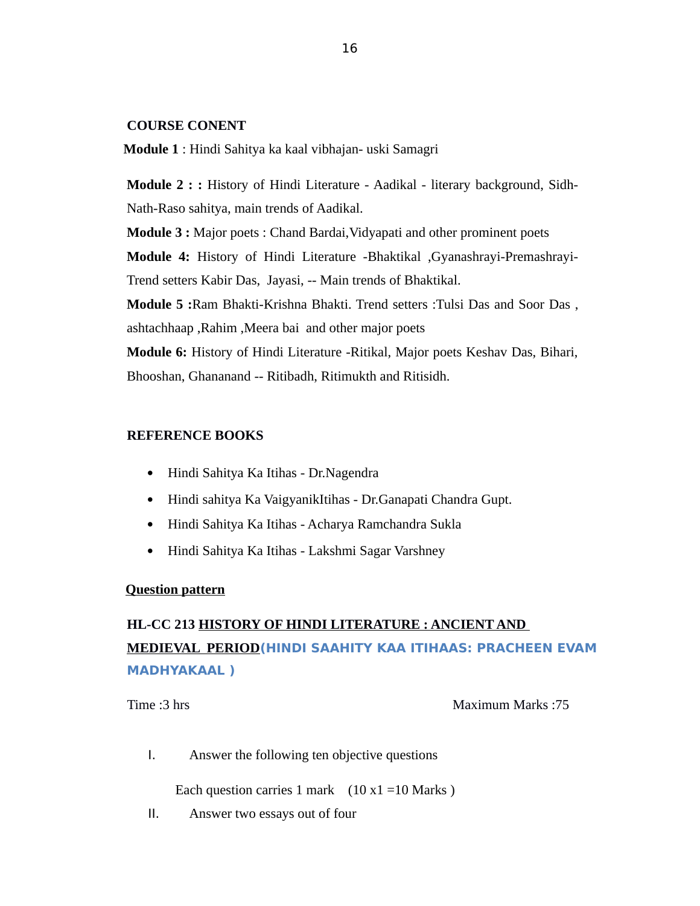**COURSE CONENT**

**Module 1** : Hindi Sahitya ka kaal vibhajan- uski Samagri

**Module 2 : :** History of Hindi Literature - Aadikal - literary background, Sidh-Nath-Raso sahitya, main trends of Aadikal.

**Module 3 :** Major poets : Chand Bardai,Vidyapati and other prominent poets

**Module 4:** History of Hindi Literature -Bhaktikal ,Gyanashrayi-Premashrayi-Trend setters Kabir Das, Jayasi, -- Main trends of Bhaktikal.

**Module 5 :**Ram Bhakti-Krishna Bhakti. Trend setters :Tulsi Das and Soor Das , ashtachhaap ,Rahim ,Meera bai and other major poets

**Module 6:** History of Hindi Literature -Ritikal, Major poets Keshav Das, Bihari, Bhooshan, Ghananand -- Ritibadh, Ritimukth and Ritisidh.

**REFERENCE BOOKS**

- Hindi Sahitya Ka Itihas - Dr.Nagendra
- Hindi sahitya Ka VaigyanikItihas - Dr.Ganapati Chandra Gupt.
- Hindi Sahitya Ka Itihas - Acharya Ramchandra Sukla
- Hindi Sahitya Ka Itihas - Lakshmi Sagar Varshney

**Question pattern**

**HL-CC 213 HISTORY OF HINDI LITERATURE : ANCIENT AND MEDIEVAL PERIOD(HINDI SAAHITY KAA ITIHAAS: PRACHEEN EVAM MADHYAKAAL )**

Time :3 hrs Maximum Marks :75

I. Answer the following ten objective questions

Each question carries 1 mark (10 x1 =10 Marks )

II. Answer two essays out of four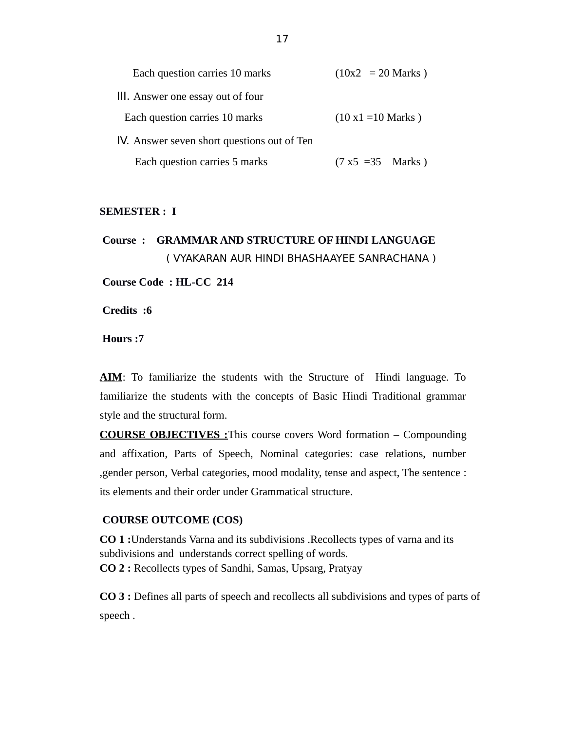Each question carries 10 marks (10x2 = 20 Marks )

III. Answer one essay out of four

Each question carries 10 marks (10 x1 =10 Marks )

IV. Answer seven short questions out of Ten

Each question carries 5 marks (7 x5 =35 Marks )

**SEMESTER : I**

**Course : GRAMMAR AND STRUCTURE OF HINDI LANGUAGE**

( VYAKARAN AUR HINDI BHASHAAYEE SANRACHANA )

**Course Code : HL-CC 214**

**Credits :6**

**Hours :7**

**AIM**: To familiarize the students with the Structure of Hindi language. To familiarize the students with the concepts of Basic Hindi Traditional grammar style and the structural form.

**COURSE OBJECTIVES :**This course covers Word formation – Compounding and affixation, Parts of Speech, Nominal categories: case relations, number ,gender person, Verbal categories, mood modality, tense and aspect, The sentence : its elements and their order under Grammatical structure.

**COURSE OUTCOME (COS)**

**CO 1 :**Understands Varna and its subdivisions .Recollects types of varna and its subdivisions and understands correct spelling of words.

**CO 2 :** Recollects types of Sandhi, Samas, Upsarg, Pratyay

**CO 3 :** Defines all parts of speech and recollects all subdivisions and types of parts of speech .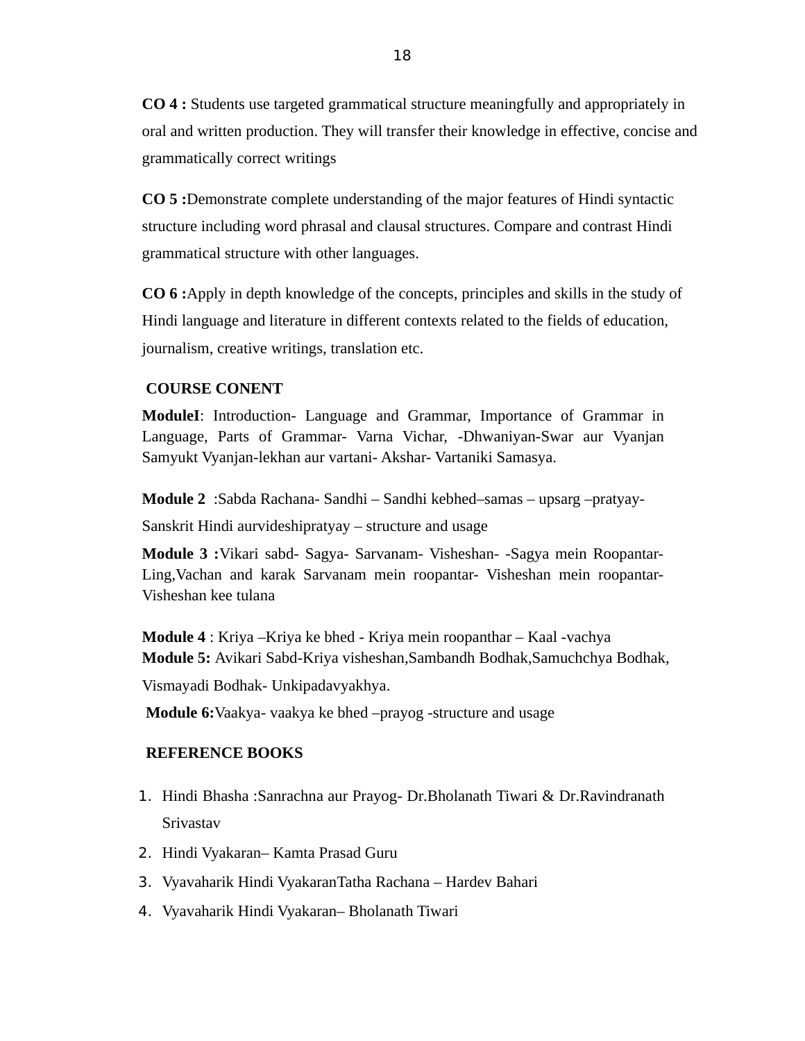**CO 4 :** Students use targeted grammatical structure meaningfully and appropriately in oral and written production. They will transfer their knowledge in effective, concise and grammatically correct writings

**CO 5 :**Demonstrate complete understanding of the major features of Hindi syntactic structure including word phrasal and clausal structures. Compare and contrast Hindi grammatical structure with other languages.

**CO 6 :**Apply in depth knowledge of the concepts, principles and skills in the study of Hindi language and literature in different contexts related to the fields of education, journalism, creative writings, translation etc.

**COURSE CONENT**

**ModuleI**: Introduction- Language and Grammar, Importance of Grammar in Language, Parts of Grammar- Varna Vichar, -Dhwaniyan-Swar aur Vyanjan Samyukt Vyanjan-lekhan aur vartani- Akshar- Vartaniki Samasya.

**Module 2** :Sabda Rachana- Sandhi – Sandhi kebhed–samas – upsarg –pratyay-Sanskrit Hindi aurvideshipratyay – structure and usage

**Module 3 :**Vikari sabd- Sagya- Sarvanam- Visheshan- -Sagya mein Roopantar-Ling,Vachan and karak Sarvanam mein roopantar- Visheshan mein roopantar-Visheshan kee tulana

**Module 4** : Kriya –Kriya ke bhed - Kriya mein roopanthar – Kaal -vachya
**Module 5:** Avikari Sabd-Kriya visheshan,Sambandh Bodhak,Samuchchya Bodhak, Vismayadi Bodhak- Unkipadavyakhya.

**Module 6:**Vaakya- vaakya ke bhed –prayog -structure and usage

**REFERENCE BOOKS**

1. Hindi Bhasha :Sanrachna aur Prayog- Dr.Bholanath Tiwari & Dr.Ravindranath Srivastav
2. Hindi Vyakaran– Kamta Prasad Guru
3. Vyavaharik Hindi VyakaranTatha Rachana – Hardev Bahari
4. Vyavaharik Hindi Vyakaran– Bholanath Tiwari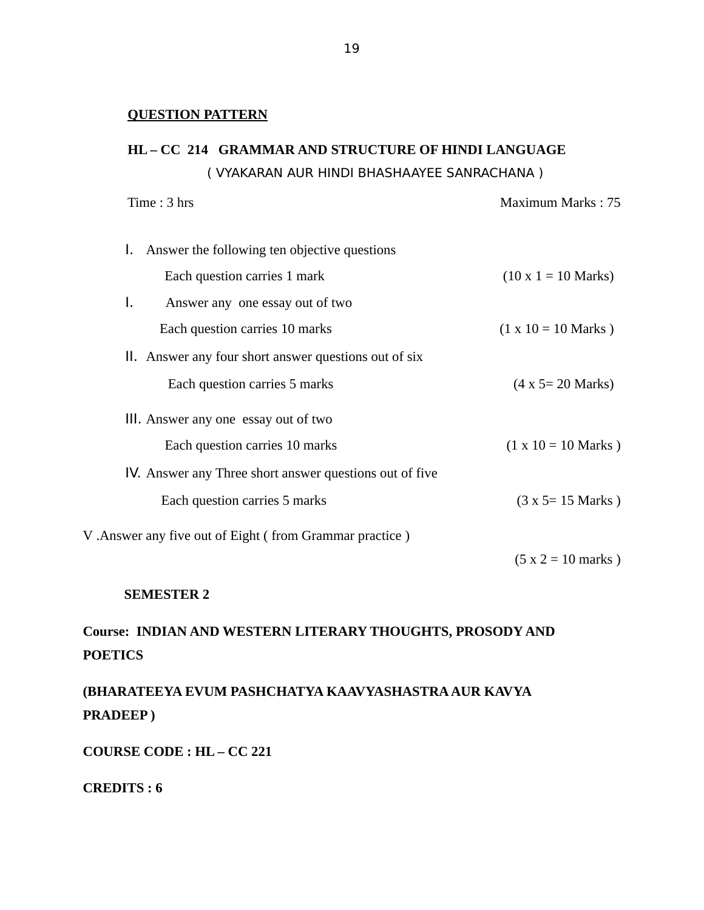**QUESTION PATTERN**

**HL – CC 214 GRAMMAR AND STRUCTURE OF HINDI LANGUAGE**

( VYAKARAN AUR HINDI BHASHAAYEE SANRACHANA )

Time : 3 hrs Maximum Marks : 75

I. Answer the following ten objective questions

Each question carries 1 mark (10 x 1 = 10 Marks)

I. Answer any one essay out of two

Each question carries 10 marks (1 x 10 = 10 Marks )

II. Answer any four short answer questions out of six

Each question carries 5 marks (4 x 5= 20 Marks)

III. Answer any one essay out of two

Each question carries 10 marks (1 x 10 = 10 Marks )

IV. Answer any Three short answer questions out of five

Each question carries 5 marks (3 x 5= 15 Marks )

V .Answer any five out of Eight ( from Grammar practice )

(5 x 2 = 10 marks )

**SEMESTER 2**

**Course: INDIAN AND WESTERN LITERARY THOUGHTS, PROSODY AND POETICS**

**(BHARATEEYA EVUM PASHCHATYA KAAVYASHASTRA AUR KAVYA PRADEEP )**

**COURSE CODE : HL – CC 221**

**CREDITS : 6**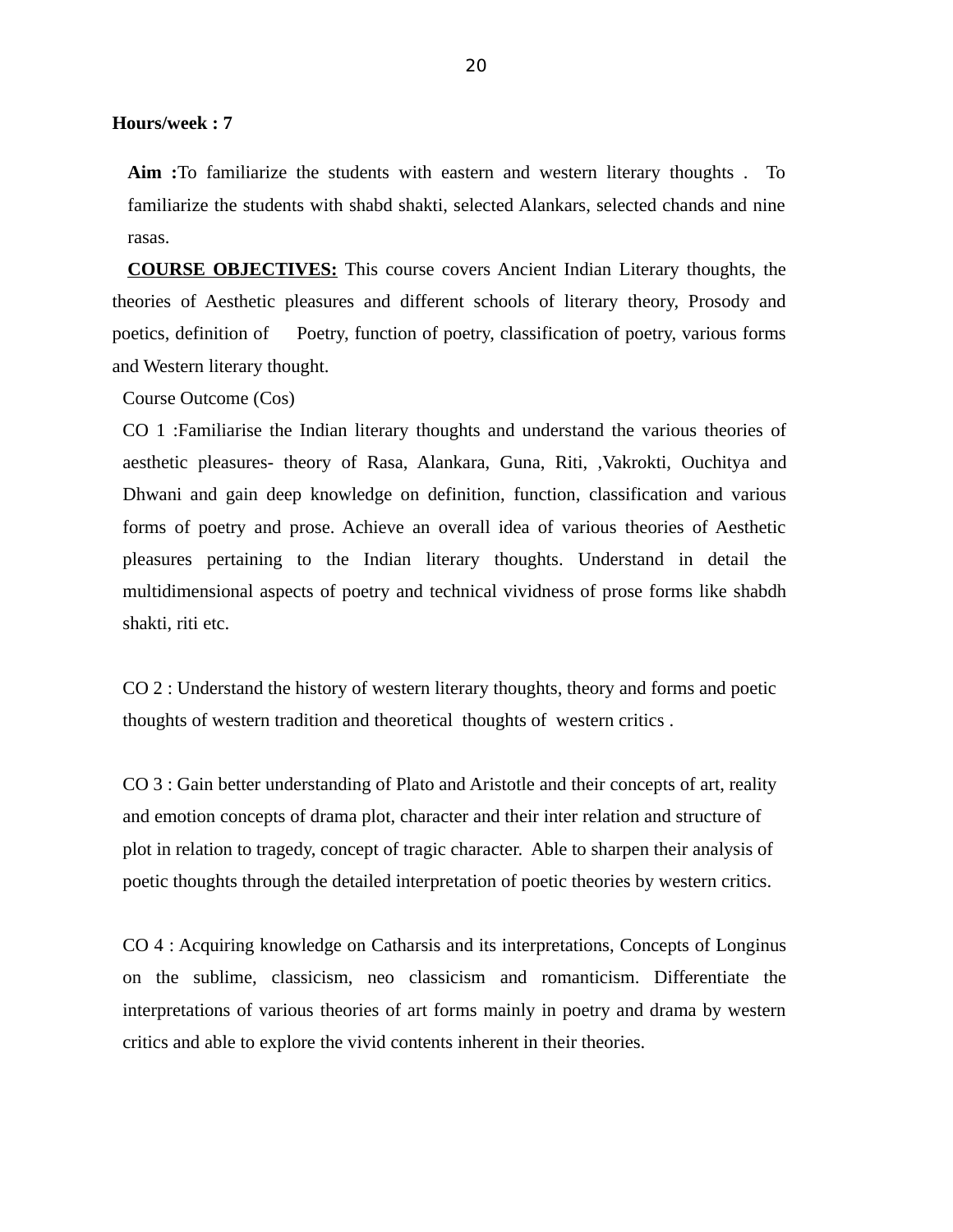**Hours/week : 7**

**Aim :**To familiarize the students with eastern and western literary thoughts . To familiarize the students with shabd shakti, selected Alankars, selected chands and nine rasas.

**COURSE OBJECTIVES:** This course covers Ancient Indian Literary thoughts, the theories of Aesthetic pleasures and different schools of literary theory, Prosody and poetics, definition of Poetry, function of poetry, classification of poetry, various forms and Western literary thought.

Course Outcome (Cos)

CO 1 :Familiarise the Indian literary thoughts and understand the various theories of aesthetic pleasures- theory of Rasa, Alankara, Guna, Riti, ,Vakrokti, Ouchitya and Dhwani and gain deep knowledge on definition, function, classification and various forms of poetry and prose. Achieve an overall idea of various theories of Aesthetic pleasures pertaining to the Indian literary thoughts. Understand in detail the multidimensional aspects of poetry and technical vividness of prose forms like shabdh shakti, riti etc.

CO 2 : Understand the history of western literary thoughts, theory and forms and poetic thoughts of western tradition and theoretical thoughts of western critics .

CO 3 : Gain better understanding of Plato and Aristotle and their concepts of art, reality and emotion concepts of drama plot, character and their inter relation and structure of plot in relation to tragedy, concept of tragic character. Able to sharpen their analysis of poetic thoughts through the detailed interpretation of poetic theories by western critics.

CO 4 : Acquiring knowledge on Catharsis and its interpretations, Concepts of Longinus on the sublime, classicism, neo classicism and romanticism. Differentiate the interpretations of various theories of art forms mainly in poetry and drama by western critics and able to explore the vivid contents inherent in their theories.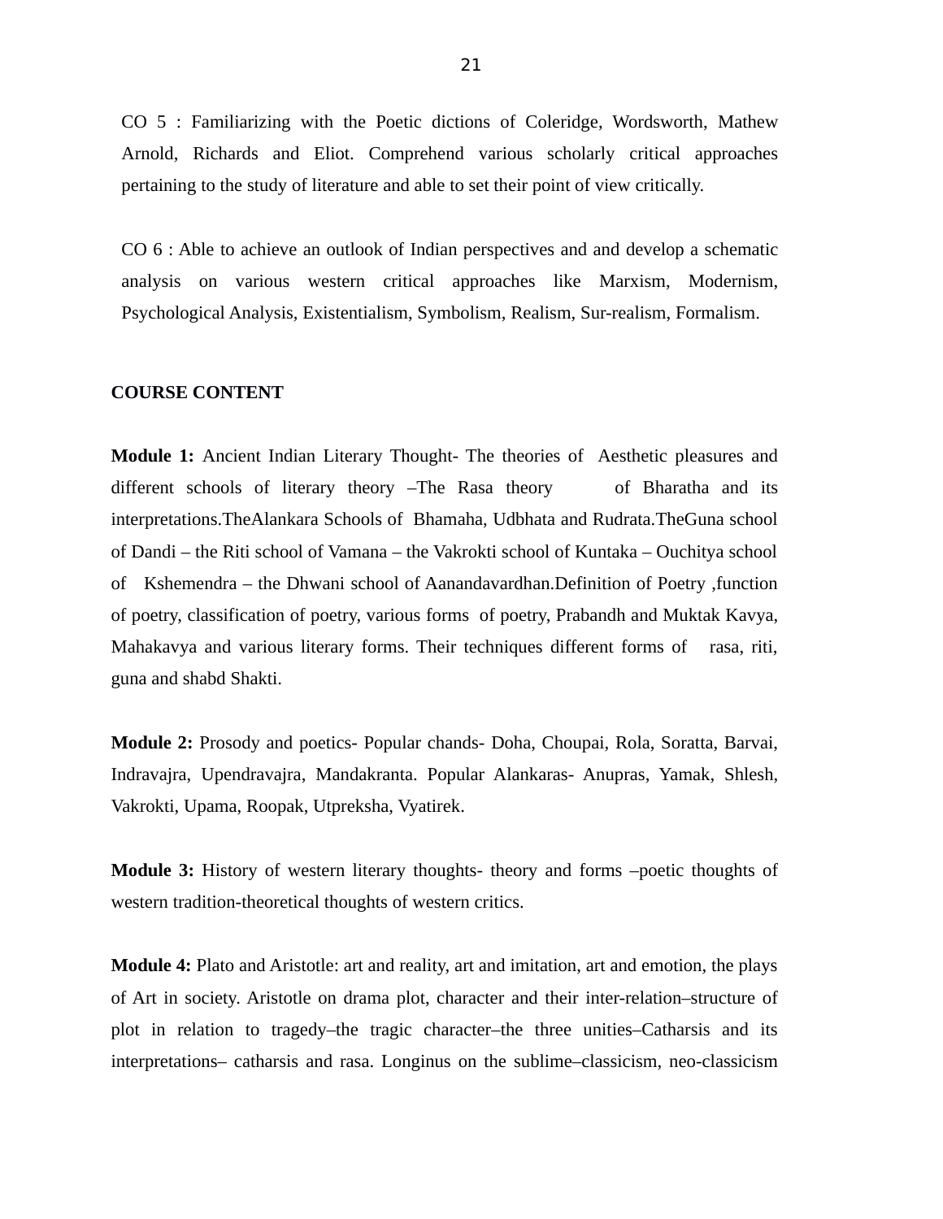CO 5 : Familiarizing with the Poetic dictions of Coleridge, Wordsworth, Mathew Arnold, Richards and Eliot. Comprehend various scholarly critical approaches pertaining to the study of literature and able to set their point of view critically.

CO 6 : Able to achieve an outlook of Indian perspectives and and develop a schematic analysis on various western critical approaches like Marxism, Modernism, Psychological Analysis, Existentialism, Symbolism, Realism, Sur-realism, Formalism.

**COURSE CONTENT**

**Module 1:** Ancient Indian Literary Thought- The theories of Aesthetic pleasures and different schools of literary theory –The Rasa theory of Bharatha and its interpretations.TheAlankara Schools of Bhamaha, Udbhata and Rudrata.TheGuna school of Dandi – the Riti school of Vamana – the Vakrokti school of Kuntaka – Ouchitya school of Kshemendra – the Dhwani school of Aanandavardhan.Definition of Poetry ,function of poetry, classification of poetry, various forms of poetry, Prabandh and Muktak Kavya, Mahakavya and various literary forms. Their techniques different forms of rasa, riti, guna and shabd Shakti.

**Module 2:** Prosody and poetics- Popular chands- Doha, Choupai, Rola, Soratta, Barvai, Indravajra, Upendravajra, Mandakranta. Popular Alankaras- Anupras, Yamak, Shlesh, Vakrokti, Upama, Roopak, Utpreksha, Vyatirek.

**Module 3:** History of western literary thoughts- theory and forms –poetic thoughts of western tradition-theoretical thoughts of western critics.

**Module 4:** Plato and Aristotle: art and reality, art and imitation, art and emotion, the plays of Art in society. Aristotle on drama plot, character and their inter-relation–structure of plot in relation to tragedy–the tragic character–the three unities–Catharsis and its interpretations– catharsis and rasa. Longinus on the sublime–classicism, neo-classicism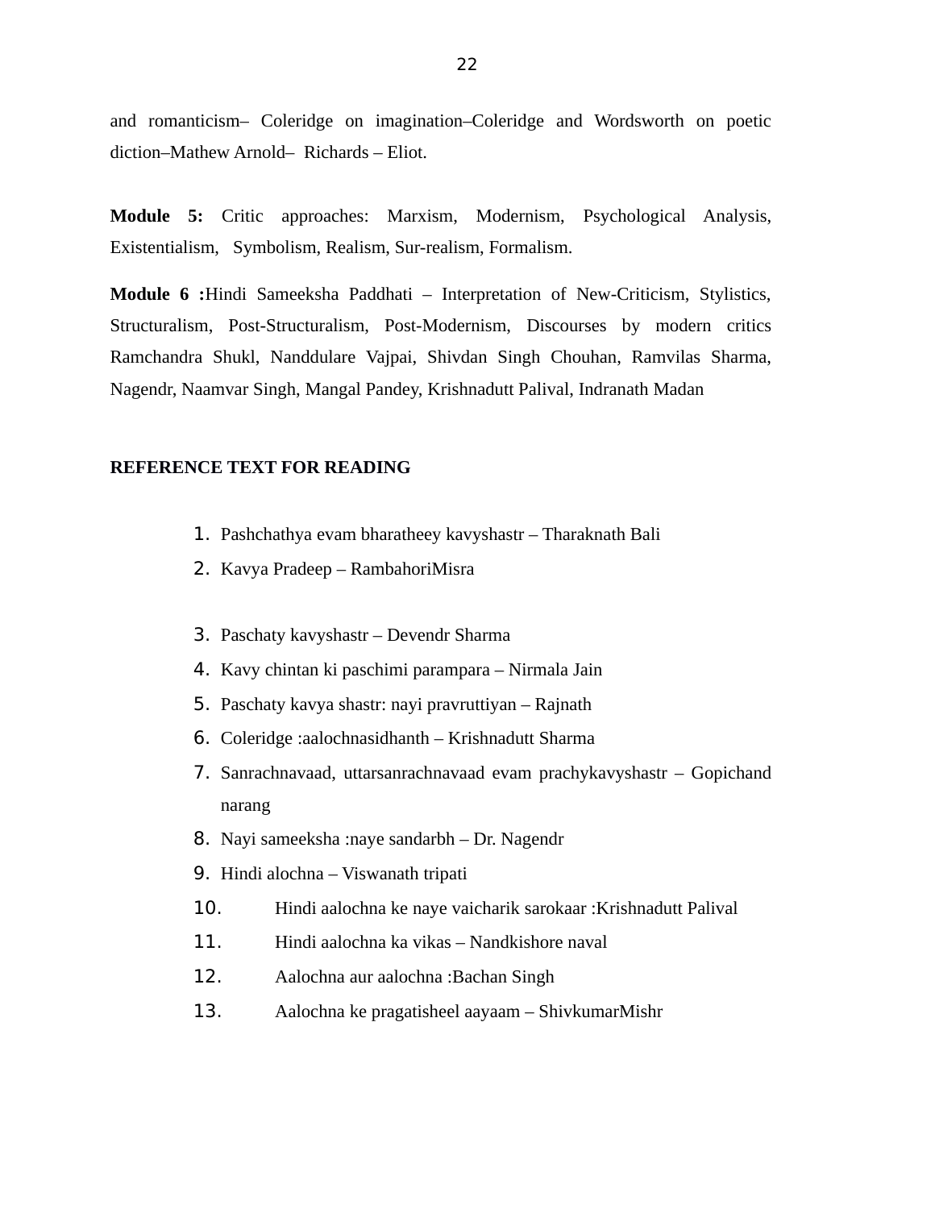and romanticism– Coleridge on imagination–Coleridge and Wordsworth on poetic diction–Mathew Arnold– Richards – Eliot.

**Module 5:** Critic approaches: Marxism, Modernism, Psychological Analysis, Existentialism, Symbolism, Realism, Sur-realism, Formalism.

**Module 6 :**Hindi Sameeksha Paddhati – Interpretation of New-Criticism, Stylistics, Structuralism, Post-Structuralism, Post-Modernism, Discourses by modern critics Ramchandra Shukl, Nanddulare Vajpai, Shivdan Singh Chouhan, Ramvilas Sharma, Nagendr, Naamvar Singh, Mangal Pandey, Krishnadutt Palival, Indranath Madan

**REFERENCE TEXT FOR READING**

1. Pashchathya evam bharatheey kavyshastr – Tharaknath Bali
2. Kavya Pradeep – RambahoriMisra
3. Paschaty kavyshastr – Devendr Sharma
4. Kavy chintan ki paschimi parampara – Nirmala Jain
5. Paschaty kavya shastr: nayi pravruttiyan – Rajnath
6. Coleridge :aalochnasidhanth – Krishnadutt Sharma
7. Sanrachnavaad, uttarsanrachnavaad evam prachykavyshastr – Gopichand narang
8. Nayi sameeksha :naye sandarbh – Dr. Nagendr
9. Hindi alochna – Viswanath tripati
10. Hindi aalochna ke naye vaicharik sarokaar :Krishnadutt Palival
11. Hindi aalochna ka vikas – Nandkishore naval
12. Aalochna aur aalochna :Bachan Singh
13. Aalochna ke pragatisheel aayaam – ShivkumarMishr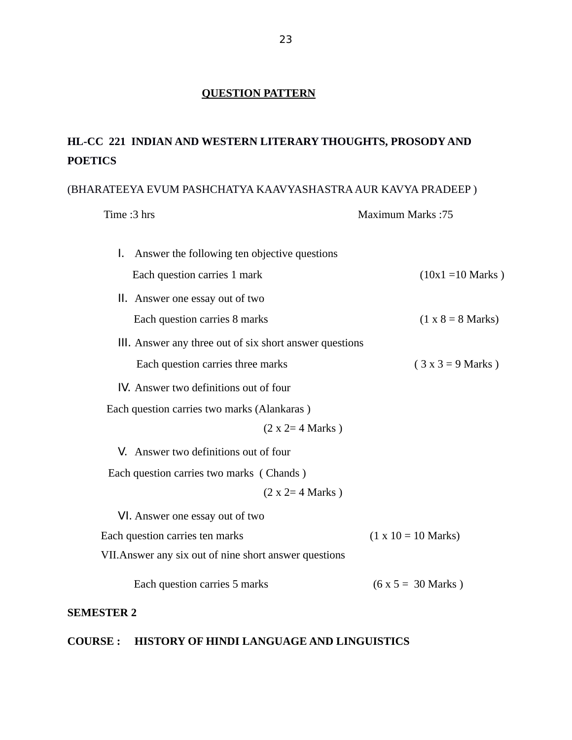## QUESTION PATTERN

**HL-CC 221 INDIAN AND WESTERN LITERARY THOUGHTS, PROSODY AND POETICS**

(BHARATEEYA EVUM PASHCHATYA KAAVYASHASTRA AUR KAVYA PRADEEP )

Time :3 hrs                                        Maximum Marks :75

I. Answer the following ten objective questions

Each question carries 1 mark (10x1 =10 Marks )

II. Answer one essay out of two

Each question carries 8 marks (1 x 8 = 8 Marks)

III. Answer any three out of six short answer questions

Each question carries three marks ( 3 x 3 = 9 Marks )

IV. Answer two definitions out of four

Each question carries two marks (Alankaras )

(2 x 2= 4 Marks )

V. Answer two definitions out of four

Each question carries two marks ( Chands )

(2 x 2= 4 Marks )

VI. Answer one essay out of two

Each question carries ten marks (1 x 10 = 10 Marks)

VII. Answer any six out of nine short answer questions

Each question carries 5 marks (6 x 5 = 30 Marks )

**SEMESTER 2**

**COURSE : HISTORY OF HINDI LANGUAGE AND LINGUISTICS**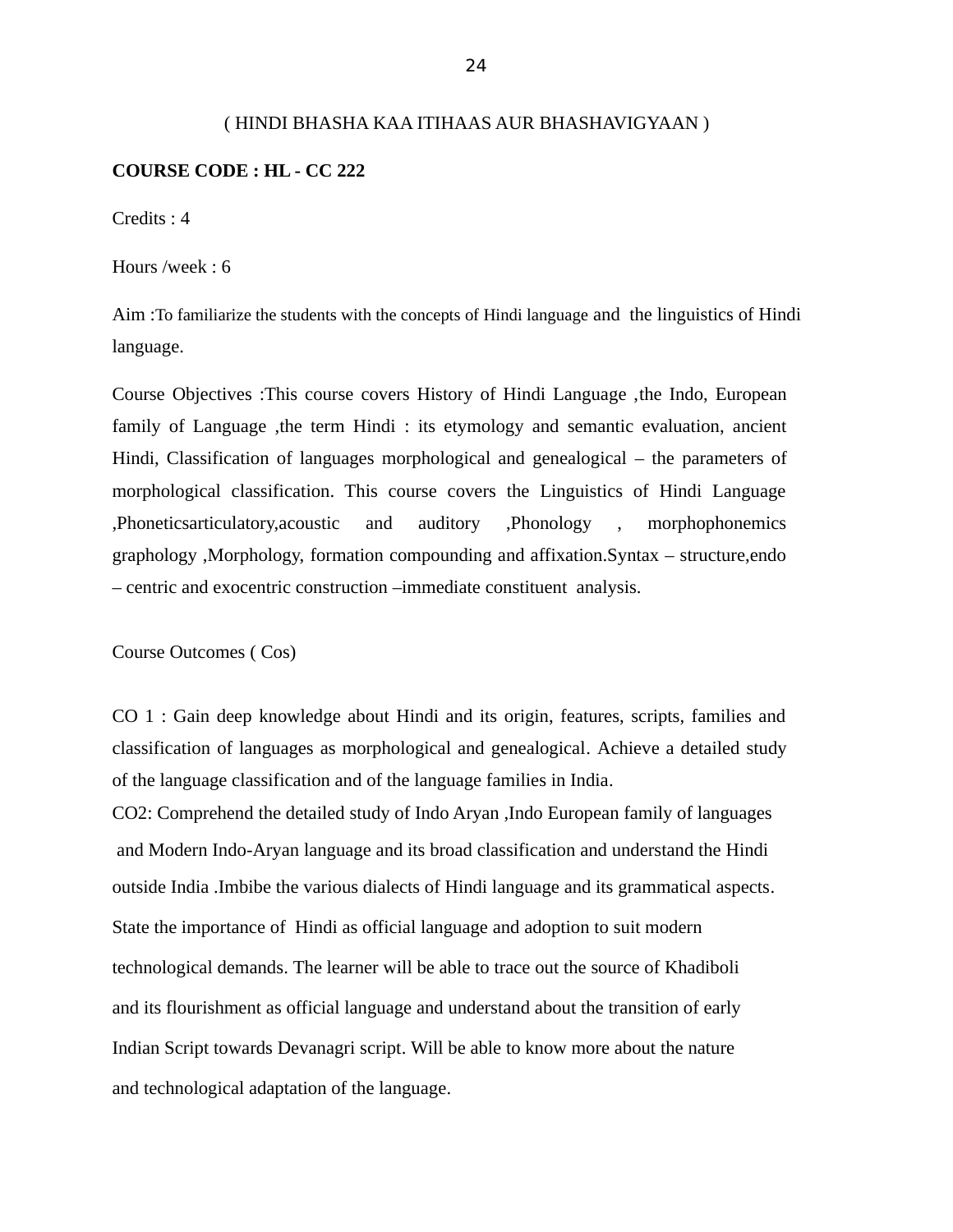( HINDI BHASHA KAA ITIHAAS AUR BHASHAVIGYAAN )

**COURSE CODE : HL - CC 222**

Credits : 4

Hours /week : 6

Aim :To familiarize the students with the concepts of Hindi language and the linguistics of Hindi language.

Course Objectives :This course covers History of Hindi Language ,the Indo, European family of Language ,the term Hindi : its etymology and semantic evaluation, ancient Hindi, Classification of languages morphological and genealogical – the parameters of morphological classification. This course covers the Linguistics of Hindi Language ,Phoneticsarticulatory,acoustic and auditory ,Phonology , morphophonemics graphology ,Morphology, formation compounding and affixation.Syntax – structure,endo – centric and exocentric construction –immediate constituent analysis.

Course Outcomes ( Cos)

CO 1 : Gain deep knowledge about Hindi and its origin, features, scripts, families and classification of languages as morphological and genealogical. Achieve a detailed study of the language classification and of the language families in India.

CO2: Comprehend the detailed study of Indo Aryan ,Indo European family of languages and Modern Indo-Aryan language and its broad classification and understand the Hindi outside India .Imbibe the various dialects of Hindi language and its grammatical aspects. State the importance of Hindi as official language and adoption to suit modern technological demands. The learner will be able to trace out the source of Khadiboli and its flourishment as official language and understand about the transition of early Indian Script towards Devanagri script. Will be able to know more about the nature and technological adaptation of the language.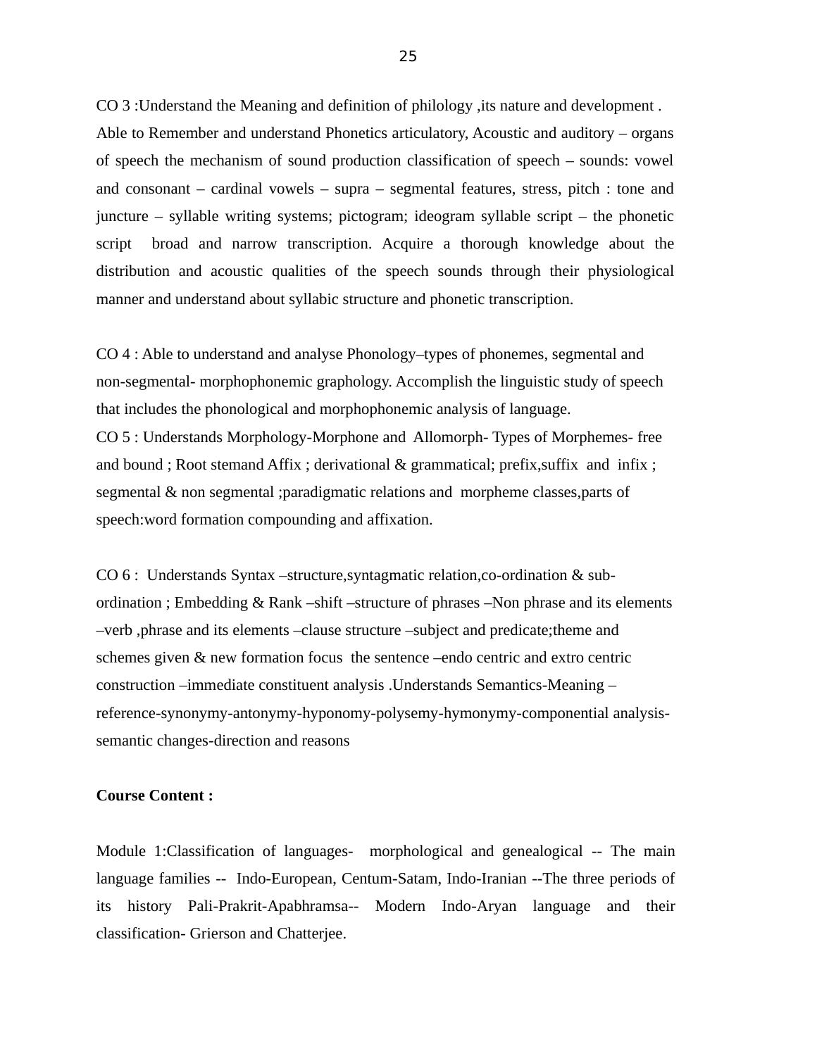CO 3 :Understand the Meaning and definition of philology ,its nature and development . Able to Remember and understand Phonetics articulatory, Acoustic and auditory – organs of speech the mechanism of sound production classification of speech – sounds: vowel and consonant – cardinal vowels – supra – segmental features, stress, pitch : tone and juncture – syllable writing systems; pictogram; ideogram syllable script – the phonetic script broad and narrow transcription. Acquire a thorough knowledge about the distribution and acoustic qualities of the speech sounds through their physiological manner and understand about syllabic structure and phonetic transcription.

CO 4 : Able to understand and analyse Phonology–types of phonemes, segmental and non-segmental- morphophonemic graphology. Accomplish the linguistic study of speech that includes the phonological and morphophonemic analysis of language.

CO 5 : Understands Morphology-Morphone and Allomorph- Types of Morphemes- free and bound ; Root stemand Affix ; derivational & grammatical; prefix,suffix and infix ; segmental & non segmental ;paradigmatic relations and morpheme classes,parts of speech:word formation compounding and affixation.

CO 6 : Understands Syntax –structure,syntagmatic relation,co-ordination & sub-ordination ; Embedding & Rank –shift –structure of phrases –Non phrase and its elements –verb ,phrase and its elements –clause structure –subject and predicate;theme and schemes given & new formation focus the sentence –endo centric and extro centric construction –immediate constituent analysis .Understands Semantics-Meaning –reference-synonymy-antonymy-hyponomy-polysemy-hymonymy-componential analysis-semantic changes-direction and reasons

**Course Content :**

Module 1:Classification of languages- morphological and genealogical -- The main language families -- Indo-European, Centum-Satam, Indo-Iranian --The three periods of its history Pali-Prakrit-Apabhramsa-- Modern Indo-Aryan language and their classification- Grierson and Chatterjee.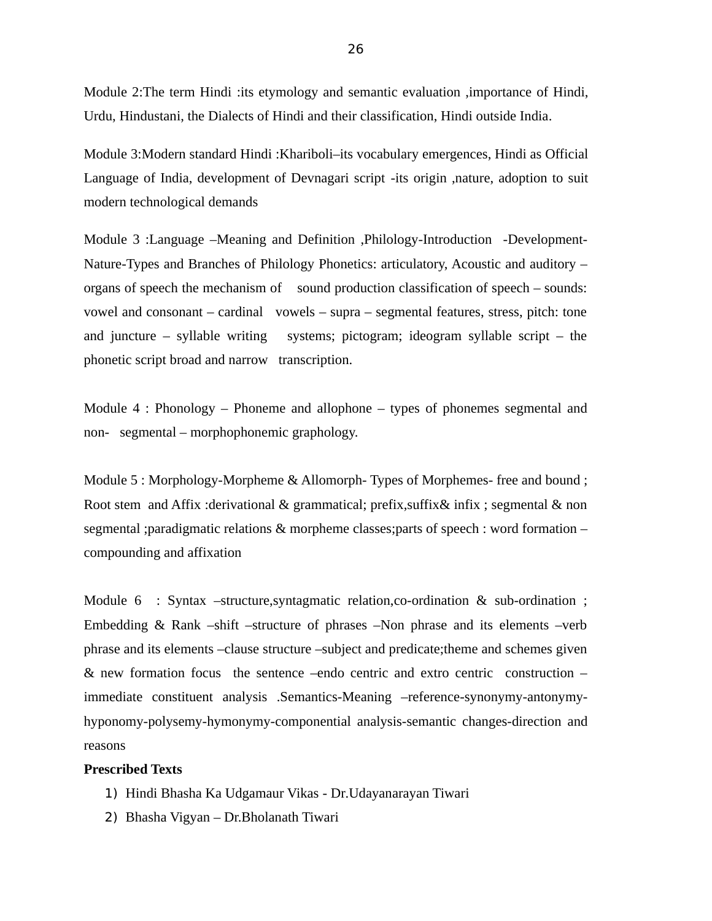Module 2:The term Hindi :its etymology and semantic evaluation ,importance of Hindi, Urdu, Hindustani, the Dialects of Hindi and their classification, Hindi outside India.

Module 3:Modern standard Hindi :Khariboli–its vocabulary emergences, Hindi as Official Language of India, development of Devnagari script -its origin ,nature, adoption to suit modern technological demands

Module 3 :Language –Meaning and Definition ,Philology-Introduction -Development-Nature-Types and Branches of Philology Phonetics: articulatory, Acoustic and auditory – organs of speech the mechanism of sound production classification of speech – sounds: vowel and consonant – cardinal vowels – supra – segmental features, stress, pitch: tone and juncture – syllable writing systems; pictogram; ideogram syllable script – the phonetic script broad and narrow transcription.

Module 4 : Phonology – Phoneme and allophone – types of phonemes segmental and non- segmental – morphophonemic graphology.

Module 5 : Morphology-Morpheme & Allomorph- Types of Morphemes- free and bound ; Root stem and Affix :derivational & grammatical; prefix,suffix& infix ; segmental & non segmental ;paradigmatic relations & morpheme classes;parts of speech : word formation – compounding and affixation

Module 6 : Syntax –structure,syntagmatic relation,co-ordination & sub-ordination ; Embedding & Rank –shift –structure of phrases –Non phrase and its elements –verb phrase and its elements –clause structure –subject and predicate;theme and schemes given & new formation focus the sentence –endo centric and extro centric construction – immediate constituent analysis .Semantics-Meaning –reference-synonymy-antonymy-hyponomy-polysemy-hymonymy-componential analysis-semantic changes-direction and reasons

**Prescribed Texts**

1) Hindi Bhasha Ka Udgamaur Vikas - Dr.Udayanarayan Tiwari
2) Bhasha Vigyan – Dr.Bholanath Tiwari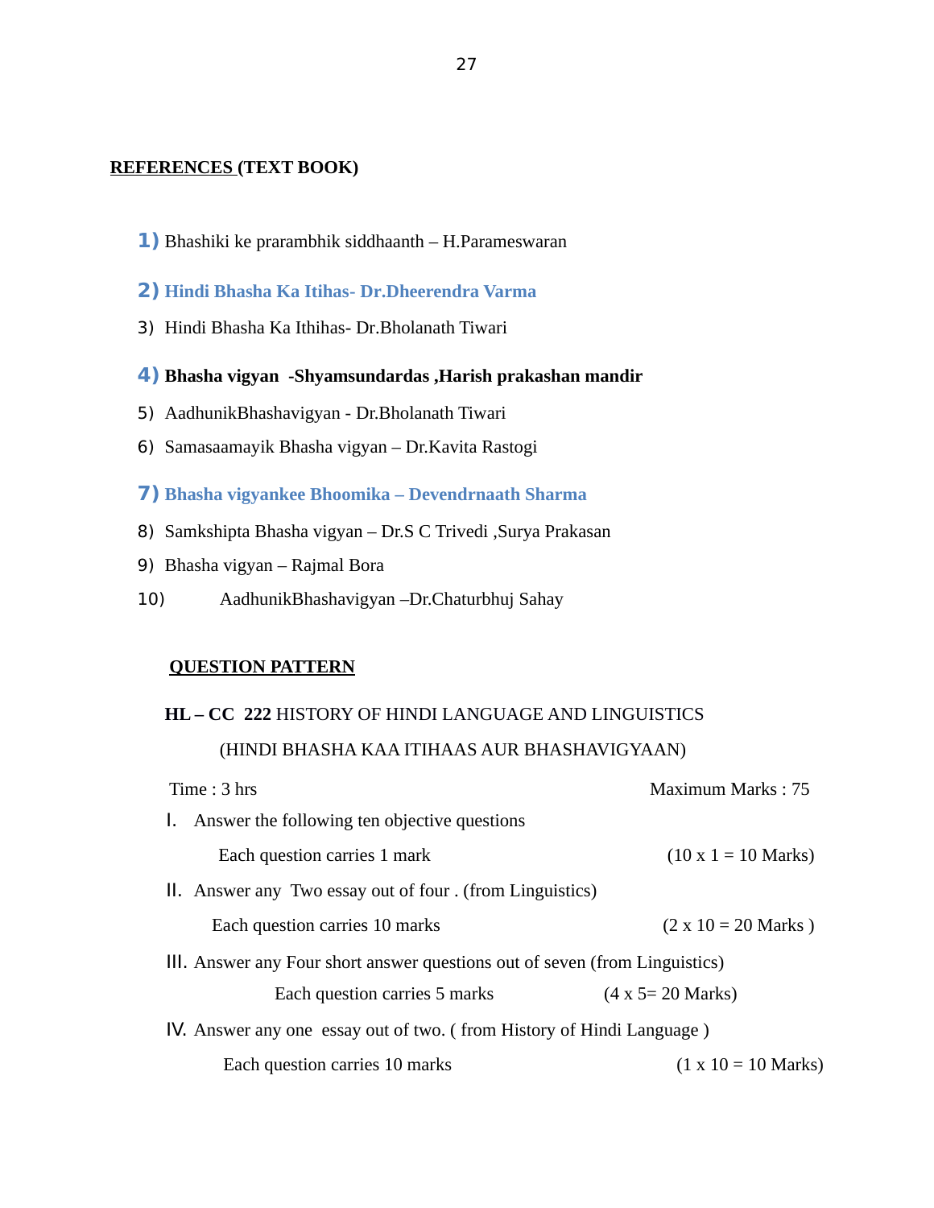**REFERENCES (TEXT BOOK)**

1) Bhashiki ke prarambhik siddhaanth – H.Parameswaran
2) **Hindi Bhasha Ka Itihas- Dr.Dheerendra Varma**
3) Hindi Bhasha Ka Ithihas- Dr.Bholanath Tiwari
4) **Bhasha vigyan -Shyamsundardas ,Harish prakashan mandir**
5) AadhunikBhashavigyan - Dr.Bholanath Tiwari
6) Samasaamayik Bhasha vigyan – Dr.Kavita Rastogi
7) **Bhasha vigyankee Bhoomika – Devendrnaath Sharma**
8) Samkshipta Bhasha vigyan – Dr.S C Trivedi ,Surya Prakasan
9) Bhasha vigyan – Rajmal Bora
10) AadhunikBhashavigyan –Dr.Chaturbhuj Sahay

**QUESTION PATTERN**

**HL – CC 222** HISTORY OF HINDI LANGUAGE AND LINGUISTICS

(HINDI BHASHA KAA ITIHAAS AUR BHASHAVIGYAAN)

Time : 3 hrs | Maximum Marks : 75

I. Answer the following ten objective questions

Each question carries 1 mark (10 x 1 = 10 Marks)

II. Answer any Two essay out of four . (from Linguistics)

Each question carries 10 marks (2 x 10 = 20 Marks )

III. Answer any Four short answer questions out of seven (from Linguistics)

Each question carries 5 marks (4 x 5= 20 Marks)

IV. Answer any one essay out of two. ( from History of Hindi Language )

Each question carries 10 marks (1 x 10 = 10 Marks)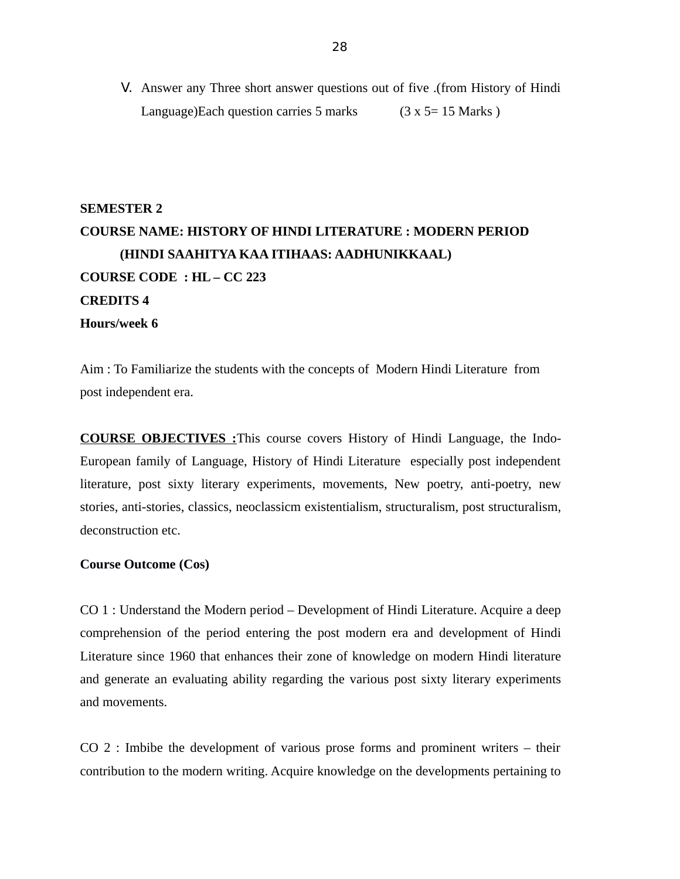V. Answer any Three short answer questions out of five .(from History of Hindi Language)Each question carries 5 marks (3 x 5= 15 Marks )

**SEMESTER 2**

**COURSE NAME: HISTORY OF HINDI LITERATURE : MODERN PERIOD (HINDI SAAHITYA KAA ITIHAAS: AADHUNIKKAAL)**

**COURSE CODE : HL – CC 223**

**CREDITS 4**

**Hours/week 6**

Aim : To Familiarize the students with the concepts of Modern Hindi Literature from post independent era.

**COURSE OBJECTIVES :**This course covers History of Hindi Language, the Indo-European family of Language, History of Hindi Literature especially post independent literature, post sixty literary experiments, movements, New poetry, anti-poetry, new stories, anti-stories, classics, neoclassicm existentialism, structuralism, post structuralism, deconstruction etc.

**Course Outcome (Cos)**

CO 1 : Understand the Modern period – Development of Hindi Literature. Acquire a deep comprehension of the period entering the post modern era and development of Hindi Literature since 1960 that enhances their zone of knowledge on modern Hindi literature and generate an evaluating ability regarding the various post sixty literary experiments and movements.

CO 2 : Imbibe the development of various prose forms and prominent writers – their contribution to the modern writing. Acquire knowledge on the developments pertaining to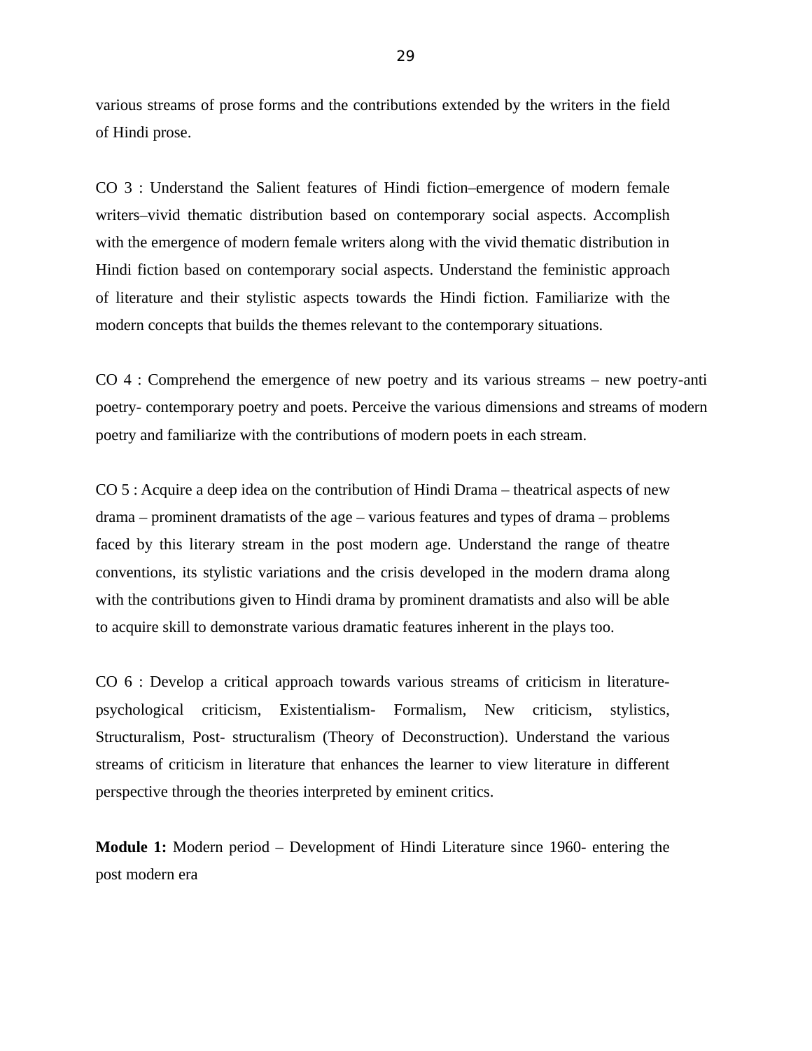various streams of prose forms and the contributions extended by the writers in the field of Hindi prose.

CO 3 : Understand the Salient features of Hindi fiction–emergence of modern female writers–vivid thematic distribution based on contemporary social aspects. Accomplish with the emergence of modern female writers along with the vivid thematic distribution in Hindi fiction based on contemporary social aspects. Understand the feministic approach of literature and their stylistic aspects towards the Hindi fiction. Familiarize with the modern concepts that builds the themes relevant to the contemporary situations.

CO 4 : Comprehend the emergence of new poetry and its various streams – new poetry-anti poetry- contemporary poetry and poets. Perceive the various dimensions and streams of modern poetry and familiarize with the contributions of modern poets in each stream.

CO 5 : Acquire a deep idea on the contribution of Hindi Drama – theatrical aspects of new drama – prominent dramatists of the age – various features and types of drama – problems faced by this literary stream in the post modern age. Understand the range of theatre conventions, its stylistic variations and the crisis developed in the modern drama along with the contributions given to Hindi drama by prominent dramatists and also will be able to acquire skill to demonstrate various dramatic features inherent in the plays too.

CO 6 : Develop a critical approach towards various streams of criticism in literature-psychological criticism, Existentialism- Formalism, New criticism, stylistics, Structuralism, Post- structuralism (Theory of Deconstruction). Understand the various streams of criticism in literature that enhances the learner to view literature in different perspective through the theories interpreted by eminent critics.

**Module 1:** Modern period – Development of Hindi Literature since 1960- entering the post modern era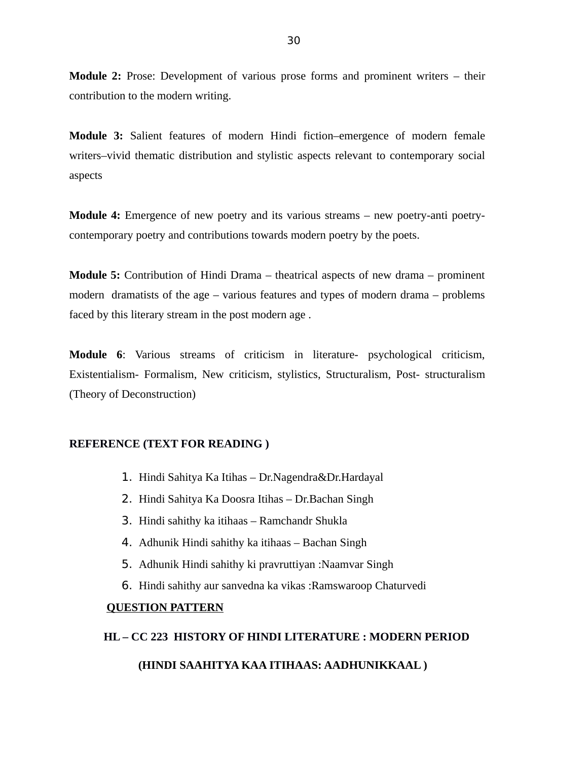**Module 2:** Prose: Development of various prose forms and prominent writers – their contribution to the modern writing.

**Module 3:** Salient features of modern Hindi fiction–emergence of modern female writers–vivid thematic distribution and stylistic aspects relevant to contemporary social aspects

**Module 4:** Emergence of new poetry and its various streams – new poetry-anti poetry-contemporary poetry and contributions towards modern poetry by the poets.

**Module 5:** Contribution of Hindi Drama – theatrical aspects of new drama – prominent modern dramatists of the age – various features and types of modern drama – problems faced by this literary stream in the post modern age .

**Module 6**: Various streams of criticism in literature- psychological criticism, Existentialism- Formalism, New criticism, stylistics, Structuralism, Post- structuralism (Theory of Deconstruction)

**REFERENCE (TEXT FOR READING )**

1. Hindi Sahitya Ka Itihas – Dr.Nagendra&Dr.Hardayal
2. Hindi Sahitya Ka Doosra Itihas – Dr.Bachan Singh
3. Hindi sahithy ka itihaas – Ramchandr Shukla
4. Adhunik Hindi sahithy ka itihaas – Bachan Singh
5. Adhunik Hindi sahithy ki pravruttiyan :Naamvar Singh
6. Hindi sahithy aur sanvedna ka vikas :Ramswaroop Chaturvedi

**QUESTION PATTERN**

**HL – CC 223 HISTORY OF HINDI LITERATURE : MODERN PERIOD**

**(HINDI SAAHITYA KAA ITIHAAS: AADHUNIKKAAL )**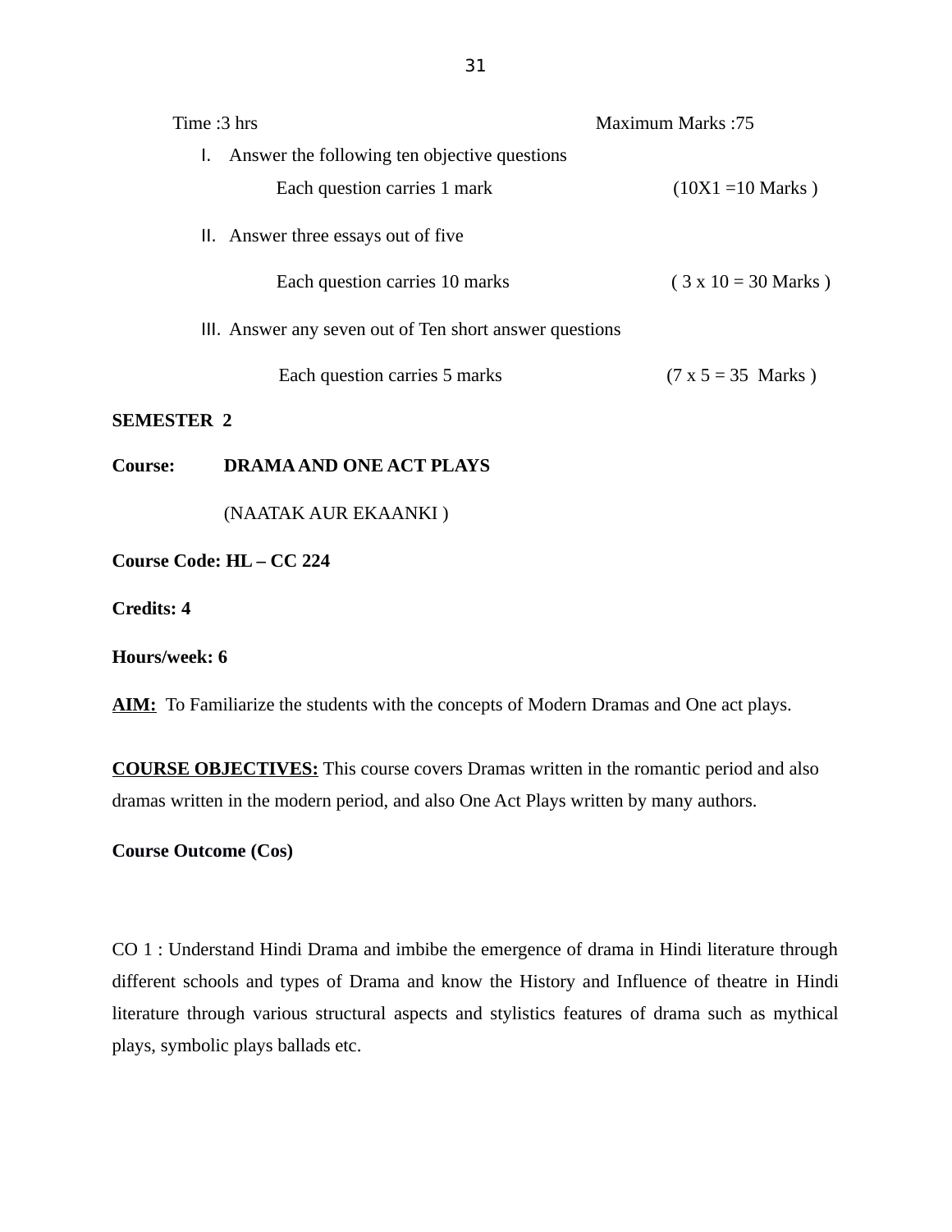Time :3 hrs Maximum Marks :75

I. Answer the following ten objective questions

Each question carries 1 mark (10X1 =10 Marks )

II. Answer three essays out of five

Each question carries 10 marks ( 3 x 10 = 30 Marks )

III. Answer any seven out of Ten short answer questions

Each question carries 5 marks (7 x 5 = 35 Marks )

**SEMESTER 2**

**Course: DRAMA AND ONE ACT PLAYS**

(NAATAK AUR EKAANKI )

**Course Code: HL – CC 224**

**Credits: 4**

**Hours/week: 6**

**AIM:** To Familiarize the students with the concepts of Modern Dramas and One act plays.

**COURSE OBJECTIVES:** This course covers Dramas written in the romantic period and also dramas written in the modern period, and also One Act Plays written by many authors.

**Course Outcome (Cos)**

CO 1 : Understand Hindi Drama and imbibe the emergence of drama in Hindi literature through different schools and types of Drama and know the History and Influence of theatre in Hindi literature through various structural aspects and stylistics features of drama such as mythical plays, symbolic plays ballads etc.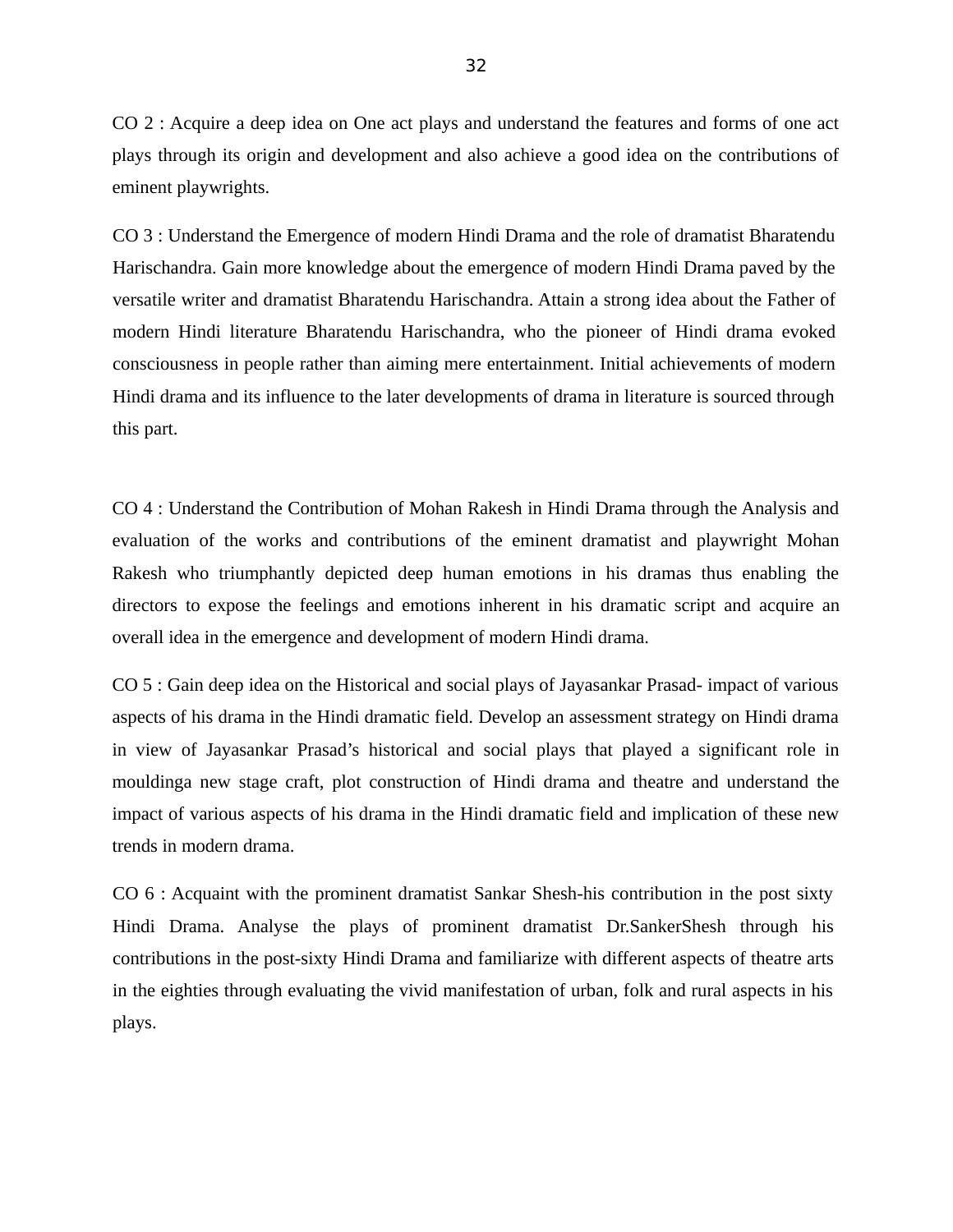CO 2 : Acquire a deep idea on One act plays and understand the features and forms of one act plays through its origin and development and also achieve a good idea on the contributions of eminent playwrights.

CO 3 : Understand the Emergence of modern Hindi Drama and the role of dramatist Bharatendu Harischandra. Gain more knowledge about the emergence of modern Hindi Drama paved by the versatile writer and dramatist Bharatendu Harischandra. Attain a strong idea about the Father of modern Hindi literature Bharatendu Harischandra, who the pioneer of Hindi drama evoked consciousness in people rather than aiming mere entertainment. Initial achievements of modern Hindi drama and its influence to the later developments of drama in literature is sourced through this part.

CO 4 : Understand the Contribution of Mohan Rakesh in Hindi Drama through the Analysis and evaluation of the works and contributions of the eminent dramatist and playwright Mohan Rakesh who triumphantly depicted deep human emotions in his dramas thus enabling the directors to expose the feelings and emotions inherent in his dramatic script and acquire an overall idea in the emergence and development of modern Hindi drama.

CO 5 : Gain deep idea on the Historical and social plays of Jayasankar Prasad- impact of various aspects of his drama in the Hindi dramatic field. Develop an assessment strategy on Hindi drama in view of Jayasankar Prasad's historical and social plays that played a significant role in mouldinga new stage craft, plot construction of Hindi drama and theatre and understand the impact of various aspects of his drama in the Hindi dramatic field and implication of these new trends in modern drama.

CO 6 : Acquaint with the prominent dramatist Sankar Shesh-his contribution in the post sixty Hindi Drama. Analyse the plays of prominent dramatist Dr.SankerShesh through his contributions in the post-sixty Hindi Drama and familiarize with different aspects of theatre arts in the eighties through evaluating the vivid manifestation of urban, folk and rural aspects in his plays.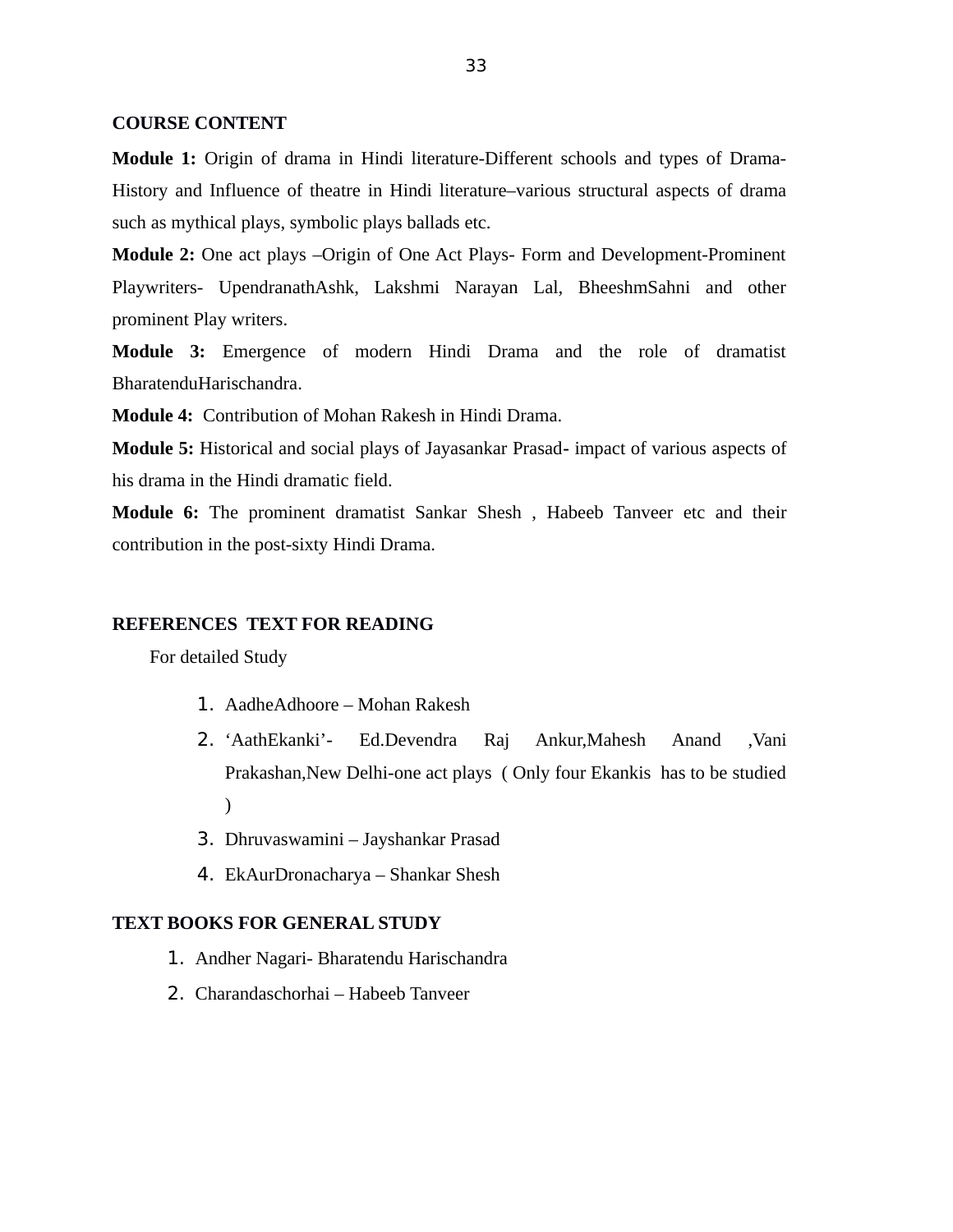**COURSE CONTENT**

**Module 1:** Origin of drama in Hindi literature-Different schools and types of Drama-History and Influence of theatre in Hindi literature–various structural aspects of drama such as mythical plays, symbolic plays ballads etc.

**Module 2:** One act plays –Origin of One Act Plays- Form and Development-Prominent Playwriters- UpendranathAshk, Lakshmi Narayan Lal, BheeshmSahni and other prominent Play writers.

**Module 3:** Emergence of modern Hindi Drama and the role of dramatist BharatenduHarischandra.

**Module 4:** Contribution of Mohan Rakesh in Hindi Drama.

**Module 5:** Historical and social plays of Jayasankar Prasad- impact of various aspects of his drama in the Hindi dramatic field.

**Module 6:** The prominent dramatist Sankar Shesh , Habeeb Tanveer etc and their contribution in the post-sixty Hindi Drama.

**REFERENCES TEXT FOR READING**

For detailed Study

1. AadheAdhoore – Mohan Rakesh
2. 'AathEkanki'- Ed.Devendra Raj Ankur,Mahesh Anand ,Vani Prakashan,New Delhi-one act plays ( Only four Ekankis has to be studied )
3. Dhruvaswamini – Jayshankar Prasad
4. EkAurDronacharya – Shankar Shesh

**TEXT BOOKS FOR GENERAL STUDY**

1. Andher Nagari- Bharatendu Harischandra
2. Charandaschorhai – Habeeb Tanveer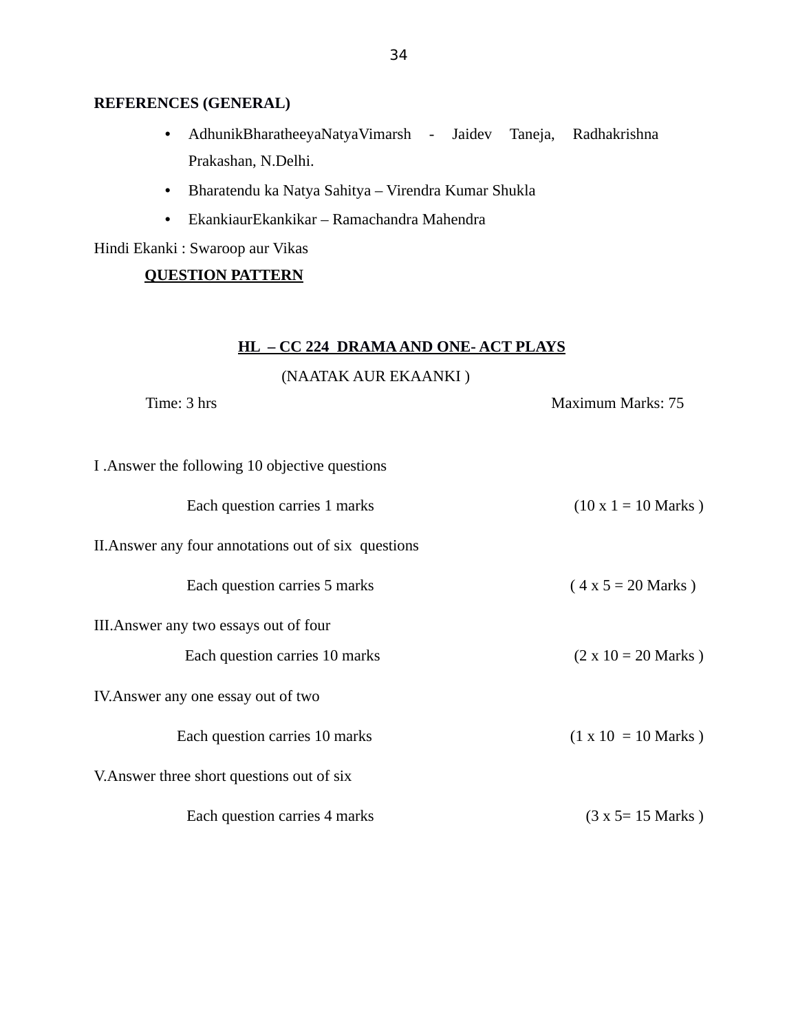**REFERENCES (GENERAL)**

- AdhunikBharatheeyaNatyaVimarsh - Jaidev Taneja, Radhakrishna Prakashan, N.Delhi.
- Bharatendu ka Natya Sahitya – Virendra Kumar Shukla
- EkankiaurEkankikar – Ramachandra Mahendra

Hindi Ekanki : Swaroop aur Vikas

**QUESTION PATTERN**

**HL – CC 224 DRAMA AND ONE- ACT PLAYS**

(NAATAK AUR EKAANKI )

Time: 3 hrs　　　　　　　　　　　　　　　　　Maximum Marks: 75

I .Answer the following 10 objective questions

Each question carries 1 marks　　　　　　　　(10 x 1 = 10 Marks )

II.Answer any four annotations out of six questions

Each question carries 5 marks　　　　　　　　( 4 x 5 = 20 Marks )

III.Answer any two essays out of four

Each question carries 10 marks　　　　　　　　(2 x 10 = 20 Marks )

IV.Answer any one essay out of two

Each question carries 10 marks　　　　　　　　(1 x 10 = 10 Marks )

V.Answer three short questions out of six

Each question carries 4 marks　　　　　　　　(3 x 5= 15 Marks )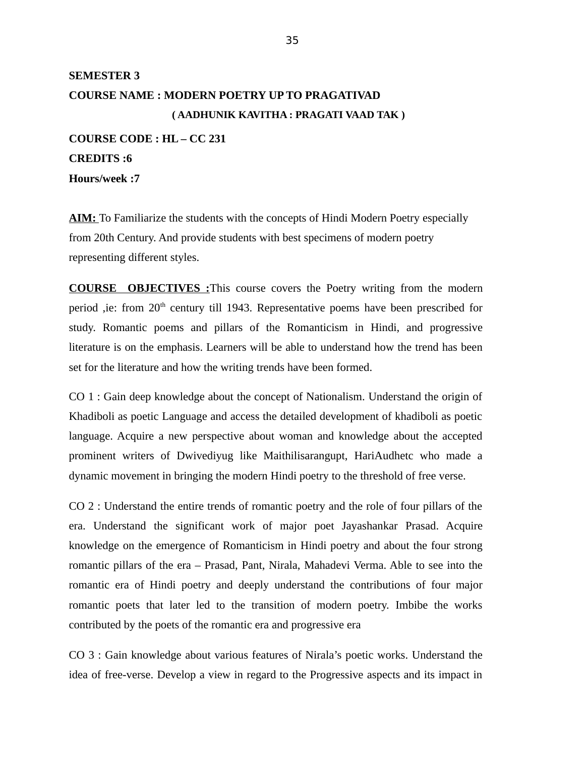**SEMESTER 3**

**COURSE NAME : MODERN POETRY UP TO PRAGATIVAD**

**( AADHUNIK KAVITHA : PRAGATI VAAD TAK )**

**COURSE CODE : HL – CC 231**

**CREDITS :6**

**Hours/week :7**

**AIM:** To Familiarize the students with the concepts of Hindi Modern Poetry especially from 20th Century. And provide students with best specimens of modern poetry representing different styles.

**COURSE OBJECTIVES :**This course covers the Poetry writing from the modern period ,ie: from 20th century till 1943. Representative poems have been prescribed for study. Romantic poems and pillars of the Romanticism in Hindi, and progressive literature is on the emphasis. Learners will be able to understand how the trend has been set for the literature and how the writing trends have been formed.

CO 1 : Gain deep knowledge about the concept of Nationalism. Understand the origin of Khadiboli as poetic Language and access the detailed development of khadiboli as poetic language. Acquire a new perspective about woman and knowledge about the accepted prominent writers of Dwivediyug like Maithilisarangupt, HariAudhetc who made a dynamic movement in bringing the modern Hindi poetry to the threshold of free verse.

CO 2 : Understand the entire trends of romantic poetry and the role of four pillars of the era. Understand the significant work of major poet Jayashankar Prasad. Acquire knowledge on the emergence of Romanticism in Hindi poetry and about the four strong romantic pillars of the era – Prasad, Pant, Nirala, Mahadevi Verma. Able to see into the romantic era of Hindi poetry and deeply understand the contributions of four major romantic poets that later led to the transition of modern poetry. Imbibe the works contributed by the poets of the romantic era and progressive era

CO 3 : Gain knowledge about various features of Nirala's poetic works. Understand the idea of free-verse. Develop a view in regard to the Progressive aspects and its impact in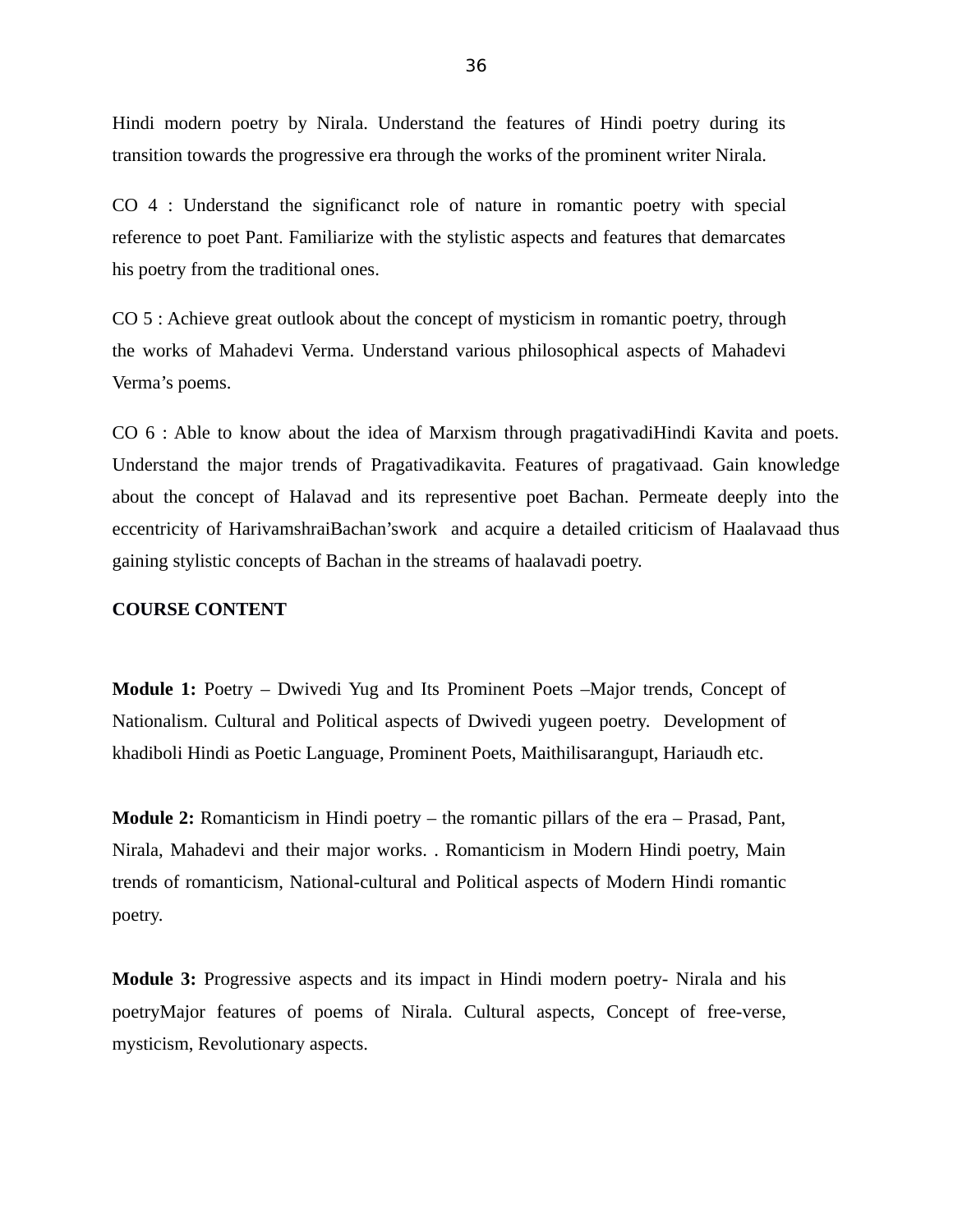Hindi modern poetry by Nirala. Understand the features of Hindi poetry during its transition towards the progressive era through the works of the prominent writer Nirala.

CO 4 : Understand the significanct role of nature in romantic poetry with special reference to poet Pant. Familiarize with the stylistic aspects and features that demarcates his poetry from the traditional ones.

CO 5 : Achieve great outlook about the concept of mysticism in romantic poetry, through the works of Mahadevi Verma. Understand various philosophical aspects of Mahadevi Verma's poems.

CO 6 : Able to know about the idea of Marxism through pragativadiHindi Kavita and poets. Understand the major trends of Pragativadikavita. Features of pragativaad. Gain knowledge about the concept of Halavad and its representive poet Bachan. Permeate deeply into the eccentricity of HarivamshraiBachan'swork and acquire a detailed criticism of Haalavaad thus gaining stylistic concepts of Bachan in the streams of haalavadi poetry.

**COURSE CONTENT**

**Module 1:** Poetry – Dwivedi Yug and Its Prominent Poets –Major trends, Concept of Nationalism. Cultural and Political aspects of Dwivedi yugeen poetry. Development of khadiboli Hindi as Poetic Language, Prominent Poets, Maithilisarangupt, Hariaudh etc.

**Module 2:** Romanticism in Hindi poetry – the romantic pillars of the era – Prasad, Pant, Nirala, Mahadevi and their major works. . Romanticism in Modern Hindi poetry, Main trends of romanticism, National-cultural and Political aspects of Modern Hindi romantic poetry.

**Module 3:** Progressive aspects and its impact in Hindi modern poetry- Nirala and his poetryMajor features of poems of Nirala. Cultural aspects, Concept of free-verse, mysticism, Revolutionary aspects.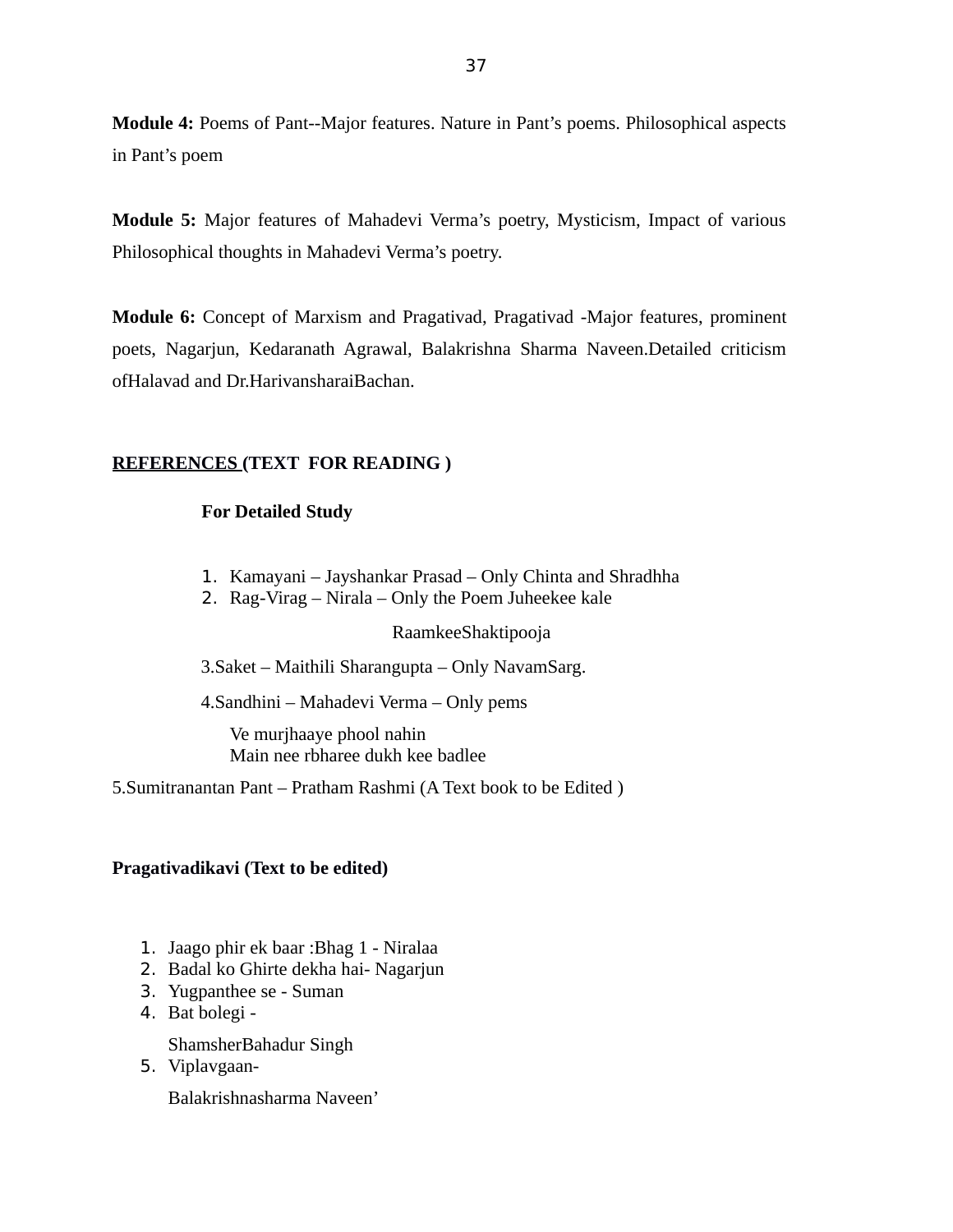**Module 4:** Poems of Pant--Major features. Nature in Pant's poems. Philosophical aspects in Pant's poem

**Module 5:** Major features of Mahadevi Verma's poetry, Mysticism, Impact of various Philosophical thoughts in Mahadevi Verma's poetry.

**Module 6:** Concept of Marxism and Pragativad, Pragativad -Major features, prominent poets, Nagarjun, Kedaranath Agrawal, Balakrishna Sharma Naveen.Detailed criticism ofHalavad and Dr.HarivansharaiBachan.

**<u>REFERENCES</u> (TEXT FOR READING )**

**For Detailed Study**

1. Kamayani – Jayshankar Prasad – Only Chinta and Shradhha
2. Rag-Virag – Nirala – Only the Poem Juheekee kale

   RaamkeeShaktipooja

3.Saket – Maithili Sharangupta – Only NavamSarg.

4.Sandhini – Mahadevi Verma – Only pems

Ve murjhaaye phool nahin
Main nee rbharee dukh kee badlee

5.Sumitranantan Pant – Pratham Rashmi (A Text book to be Edited )

**Pragativadikavi (Text to be edited)**

1. Jaago phir ek baar :Bhag 1 - Niralaa
2. Badal ko Ghirte dekha hai- Nagarjun
3. Yugpanthee se - Suman
4. Bat bolegi -

   ShamsherBahadur Singh
5. Viplavgaan-

   Balakrishnasharma Naveen'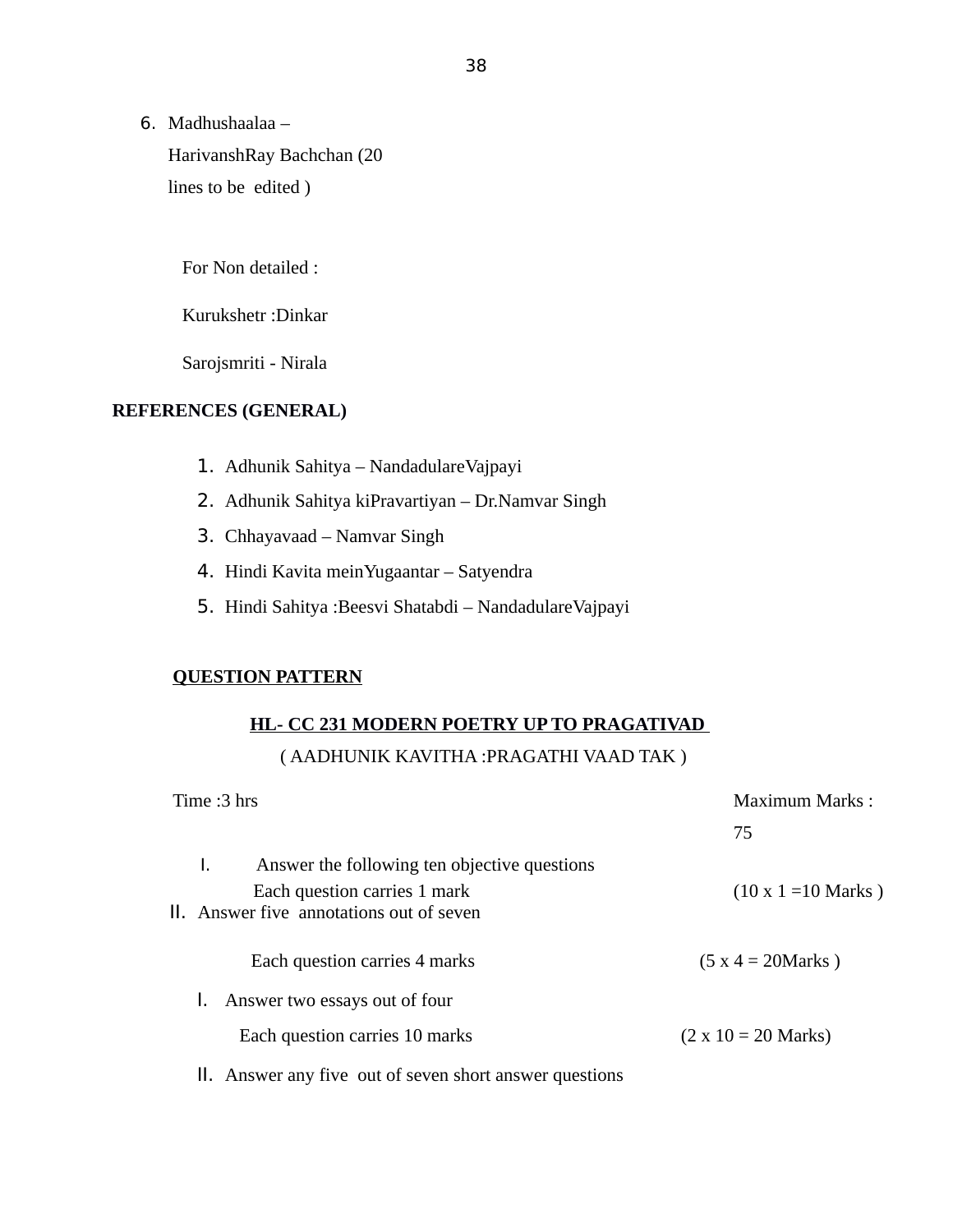6. Madhushaalaa – HarivanshRay Bachchan (20 lines to be edited )

For Non detailed :

Kurukshetr :Dinkar

Sarojsmriti - Nirala

**REFERENCES (GENERAL)**

1. Adhunik Sahitya – NandadulareVajpayi
2. Adhunik Sahitya kiPravartiyan – Dr.Namvar Singh
3. Chhayavaad – Namvar Singh
4. Hindi Kavita meinYugaantar – Satyendra
5. Hindi Sahitya :Beesvi Shatabdi – NandadulareVajpayi

**QUESTION PATTERN**

**HL- CC 231 MODERN POETRY UP TO PRAGATIVAD**

( AADHUNIK KAVITHA :PRAGATHI VAAD TAK )

Time :3 hrs                                                                                     Maximum Marks : 75

I. Answer the following ten objective questions

   Each question carries 1 mark                                                          (10 x 1 =10 Marks )

II. Answer five annotations out of seven

   Each question carries 4 marks                                                          (5 x 4 = 20Marks )

I. Answer two essays out of four

   Each question carries 10 marks                                                        (2 x 10 = 20 Marks)

II. Answer any five out of seven short answer questions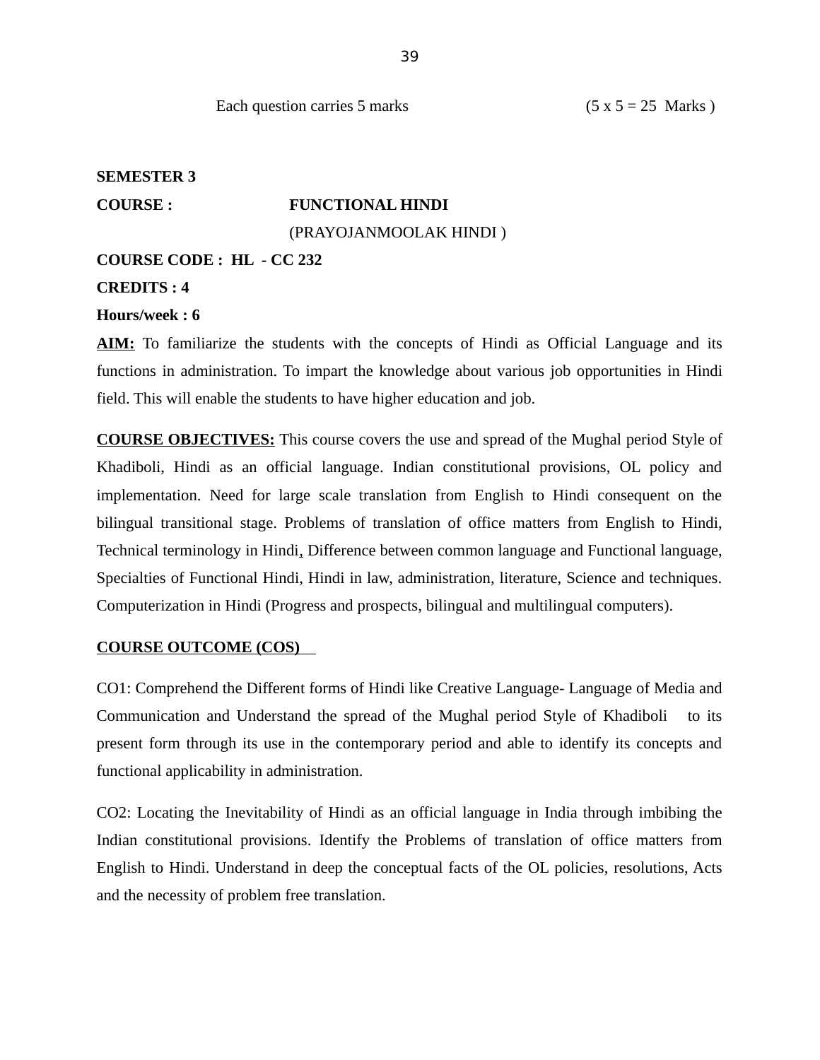Each question carries 5 marks (5 x 5 = 25 Marks )

**SEMESTER 3**

**COURSE :** **FUNCTIONAL HINDI**

(PRAYOJANMOOLAK HINDI )

**COURSE CODE : HL - CC 232**

**CREDITS : 4**

**Hours/week : 6**

**AIM:** To familiarize the students with the concepts of Hindi as Official Language and its functions in administration. To impart the knowledge about various job opportunities in Hindi field. This will enable the students to have higher education and job.

**COURSE OBJECTIVES:** This course covers the use and spread of the Mughal period Style of Khadiboli, Hindi as an official language. Indian constitutional provisions, OL policy and implementation. Need for large scale translation from English to Hindi consequent on the bilingual transitional stage. Problems of translation of office matters from English to Hindi, Technical terminology in Hindi, Difference between common language and Functional language, Specialties of Functional Hindi, Hindi in law, administration, literature, Science and techniques. Computerization in Hindi (Progress and prospects, bilingual and multilingual computers).

**COURSE OUTCOME (COS)**

CO1: Comprehend the Different forms of Hindi like Creative Language- Language of Media and Communication and Understand the spread of the Mughal period Style of Khadiboli to its present form through its use in the contemporary period and able to identify its concepts and functional applicability in administration.

CO2: Locating the Inevitability of Hindi as an official language in India through imbibing the Indian constitutional provisions. Identify the Problems of translation of office matters from English to Hindi. Understand in deep the conceptual facts of the OL policies, resolutions, Acts and the necessity of problem free translation.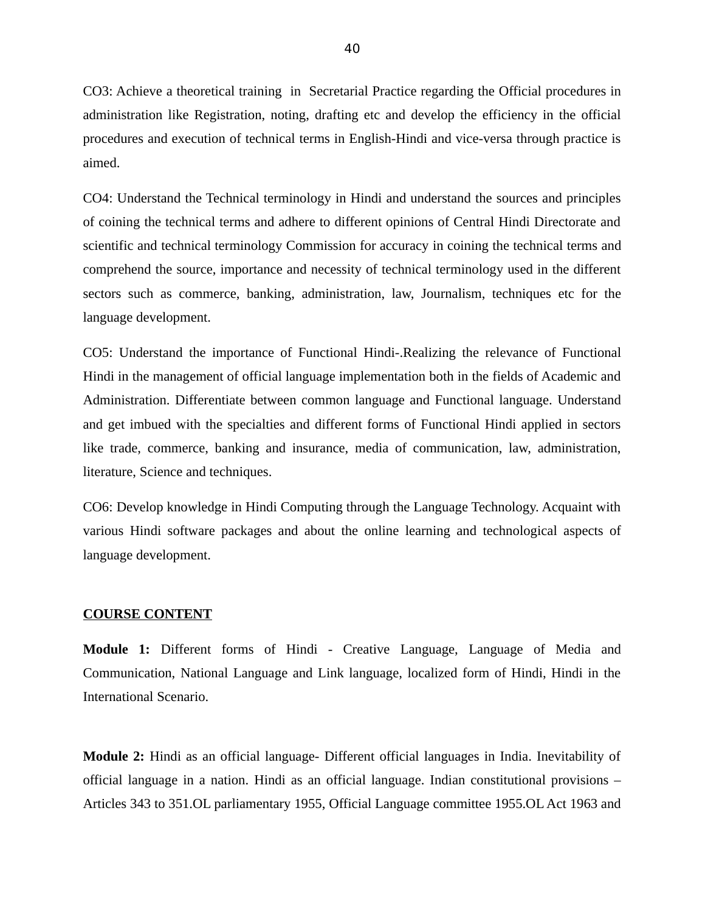CO3: Achieve a theoretical training in Secretarial Practice regarding the Official procedures in administration like Registration, noting, drafting etc and develop the efficiency in the official procedures and execution of technical terms in English-Hindi and vice-versa through practice is aimed.

CO4: Understand the Technical terminology in Hindi and understand the sources and principles of coining the technical terms and adhere to different opinions of Central Hindi Directorate and scientific and technical terminology Commission for accuracy in coining the technical terms and comprehend the source, importance and necessity of technical terminology used in the different sectors such as commerce, banking, administration, law, Journalism, techniques etc for the language development.

CO5: Understand the importance of Functional Hindi-.Realizing the relevance of Functional Hindi in the management of official language implementation both in the fields of Academic and Administration. Differentiate between common language and Functional language. Understand and get imbued with the specialties and different forms of Functional Hindi applied in sectors like trade, commerce, banking and insurance, media of communication, law, administration, literature, Science and techniques.

CO6: Develop knowledge in Hindi Computing through the Language Technology. Acquaint with various Hindi software packages and about the online learning and technological aspects of language development.

**COURSE CONTENT**

**Module 1:** Different forms of Hindi - Creative Language, Language of Media and Communication, National Language and Link language, localized form of Hindi, Hindi in the International Scenario.

**Module 2:** Hindi as an official language- Different official languages in India. Inevitability of official language in a nation. Hindi as an official language. Indian constitutional provisions – Articles 343 to 351.OL parliamentary 1955, Official Language committee 1955.OL Act 1963 and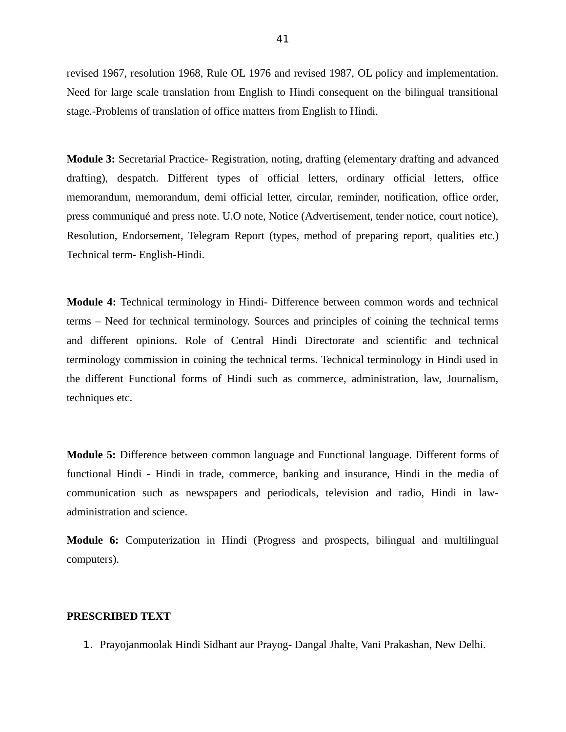revised 1967, resolution 1968, Rule OL 1976 and revised 1987, OL policy and implementation. Need for large scale translation from English to Hindi consequent on the bilingual transitional stage.-Problems of translation of office matters from English to Hindi.

**Module 3:** Secretarial Practice- Registration, noting, drafting (elementary drafting and advanced drafting), despatch. Different types of official letters, ordinary official letters, office memorandum, memorandum, demi official letter, circular, reminder, notification, office order, press communiqué and press note. U.O note, Notice (Advertisement, tender notice, court notice), Resolution, Endorsement, Telegram Report (types, method of preparing report, qualities etc.) Technical term- English-Hindi.

**Module 4:** Technical terminology in Hindi- Difference between common words and technical terms – Need for technical terminology. Sources and principles of coining the technical terms and different opinions. Role of Central Hindi Directorate and scientific and technical terminology commission in coining the technical terms. Technical terminology in Hindi used in the different Functional forms of Hindi such as commerce, administration, law, Journalism, techniques etc.

**Module 5:** Difference between common language and Functional language. Different forms of functional Hindi - Hindi in trade, commerce, banking and insurance, Hindi in the media of communication such as newspapers and periodicals, television and radio, Hindi in law-administration and science.

**Module 6:** Computerization in Hindi (Progress and prospects, bilingual and multilingual computers).

**PRESCRIBED TEXT**

1. Prayojanmoolak Hindi Sidhant aur Prayog- Dangal Jhalte, Vani Prakashan, New Delhi.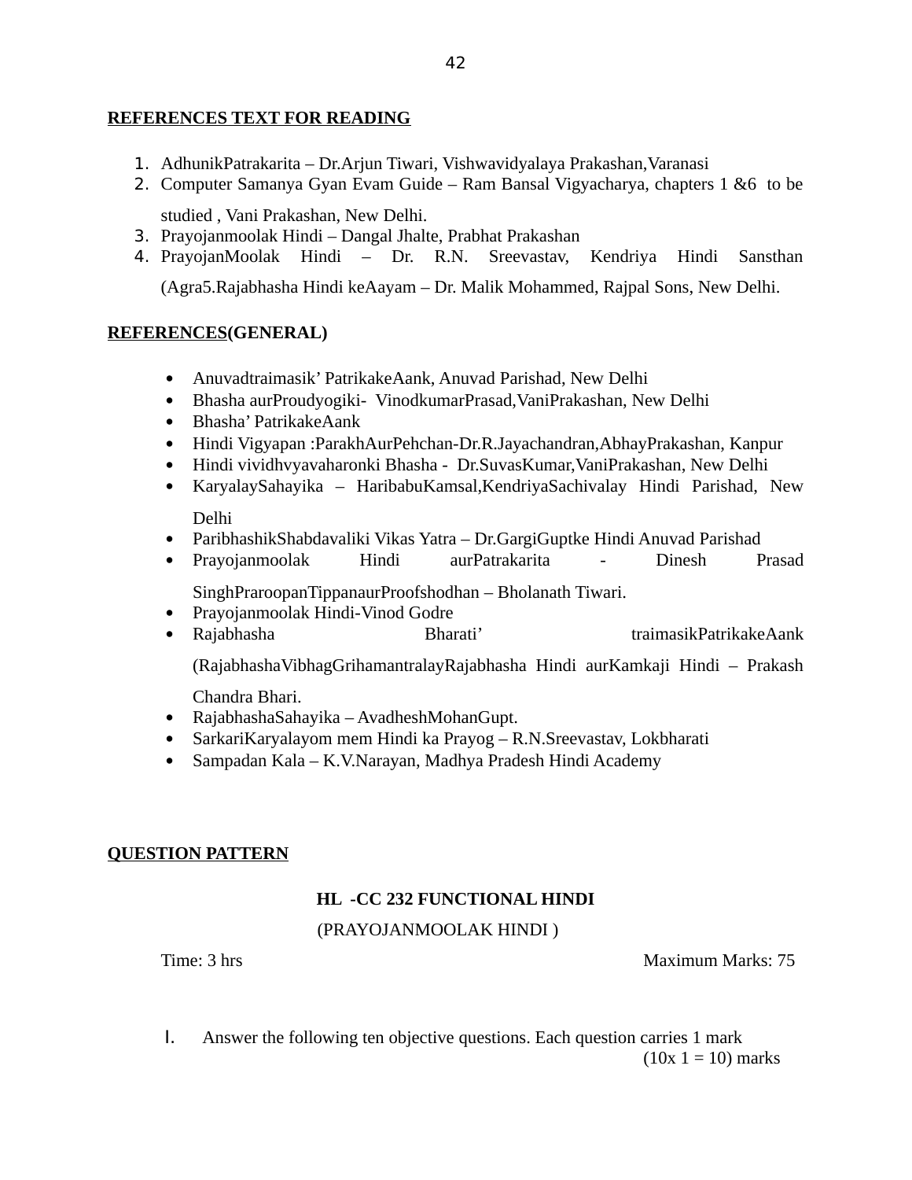**REFERENCES TEXT FOR READING**

1. AdhunikPatrakarita – Dr.Arjun Tiwari, Vishwavidyalaya Prakashan,Varanasi
2. Computer Samanya Gyan Evam Guide – Ram Bansal Vigyacharya, chapters 1 &6 to be studied , Vani Prakashan, New Delhi.
3. Prayojanmoolak Hindi – Dangal Jhalte, Prabhat Prakashan
4. PrayojanMoolak Hindi – Dr. R.N. Sreevastav, Kendriya Hindi Sansthan (Agra5.Rajabhasha Hindi keAayam – Dr. Malik Mohammed, Rajpal Sons, New Delhi.

**REFERENCES(GENERAL)**

- Anuvadtraimasik' PatrikakeAank, Anuvad Parishad, New Delhi
- Bhasha aurProudyogiki- VinodkumarPrasad,VaniPrakashan, New Delhi
- Bhasha' PatrikakeAank
- Hindi Vigyapan :ParakhAurPehchan-Dr.R.Jayachandran,AbhayPrakashan, Kanpur
- Hindi vividhvyavaharonki Bhasha - Dr.SuvasKumar,VaniPrakashan, New Delhi
- KaryalaySahayika – HaribabuKamsal,KendriyaSachivalay Hindi Parishad, New Delhi
- ParibhashikShabdavaliki Vikas Yatra – Dr.GargiGuptke Hindi Anuvad Parishad
- Prayojanmoolak Hindi aurPatrakarita - Dinesh Prasad SinghPraroopanTippanaurProofshodhan – Bholanath Tiwari.
- Prayojanmoolak Hindi-Vinod Godre
- Rajabhasha Bharati' traimasikPatrikakeAank (RajabhashaVibhagGrihamantralayRajabhasha Hindi aurKamkaji Hindi – Prakash Chandra Bhari.
- RajabhashaSahayika – AvadheshMohanGupt.
- SarkariKaryalayom mem Hindi ka Prayog – R.N.Sreevastav, Lokbharati
- Sampadan Kala – K.V.Narayan, Madhya Pradesh Hindi Academy

**QUESTION PATTERN**

**HL -CC 232 FUNCTIONAL HINDI**

(PRAYOJANMOOLAK HINDI )

Time: 3 hrs Maximum Marks: 75

I. Answer the following ten objective questions. Each question carries 1 mark (10x 1 = 10) marks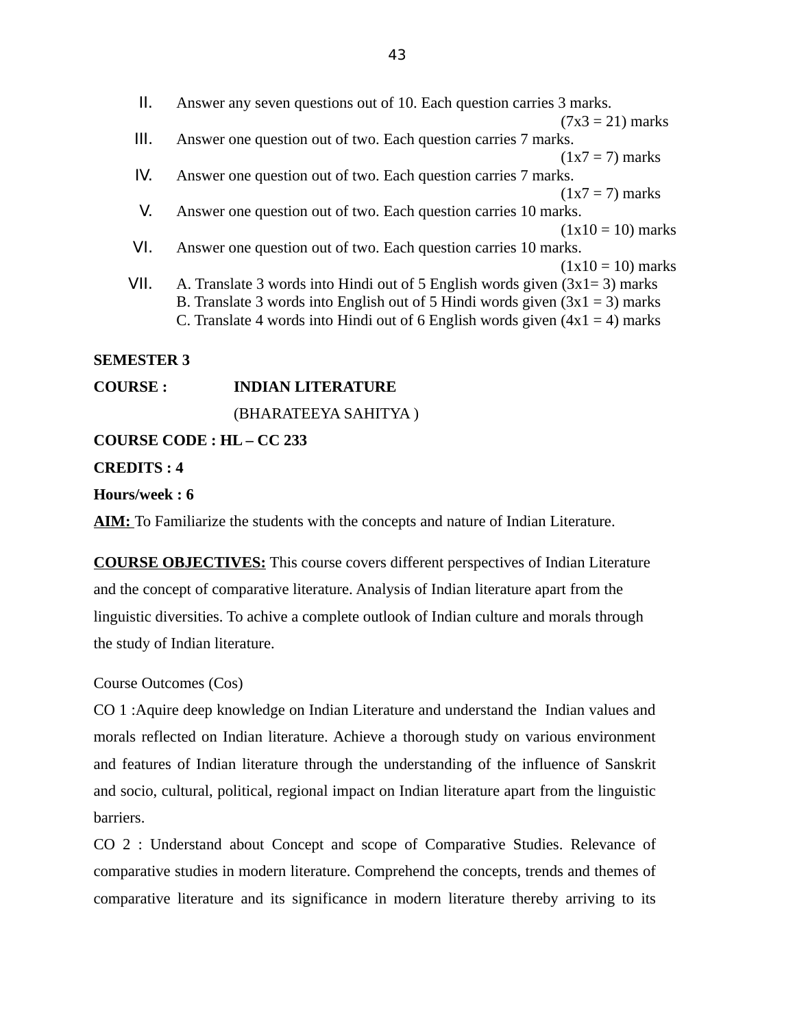II. Answer any seven questions out of 10. Each question carries 3 marks.
(7x3 = 21) marks

III. Answer one question out of two. Each question carries 7 marks.
(1x7 = 7) marks

IV. Answer one question out of two. Each question carries 7 marks.
(1x7 = 7) marks

V. Answer one question out of two. Each question carries 10 marks.
(1x10 = 10) marks

VI. Answer one question out of two. Each question carries 10 marks.
(1x10 = 10) marks

VII. A. Translate 3 words into Hindi out of 5 English words given (3x1= 3) marks
B. Translate 3 words into English out of 5 Hindi words given (3x1 = 3) marks
C. Translate 4 words into Hindi out of 6 English words given (4x1 = 4) marks

**SEMESTER 3**

**COURSE : INDIAN LITERATURE**

(BHARATEEYA SAHITYA )

**COURSE CODE : HL – CC 233**

**CREDITS : 4**

**Hours/week : 6**

**AIM:** To Familiarize the students with the concepts and nature of Indian Literature.

**COURSE OBJECTIVES:** This course covers different perspectives of Indian Literature and the concept of comparative literature. Analysis of Indian literature apart from the linguistic diversities. To achive a complete outlook of Indian culture and morals through the study of Indian literature.

Course Outcomes (Cos)

CO 1 :Aquire deep knowledge on Indian Literature and understand the Indian values and morals reflected on Indian literature. Achieve a thorough study on various environment and features of Indian literature through the understanding of the influence of Sanskrit and socio, cultural, political, regional impact on Indian literature apart from the linguistic barriers.

CO 2 : Understand about Concept and scope of Comparative Studies. Relevance of comparative studies in modern literature. Comprehend the concepts, trends and themes of comparative literature and its significance in modern literature thereby arriving to its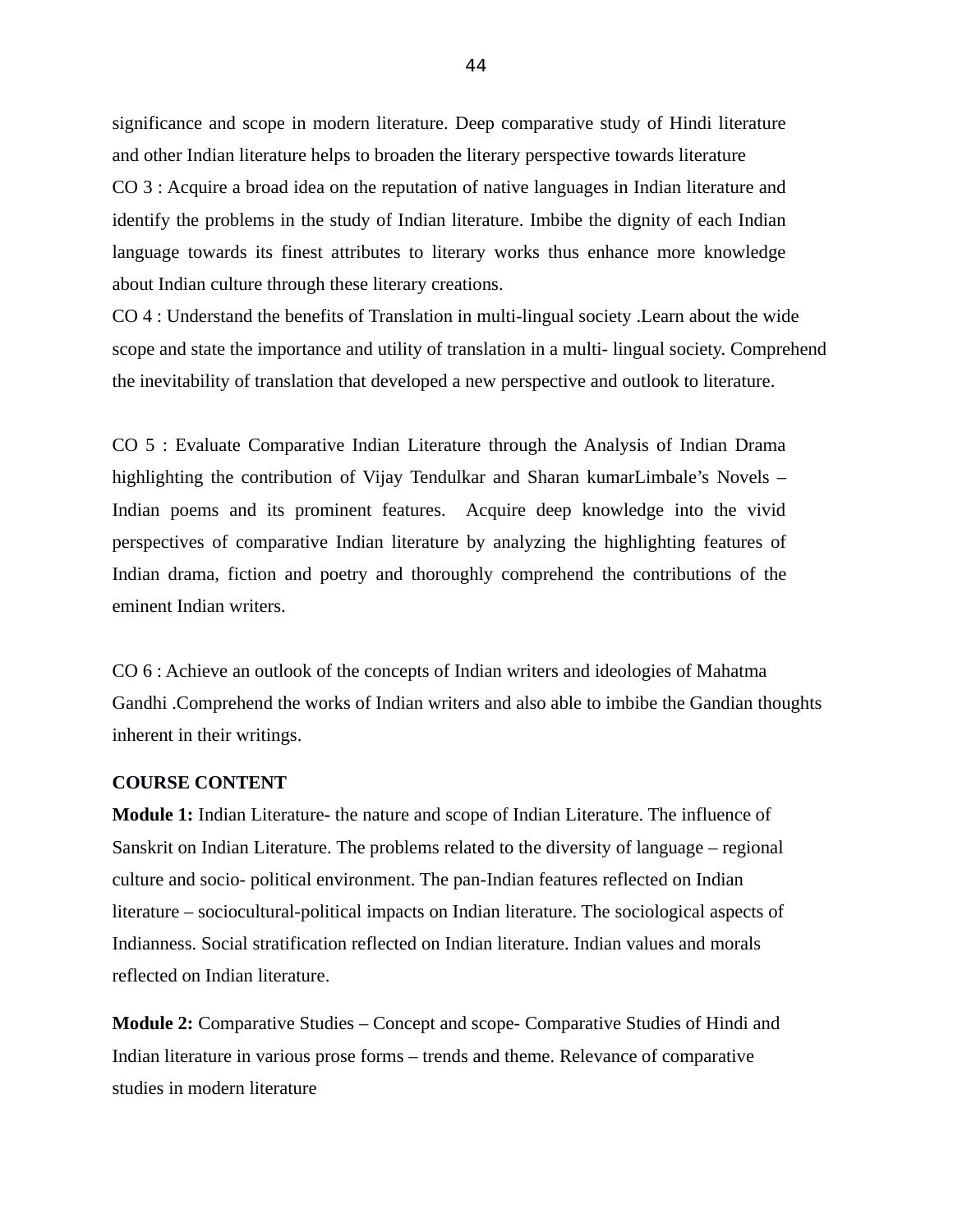significance and scope in modern literature. Deep comparative study of Hindi literature and other Indian literature helps to broaden the literary perspective towards literature

CO 3 : Acquire a broad idea on the reputation of native languages in Indian literature and identify the problems in the study of Indian literature. Imbibe the dignity of each Indian language towards its finest attributes to literary works thus enhance more knowledge about Indian culture through these literary creations.

CO 4 : Understand the benefits of Translation in multi-lingual society .Learn about the wide scope and state the importance and utility of translation in a multi- lingual society. Comprehend the inevitability of translation that developed a new perspective and outlook to literature.

CO 5 : Evaluate Comparative Indian Literature through the Analysis of Indian Drama highlighting the contribution of Vijay Tendulkar and Sharan kumarLimbale's Novels – Indian poems and its prominent features. Acquire deep knowledge into the vivid perspectives of comparative Indian literature by analyzing the highlighting features of Indian drama, fiction and poetry and thoroughly comprehend the contributions of the eminent Indian writers.

CO 6 : Achieve an outlook of the concepts of Indian writers and ideologies of Mahatma Gandhi .Comprehend the works of Indian writers and also able to imbibe the Gandian thoughts inherent in their writings.

**COURSE CONTENT**

**Module 1:** Indian Literature- the nature and scope of Indian Literature. The influence of Sanskrit on Indian Literature. The problems related to the diversity of language – regional culture and socio- political environment. The pan-Indian features reflected on Indian literature – sociocultural-political impacts on Indian literature. The sociological aspects of Indianness. Social stratification reflected on Indian literature. Indian values and morals reflected on Indian literature.

**Module 2:** Comparative Studies – Concept and scope- Comparative Studies of Hindi and Indian literature in various prose forms – trends and theme. Relevance of comparative studies in modern literature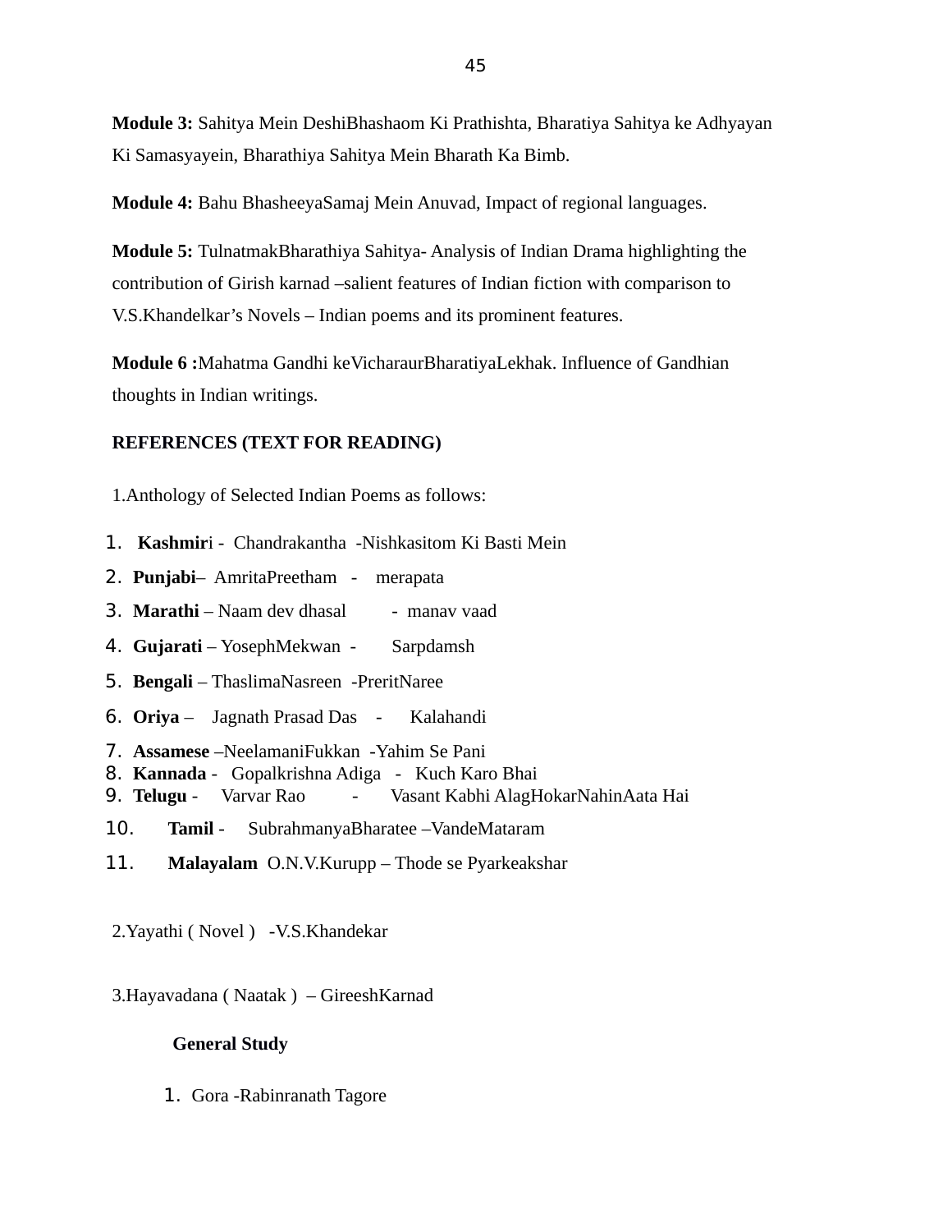**Module 3:** Sahitya Mein DeshiBhashaom Ki Prathishta, Bharatiya Sahitya ke Adhyayan Ki Samasyayein, Bharathiya Sahitya Mein Bharath Ka Bimb.

**Module 4:** Bahu BhasheeyaSamaj Mein Anuvad, Impact of regional languages.

**Module 5:** TulnatmakBharathiya Sahitya- Analysis of Indian Drama highlighting the contribution of Girish karnad –salient features of Indian fiction with comparison to V.S.Khandelkar's Novels – Indian poems and its prominent features.

**Module 6 :**Mahatma Gandhi keVicharaurBharatiyaLekhak. Influence of Gandhian thoughts in Indian writings.

**REFERENCES (TEXT FOR READING)**

1.Anthology of Selected Indian Poems as follows:

1. **Kashmir**i - Chandrakantha -Nishkasitom Ki Basti Mein
2. **Punjabi**– AmritaPreetham - merapata
3. **Marathi** – Naam dev dhasal - manav vaad
4. **Gujarati** – YosephMekwan - Sarpdamsh
5. **Bengali** – ThaslimaNasreen -PreritNaree
6. **Oriya** – Jagnath Prasad Das - Kalahandi
7. **Assamese** –NeelamaniFukkan -Yahim Se Pani
8. **Kannada** - Gopalkrishna Adiga - Kuch Karo Bhai
9. **Telugu** - Varvar Rao - Vasant Kabhi AlagHokarNahinAata Hai
10. **Tamil** - SubrahmanyaBharatee –VandeMataram
11. **Malayalam** O.N.V.Kurupp – Thode se Pyarkeakshar

2.Yayathi ( Novel ) -V.S.Khandekar

3.Hayavadana ( Naatak ) – GireeshKarnad

**General Study**

1. Gora -Rabinranath Tagore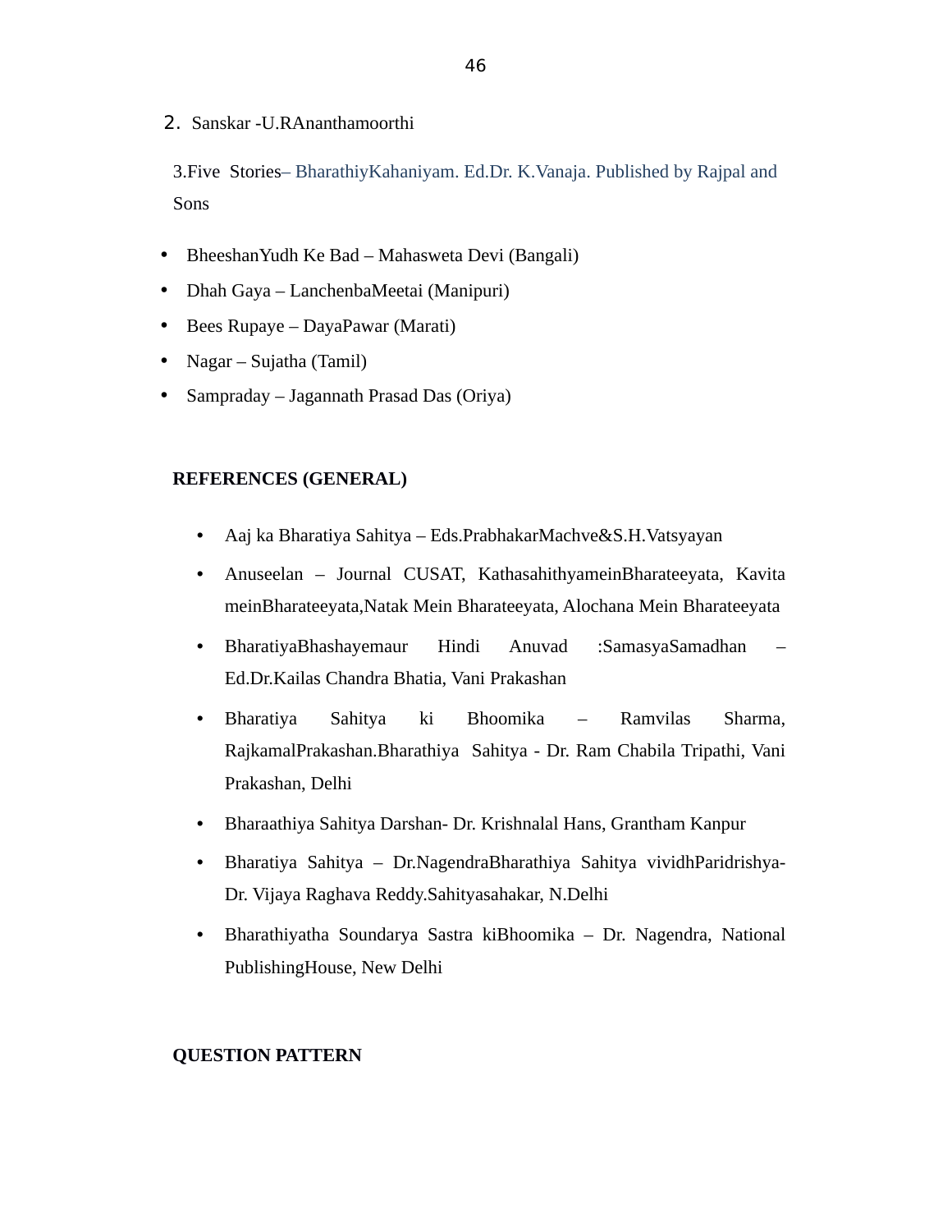2. Sanskar -U.RAnanthamoorthi

3.Five Stories– BharathiyKahaniyam. Ed.Dr. K.Vanaja. Published by Rajpal and Sons

- BheeshanYudh Ke Bad – Mahasweta Devi (Bangali)
- Dhah Gaya – LanchenbaMeetai (Manipuri)
- Bees Rupaye – DayaPawar (Marati)
- Nagar – Sujatha (Tamil)
- Sampraday – Jagannath Prasad Das (Oriya)

**REFERENCES (GENERAL)**

- Aaj ka Bharatiya Sahitya – Eds.PrabhakarMachve&S.H.Vatsyayan
- Anuseelan – Journal CUSAT, KathasahithyameinBharateeyata, Kavita meinBharateeyata,Natak Mein Bharateeyata, Alochana Mein Bharateeyata
- BharatiyaBhashayemaur Hindi Anuvad :SamasyaSamadhan – Ed.Dr.Kailas Chandra Bhatia, Vani Prakashan
- Bharatiya Sahitya ki Bhoomika – Ramvilas Sharma, RajkamalPrakashan.Bharathiya Sahitya - Dr. Ram Chabila Tripathi, Vani Prakashan, Delhi
- Bharaathiya Sahitya Darshan- Dr. Krishnalal Hans, Grantham Kanpur
- Bharatiya Sahitya – Dr.NagendraBharathiya Sahitya vividhParidrishya- Dr. Vijaya Raghava Reddy.Sahityasahakar, N.Delhi
- Bharathiyatha Soundarya Sastra kiBhoomika – Dr. Nagendra, National PublishingHouse, New Delhi

**QUESTION PATTERN**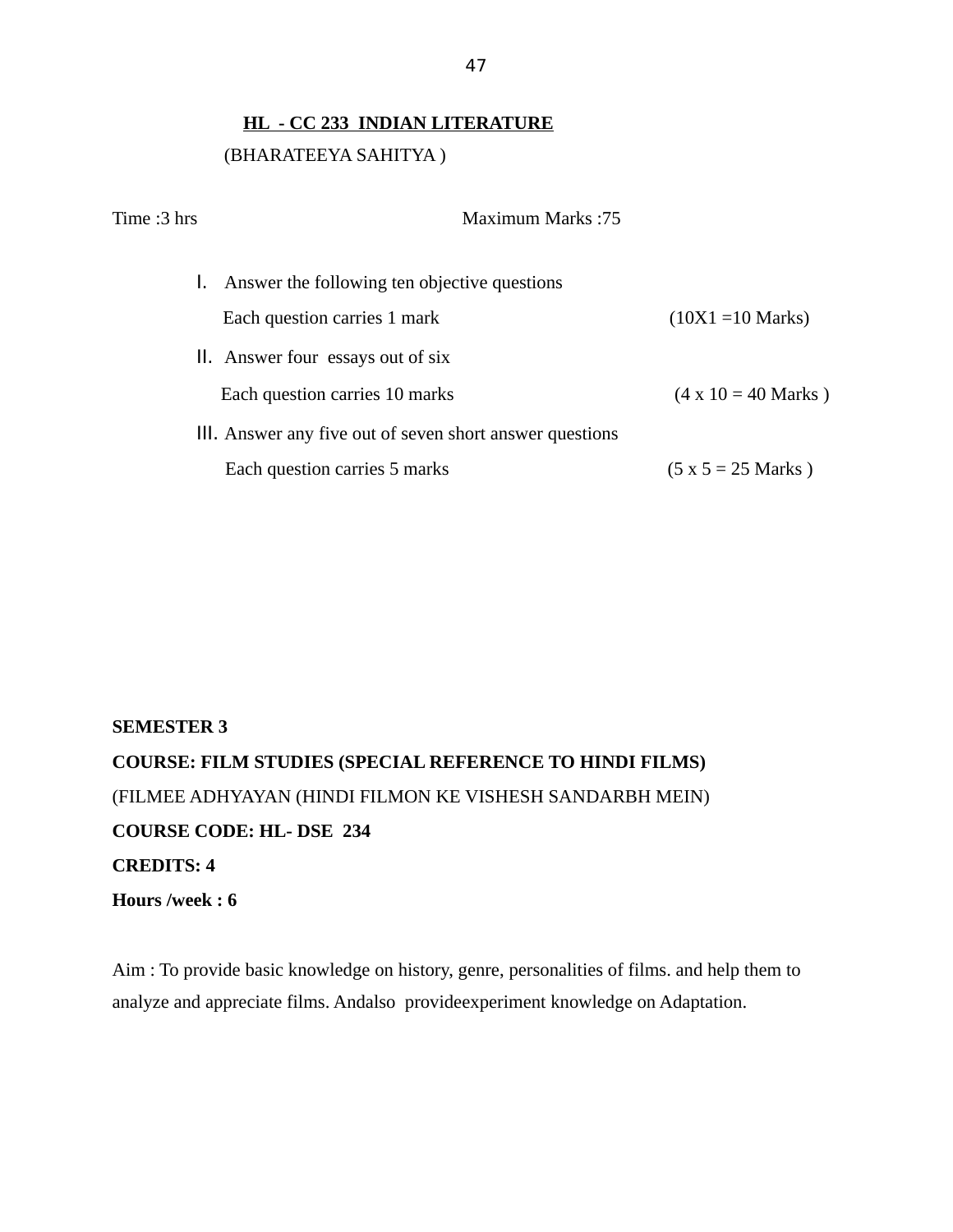**<u>HL - CC 233 INDIAN LITERATURE</u>**

(BHARATEEYA SAHITYA )

Time :3 hrs                                        Maximum Marks :75

I. Answer the following ten objective questions
   Each question carries 1 mark                                        (10X1 =10 Marks)

II. Answer four essays out of six
   Each question carries 10 marks                                        (4 x 10 = 40 Marks )

III. Answer any five out of seven short answer questions
   Each question carries 5 marks                                        (5 x 5 = 25 Marks )

**SEMESTER 3**

**COURSE: FILM STUDIES (SPECIAL REFERENCE TO HINDI FILMS)**

(FILMEE ADHYAYAN (HINDI FILMON KE VISHESH SANDARBH MEIN)

**COURSE CODE: HL- DSE 234**

**CREDITS: 4**

**Hours /week : 6**

Aim : To provide basic knowledge on history, genre, personalities of films. and help them to analyze and appreciate films. Andalso provideexperiment knowledge on Adaptation.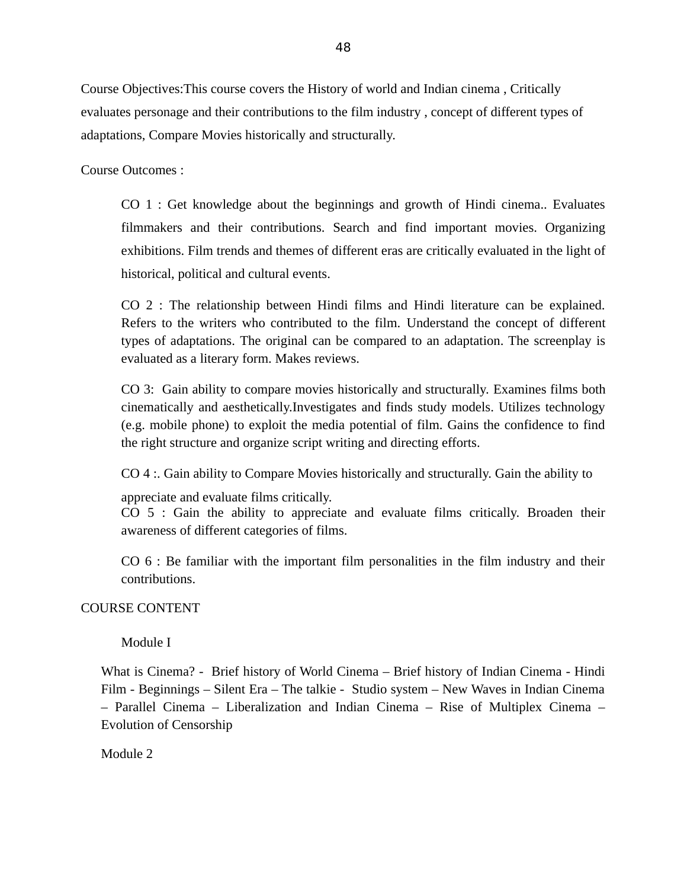Course Objectives:This course covers the History of world and Indian cinema , Critically evaluates personage and their contributions to the film industry , concept of different types of adaptations, Compare Movies historically and structurally.

Course Outcomes :

CO 1 : Get knowledge about the beginnings and growth of Hindi cinema.. Evaluates filmmakers and their contributions. Search and find important movies. Organizing exhibitions. Film trends and themes of different eras are critically evaluated in the light of historical, political and cultural events.

CO 2 : The relationship between Hindi films and Hindi literature can be explained. Refers to the writers who contributed to the film. Understand the concept of different types of adaptations. The original can be compared to an adaptation. The screenplay is evaluated as a literary form. Makes reviews.

CO 3: Gain ability to compare movies historically and structurally. Examines films both cinematically and aesthetically.Investigates and finds study models. Utilizes technology (e.g. mobile phone) to exploit the media potential of film. Gains the confidence to find the right structure and organize script writing and directing efforts.

CO 4 :. Gain ability to Compare Movies historically and structurally. Gain the ability to appreciate and evaluate films critically.

CO 5 : Gain the ability to appreciate and evaluate films critically. Broaden their awareness of different categories of films.

CO 6 : Be familiar with the important film personalities in the film industry and their contributions.

COURSE CONTENT

Module I

What is Cinema? - Brief history of World Cinema – Brief history of Indian Cinema - Hindi Film - Beginnings – Silent Era – The talkie - Studio system – New Waves in Indian Cinema – Parallel Cinema – Liberalization and Indian Cinema – Rise of Multiplex Cinema – Evolution of Censorship

Module 2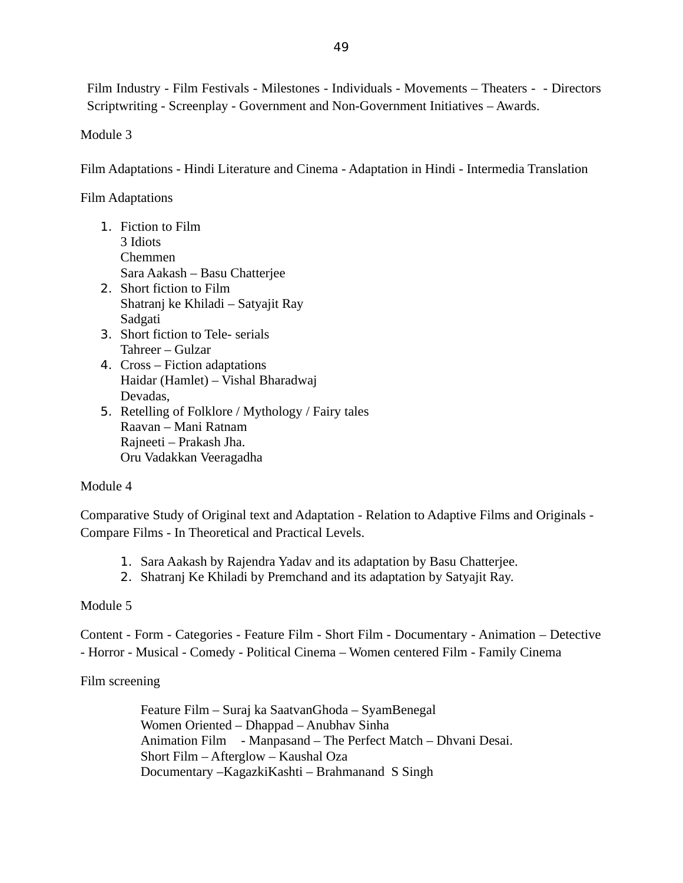Film Industry - Film Festivals - Milestones - Individuals - Movements – Theaters - - Directors Scriptwriting - Screenplay - Government and Non-Government Initiatives – Awards.

Module 3

Film Adaptations - Hindi Literature and Cinema - Adaptation in Hindi - Intermedia Translation

Film Adaptations

1. Fiction to Film
   3 Idiots
   Chemmen
   Sara Aakash – Basu Chatterjee
2. Short fiction to Film
   Shatranj ke Khiladi – Satyajit Ray
   Sadgati
3. Short fiction to Tele- serials
   Tahreer – Gulzar
4. Cross – Fiction adaptations
   Haidar (Hamlet) – Vishal Bharadwaj
   Devadas,
5. Retelling of Folklore / Mythology / Fairy tales
   Raavan – Mani Ratnam
   Rajneeti – Prakash Jha.
   Oru Vadakkan Veeragadha

Module 4

Comparative Study of Original text and Adaptation - Relation to Adaptive Films and Originals - Compare Films - In Theoretical and Practical Levels.

1. Sara Aakash by Rajendra Yadav and its adaptation by Basu Chatterjee.
2. Shatranj Ke Khiladi by Premchand and its adaptation by Satyajit Ray.

Module 5

Content - Form - Categories - Feature Film - Short Film - Documentary - Animation – Detective - Horror - Musical - Comedy - Political Cinema – Women centered Film - Family Cinema

Film screening

Feature Film – Suraj ka SaatvanGhoda – SyamBenegal
Women Oriented – Dhappad – Anubhav Sinha
Animation Film - Manpasand – The Perfect Match – Dhvani Desai.
Short Film – Afterglow – Kaushal Oza
Documentary –KagazkiKashti – Brahmanand S Singh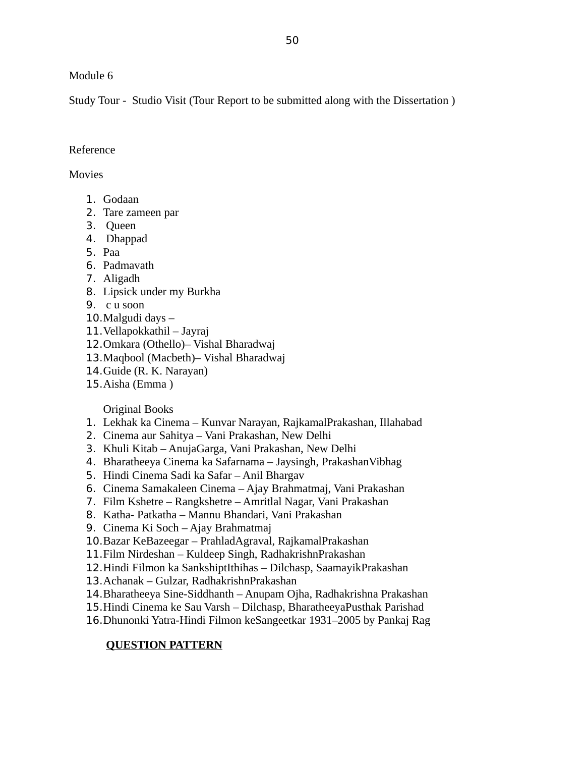Module 6

Study Tour - Studio Visit (Tour Report to be submitted along with the Dissertation )

Reference

Movies

1. Godaan
2. Tare zameen par
3. Queen
4. Dhappad
5. Paa
6. Padmavath
7. Aligadh
8. Lipsick under my Burkha
9. c u soon
10. Malgudi days –
11. Vellapokkathil – Jayraj
12. Omkara (Othello)– Vishal Bharadwaj
13. Maqbool (Macbeth)– Vishal Bharadwaj
14. Guide (R. K. Narayan)
15. Aisha (Emma )

Original Books

1. Lekhak ka Cinema – Kunvar Narayan, RajkamalPrakashan, Illahabad
2. Cinema aur Sahitya – Vani Prakashan, New Delhi
3. Khuli Kitab – AnujaGarga, Vani Prakashan, New Delhi
4. Bharatheeya Cinema ka Safarnama – Jaysingh, PrakashanVibhag
5. Hindi Cinema Sadi ka Safar – Anil Bhargav
6. Cinema Samakaleen Cinema – Ajay Brahmatmaj, Vani Prakashan
7. Film Kshetre – Rangkshetre – Amritlal Nagar, Vani Prakashan
8. Katha- Patkatha – Mannu Bhandari, Vani Prakashan
9. Cinema Ki Soch – Ajay Brahmatmaj
10. Bazar KeBazeegar – PrahladAgraval, RajkamalPrakashan
11. Film Nirdeshan – Kuldeep Singh, RadhakrishnPrakashan
12. Hindi Filmon ka SankshiptIthihas – Dilchasp, SaamayikPrakashan
13. Achanak – Gulzar, RadhakrishnPrakashan
14. Bharatheeya Sine-Siddhanth – Anupam Ojha, Radhakrishna Prakashan
15. Hindi Cinema ke Sau Varsh – Dilchasp, BharatheeyaPusthak Parishad
16. Dhunonki Yatra-Hindi Filmon keSangeetkar 1931–2005 by Pankaj Rag

**QUESTION PATTERN**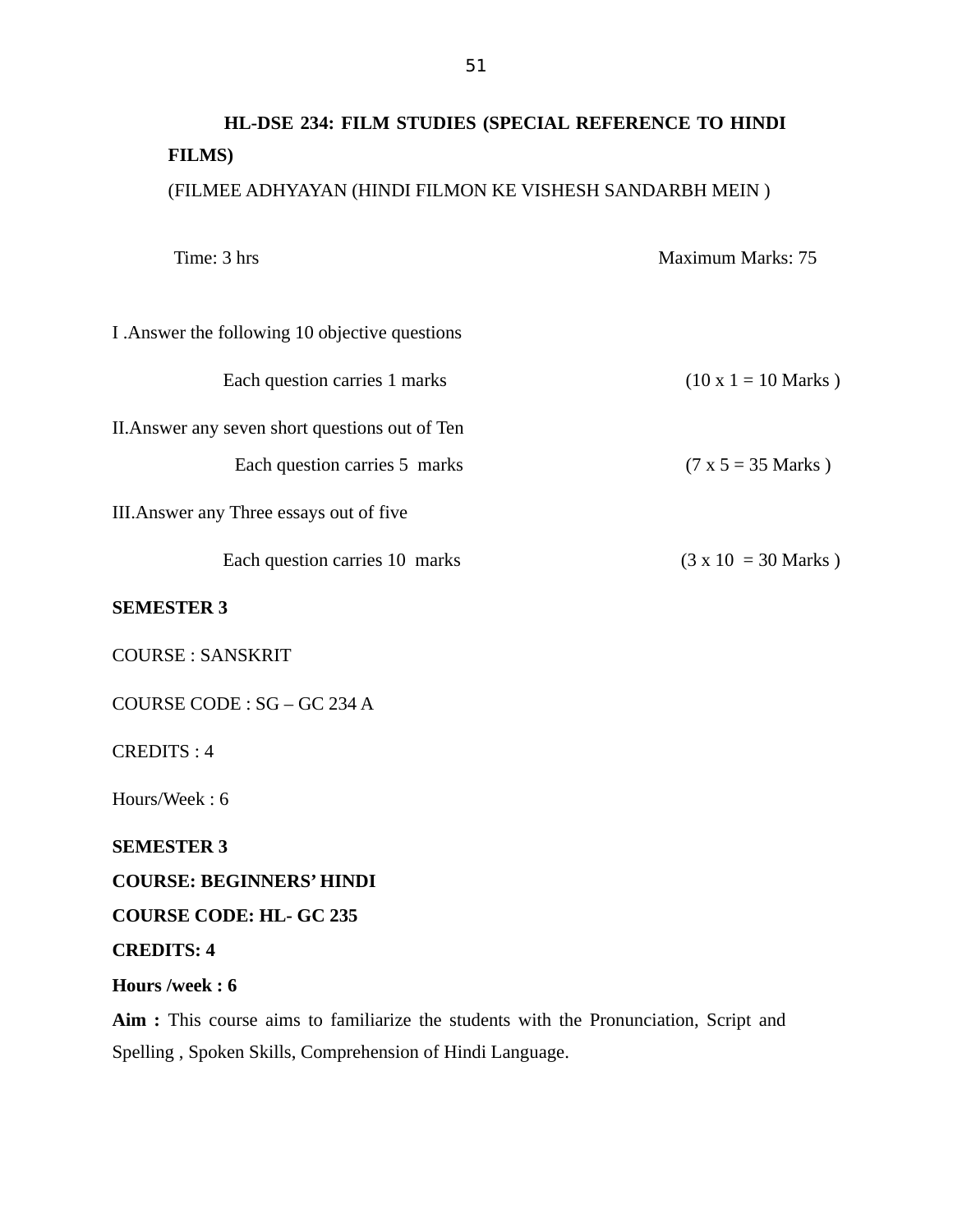**HL-DSE 234: FILM STUDIES (SPECIAL REFERENCE TO HINDI FILMS)**

(FILMEE ADHYAYAN (HINDI FILMON KE VISHESH SANDARBH MEIN )

Time: 3 hrs                                                                    Maximum Marks: 75

I .Answer the following 10 objective questions

Each question carries 1 marks                                    (10 x 1 = 10 Marks )

II.Answer any seven short questions out of Ten

Each question carries 5 marks                                    (7 x 5 = 35 Marks )

III.Answer any Three essays out of five

Each question carries 10 marks                                    (3 x 10 = 30 Marks )

**SEMESTER 3**

COURSE : SANSKRIT

COURSE CODE : SG – GC 234 A

CREDITS : 4

Hours/Week : 6

**SEMESTER 3**

**COURSE: BEGINNERS' HINDI**

**COURSE CODE: HL- GC 235**

**CREDITS: 4**

**Hours /week : 6**

**Aim :** This course aims to familiarize the students with the Pronunciation, Script and Spelling , Spoken Skills, Comprehension of Hindi Language.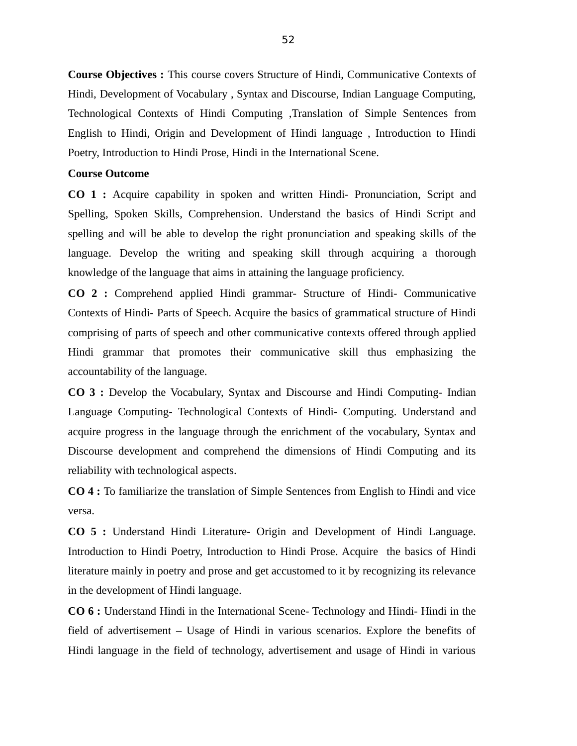**Course Objectives :** This course covers Structure of Hindi, Communicative Contexts of Hindi, Development of Vocabulary , Syntax and Discourse, Indian Language Computing, Technological Contexts of Hindi Computing ,Translation of Simple Sentences from English to Hindi, Origin and Development of Hindi language , Introduction to Hindi Poetry, Introduction to Hindi Prose, Hindi in the International Scene.

**Course Outcome**

**CO 1 :** Acquire capability in spoken and written Hindi- Pronunciation, Script and Spelling, Spoken Skills, Comprehension. Understand the basics of Hindi Script and spelling and will be able to develop the right pronunciation and speaking skills of the language. Develop the writing and speaking skill through acquiring a thorough knowledge of the language that aims in attaining the language proficiency.

**CO 2 :** Comprehend applied Hindi grammar- Structure of Hindi- Communicative Contexts of Hindi- Parts of Speech. Acquire the basics of grammatical structure of Hindi comprising of parts of speech and other communicative contexts offered through applied Hindi grammar that promotes their communicative skill thus emphasizing the accountability of the language.

**CO 3 :** Develop the Vocabulary, Syntax and Discourse and Hindi Computing- Indian Language Computing- Technological Contexts of Hindi- Computing. Understand and acquire progress in the language through the enrichment of the vocabulary, Syntax and Discourse development and comprehend the dimensions of Hindi Computing and its reliability with technological aspects.

**CO 4 :** To familiarize the translation of Simple Sentences from English to Hindi and vice versa.

**CO 5 :** Understand Hindi Literature- Origin and Development of Hindi Language. Introduction to Hindi Poetry, Introduction to Hindi Prose. Acquire the basics of Hindi literature mainly in poetry and prose and get accustomed to it by recognizing its relevance in the development of Hindi language.

**CO 6 :** Understand Hindi in the International Scene- Technology and Hindi- Hindi in the field of advertisement – Usage of Hindi in various scenarios. Explore the benefits of Hindi language in the field of technology, advertisement and usage of Hindi in various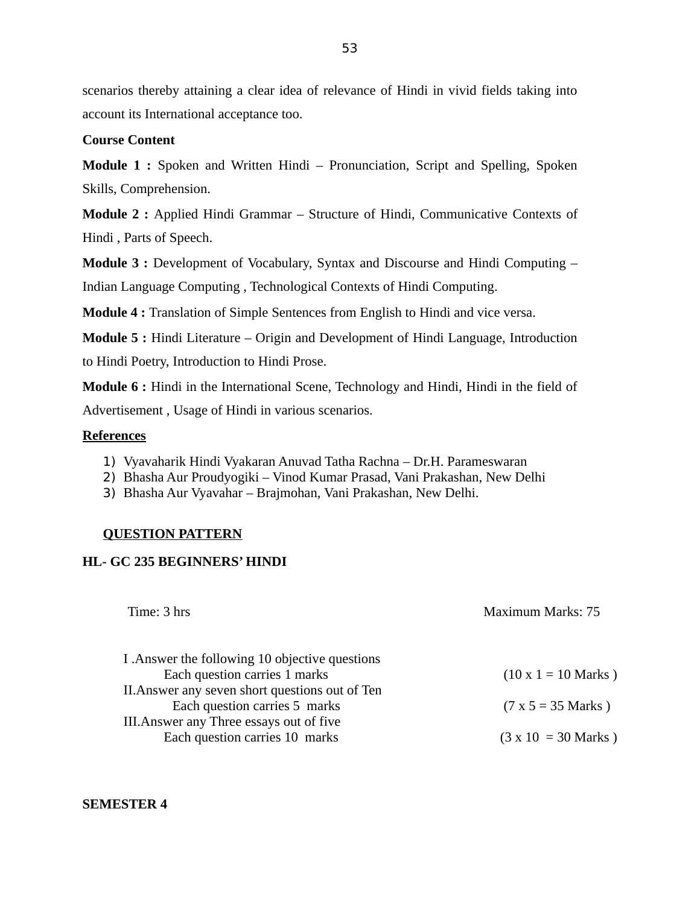scenarios thereby attaining a clear idea of relevance of Hindi in vivid fields taking into account its International acceptance too.

**Course Content**

**Module 1 :** Spoken and Written Hindi – Pronunciation, Script and Spelling, Spoken Skills, Comprehension.

**Module 2 :** Applied Hindi Grammar – Structure of Hindi, Communicative Contexts of Hindi , Parts of Speech.

**Module 3 :** Development of Vocabulary, Syntax and Discourse and Hindi Computing – Indian Language Computing , Technological Contexts of Hindi Computing.

**Module 4 :** Translation of Simple Sentences from English to Hindi and vice versa.

**Module 5 :** Hindi Literature – Origin and Development of Hindi Language, Introduction to Hindi Poetry, Introduction to Hindi Prose.

**Module 6 :** Hindi in the International Scene, Technology and Hindi, Hindi in the field of Advertisement , Usage of Hindi in various scenarios.

**References**

1) Vyavaharik Hindi Vyakaran Anuvad Tatha Rachna – Dr.H. Parameswaran
2) Bhasha Aur Proudyogiki – Vinod Kumar Prasad, Vani Prakashan, New Delhi
3) Bhasha Aur Vyavahar – Brajmohan, Vani Prakashan, New Delhi.

**QUESTION PATTERN**

**HL- GC 235 BEGINNERS' HINDI**

Time: 3 hrs — Maximum Marks: 75

I .Answer the following 10 objective questions
Each question carries 1 marks — (10 x 1 = 10 Marks )

II.Answer any seven short questions out of Ten
Each question carries 5 marks — (7 x 5 = 35 Marks )

III.Answer any Three essays out of five
Each question carries 10 marks — (3 x 10 = 30 Marks )

**SEMESTER 4**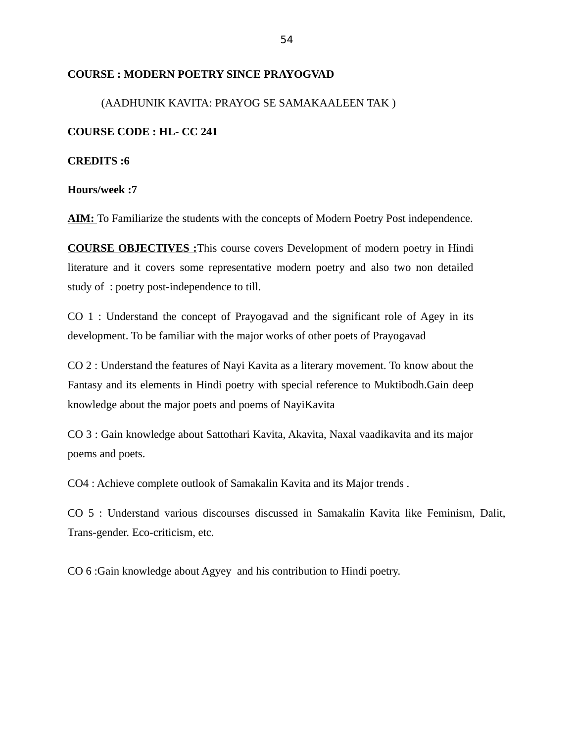**COURSE : MODERN POETRY SINCE PRAYOGVAD**

(AADHUNIK KAVITA: PRAYOG SE SAMAKAALEEN TAK )

**COURSE CODE : HL- CC 241**

**CREDITS :6**

**Hours/week :7**

**AIM:** To Familiarize the students with the concepts of Modern Poetry Post independence.

**COURSE OBJECTIVES :**This course covers Development of modern poetry in Hindi literature and it covers some representative modern poetry and also two non detailed study of : poetry post-independence to till.

CO 1 : Understand the concept of Prayogavad and the significant role of Agey in its development. To be familiar with the major works of other poets of Prayogavad

CO 2 : Understand the features of Nayi Kavita as a literary movement. To know about the Fantasy and its elements in Hindi poetry with special reference to Muktibodh.Gain deep knowledge about the major poets and poems of NayiKavita

CO 3 : Gain knowledge about Sattothari Kavita, Akavita, Naxal vaadikavita and its major poems and poets.

CO4 : Achieve complete outlook of Samakalin Kavita and its Major trends .

CO 5 : Understand various discourses discussed in Samakalin Kavita like Feminism, Dalit, Trans-gender. Eco-criticism, etc.

CO 6 :Gain knowledge about Agyey and his contribution to Hindi poetry.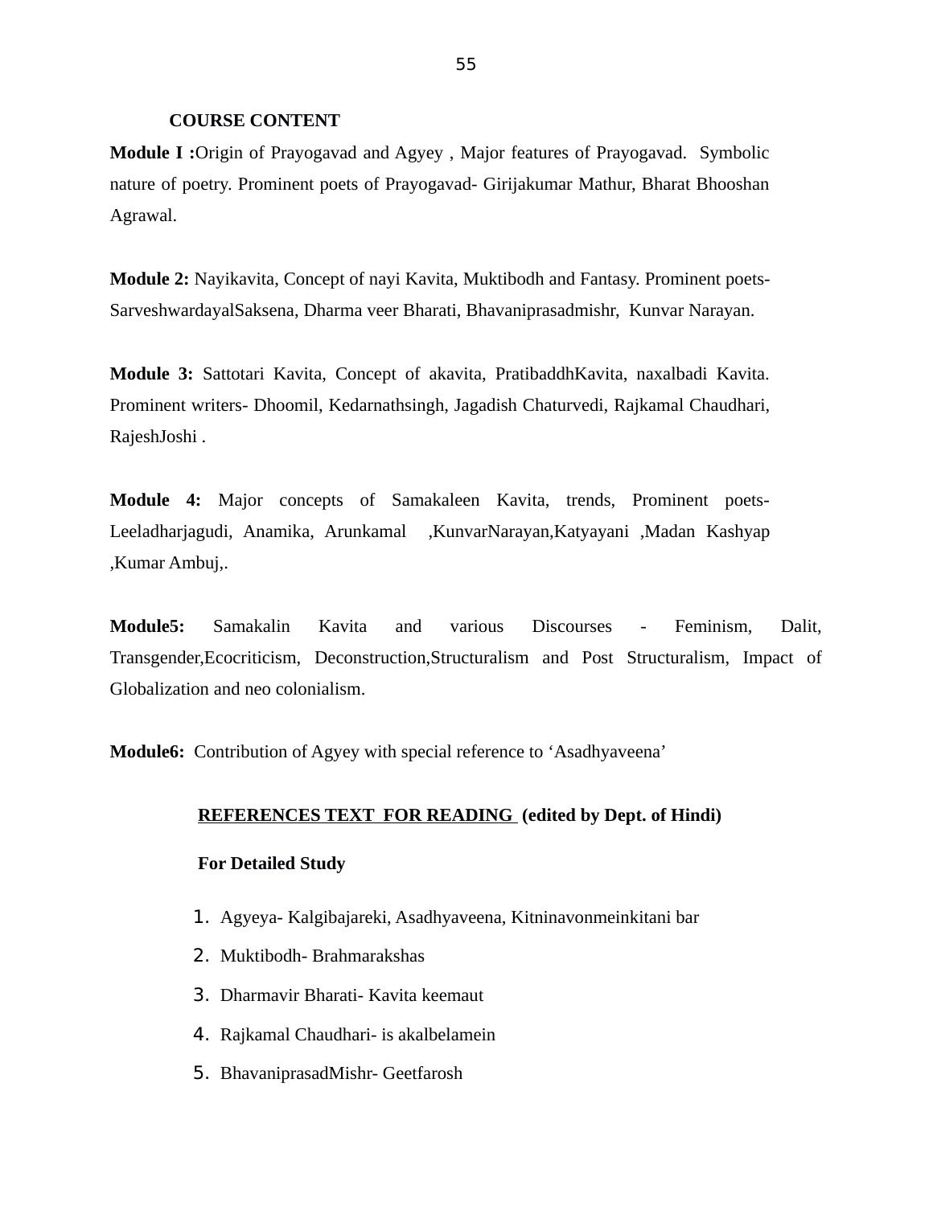## COURSE CONTENT

**Module I :**Origin of Prayogavad and Agyey , Major features of Prayogavad. Symbolic nature of poetry. Prominent poets of Prayogavad- Girijakumar Mathur, Bharat Bhooshan Agrawal.

**Module 2:** Nayikavita, Concept of nayi Kavita, Muktibodh and Fantasy. Prominent poets- SarveshwardayalSaksena, Dharma veer Bharati, Bhavaniprasadmishr, Kunvar Narayan.

**Module 3:** Sattotari Kavita, Concept of akavita, PratibaddhKavita, naxalbadi Kavita. Prominent writers- Dhoomil, Kedarnathsingh, Jagadish Chaturvedi, Rajkamal Chaudhari, RajeshJoshi .

**Module 4:** Major concepts of Samakaleen Kavita, trends, Prominent poets- Leeladharjagudi, Anamika, Arunkamal ,KunvarNarayan,Katyayani ,Madan Kashyap ,Kumar Ambuj,.

**Module5:** Samakalin Kavita and various Discourses - Feminism, Dalit, Transgender,Ecocriticism, Deconstruction,Structuralism and Post Structuralism, Impact of Globalization and neo colonialism.

**Module6:** Contribution of Agyey with special reference to 'Asadhyaveena'

**REFERENCES TEXT FOR READING (edited by Dept. of Hindi)**

**For Detailed Study**

1. Agyeya- Kalgibajareki, Asadhyaveena, Kitninavonmeinkitani bar
2. Muktibodh- Brahmarakshas
3. Dharmavir Bharati- Kavita keemaut
4. Rajkamal Chaudhari- is akalbelamein
5. BhavaniprasadMishr- Geetfarosh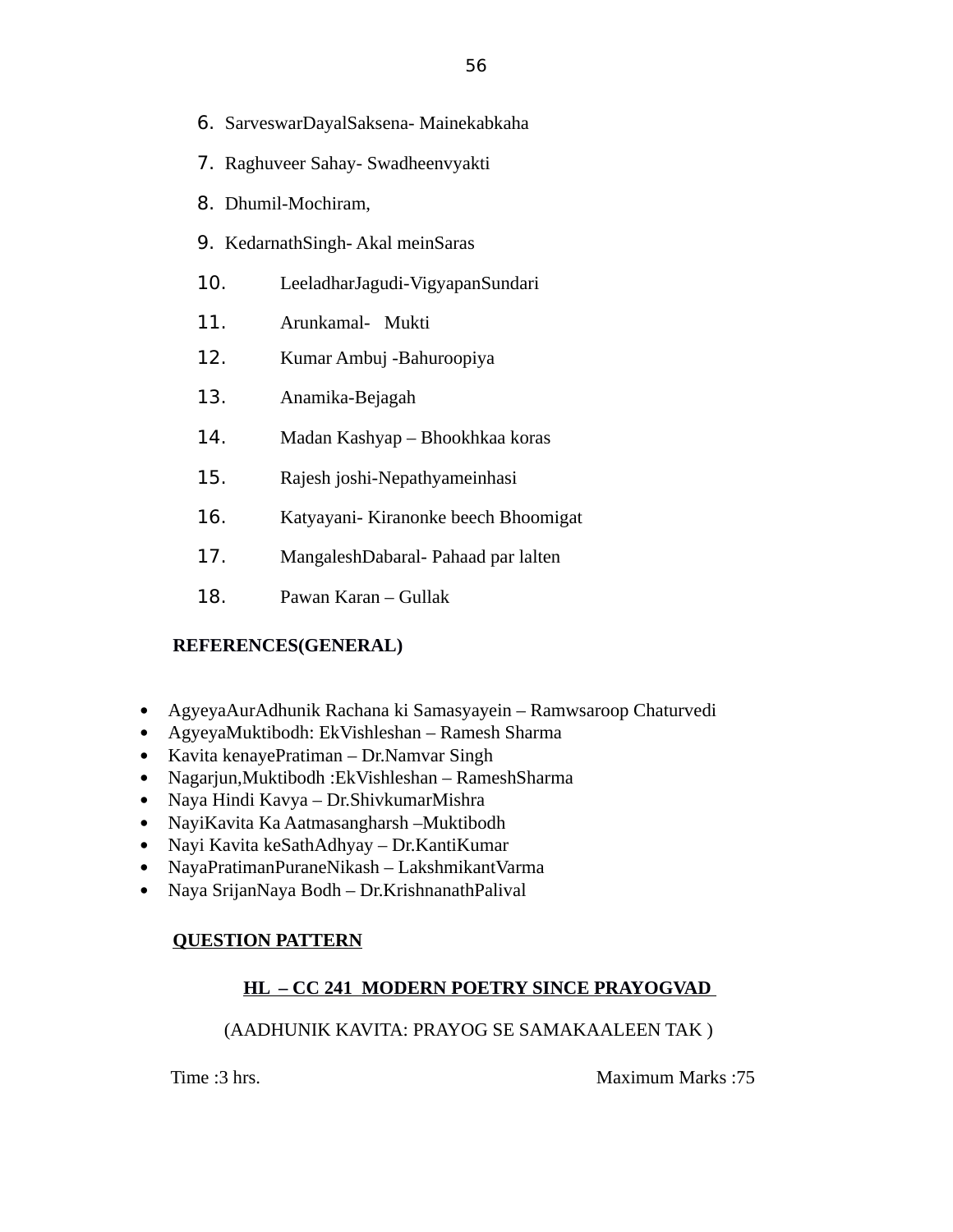6. SarveswarDayalSaksena- Mainekabkaha
7. Raghuveer Sahay- Swadheenvyakti
8. Dhumil-Mochiram,
9. KedarnathSingh- Akal meinSaras
10. LeeladharJagudi-VigyapanSundari
11. Arunkamal- Mukti
12. Kumar Ambuj -Bahuroopiya
13. Anamika-Bejagah
14. Madan Kashyap – Bhookhkaa koras
15. Rajesh joshi-Nepathyameinhasi
16. Katyayani- Kiranonke beech Bhoomigat
17. MangaleshDabaral- Pahaad par lalten
18. Pawan Karan – Gullak

**REFERENCES(GENERAL)**

- AgyeyaAurAdhunik Rachana ki Samasyayein – Ramwsaroop Chaturvedi
- AgyeyaMuktibodh: EkVishleshan – Ramesh Sharma
- Kavita kenayePratiman – Dr.Namvar Singh
- Nagarjun,Muktibodh :EkVishleshan – RameshSharma
- Naya Hindi Kavya – Dr.ShivkumarMishra
- NayiKavita Ka Aatmasangharsh –Muktibodh
- Nayi Kavita keSathAdhyay – Dr.KantiKumar
- NayaPratimanPuraneNikash – LakshmikantVarma
- Naya SrijanNaya Bodh – Dr.KrishnanathPalival

**QUESTION PATTERN**

**HL – CC 241 MODERN POETRY SINCE PRAYOGVAD**

(AADHUNIK KAVITA: PRAYOG SE SAMAKAALEEN TAK )

Time :3 hrs. Maximum Marks :75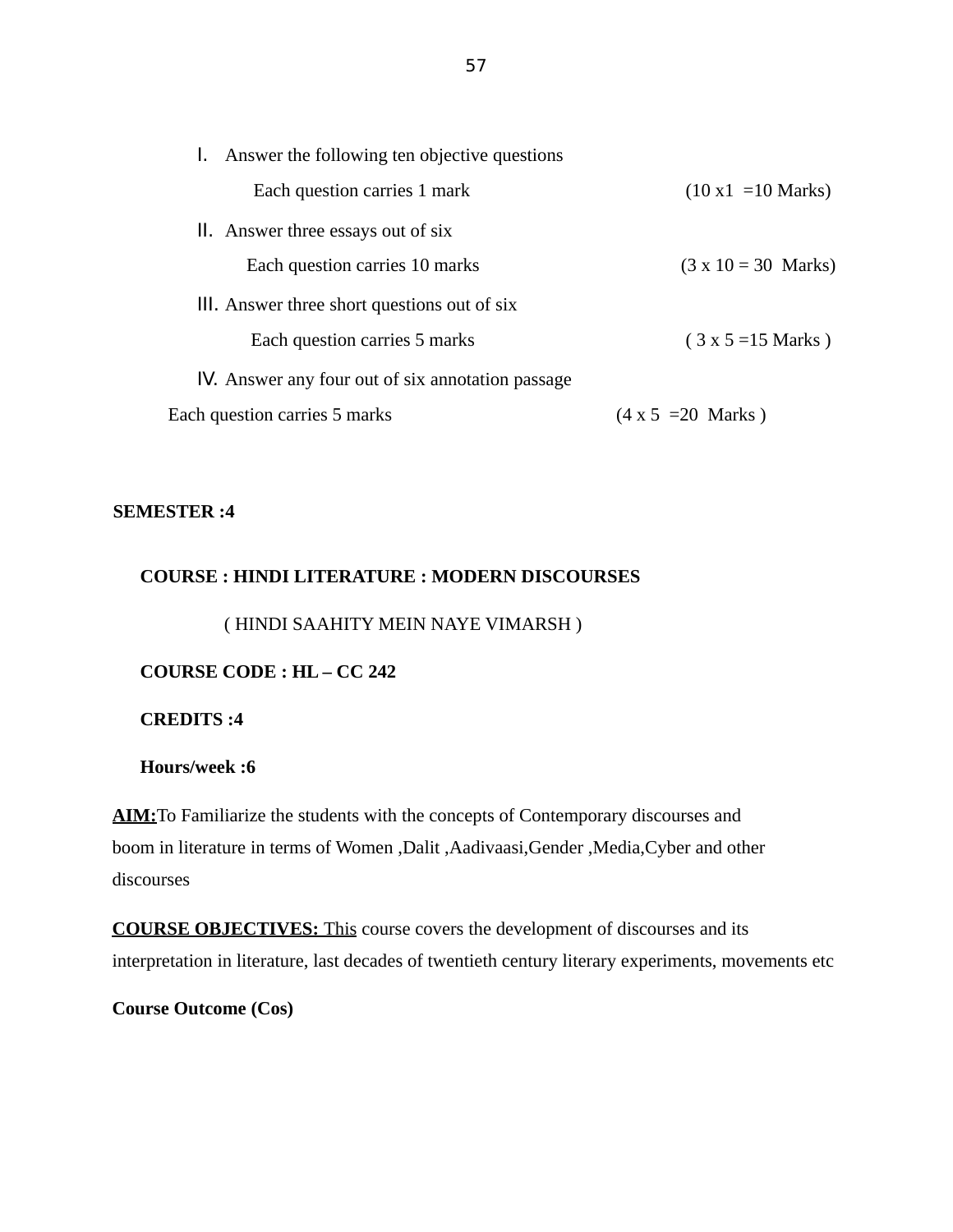I. Answer the following ten objective questions

   Each question carries 1 mark (10 x1 =10 Marks)

II. Answer three essays out of six

   Each question carries 10 marks (3 x 10 = 30 Marks)

III. Answer three short questions out of six

   Each question carries 5 marks ( 3 x 5 =15 Marks )

IV. Answer any four out of six annotation passage

Each question carries 5 marks (4 x 5 =20 Marks )

**SEMESTER :4**

**COURSE : HINDI LITERATURE : MODERN DISCOURSES**

( HINDI SAAHITY MEIN NAYE VIMARSH )

**COURSE CODE : HL – CC 242**

**CREDITS :4**

**Hours/week :6**

**AIM:**To Familiarize the students with the concepts of Contemporary discourses and boom in literature in terms of Women ,Dalit ,Aadivaasi,Gender ,Media,Cyber and other discourses

**COURSE OBJECTIVES:** This course covers the development of discourses and its interpretation in literature, last decades of twentieth century literary experiments, movements etc

**Course Outcome (Cos)**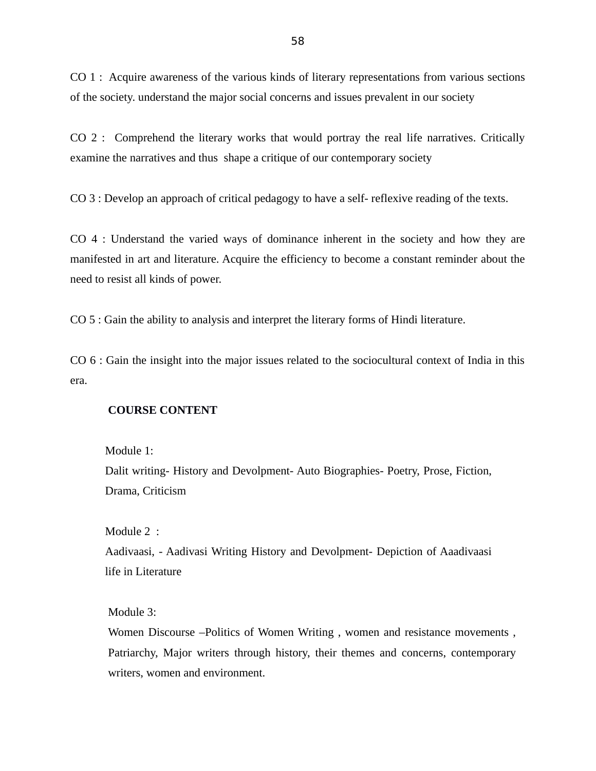CO 1 : Acquire awareness of the various kinds of literary representations from various sections of the society. understand the major social concerns and issues prevalent in our society

CO 2 : Comprehend the literary works that would portray the real life narratives. Critically examine the narratives and thus shape a critique of our contemporary society

CO 3 : Develop an approach of critical pedagogy to have a self- reflexive reading of the texts.

CO 4 : Understand the varied ways of dominance inherent in the society and how they are manifested in art and literature. Acquire the efficiency to become a constant reminder about the need to resist all kinds of power.

CO 5 : Gain the ability to analysis and interpret the literary forms of Hindi literature.

CO 6 : Gain the insight into the major issues related to the sociocultural context of India in this era.

**COURSE CONTENT**

Module 1:
Dalit writing- History and Devolpment- Auto Biographies- Poetry, Prose, Fiction, Drama, Criticism

Module 2 :
Aadivaasi, - Aadivasi Writing History and Devolpment- Depiction of Aaadivaasi life in Literature

Module 3:
Women Discourse –Politics of Women Writing , women and resistance movements , Patriarchy, Major writers through history, their themes and concerns, contemporary writers, women and environment.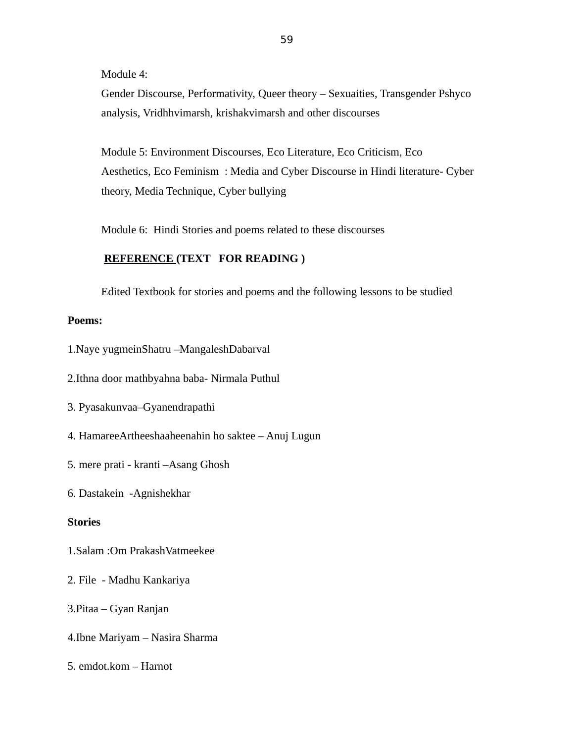Module 4:
Gender Discourse, Performativity, Queer theory – Sexuaities, Transgender Pshyco analysis, Vridhhvimarsh, krishakvimarsh and other discourses

Module 5: Environment Discourses, Eco Literature, Eco Criticism, Eco Aesthetics, Eco Feminism : Media and Cyber Discourse in Hindi literature- Cyber theory, Media Technique, Cyber bullying

Module 6: Hindi Stories and poems related to these discourses

**REFERENCE (TEXT FOR READING )**

Edited Textbook for stories and poems and the following lessons to be studied

**Poems:**

1.Naye yugmeinShatru –MangaleshDabarval

2.Ithna door mathbyahna baba- Nirmala Puthul

3. Pyasakunvaa–Gyanendrapathi

4. HamareeArtheeshaaheenahin ho saktee – Anuj Lugun

5. mere prati - kranti –Asang Ghosh

6. Dastakein -Agnishekhar

**Stories**

1.Salam :Om PrakashVatmeekee

2. File - Madhu Kankariya

3.Pitaa – Gyan Ranjan

4.Ibne Mariyam – Nasira Sharma

5. emdot.kom – Harnot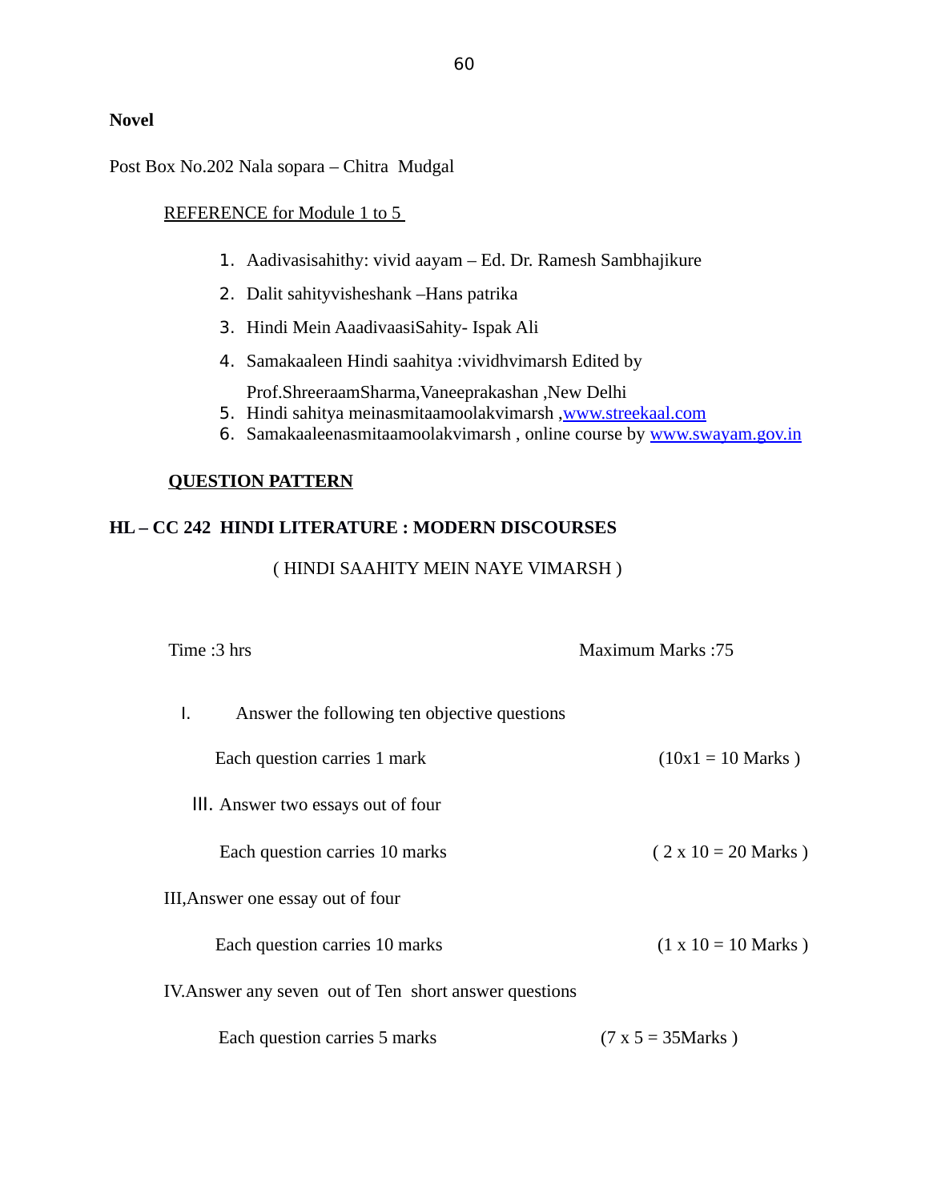**Novel**

Post Box No.202 Nala sopara – Chitra Mudgal

REFERENCE for Module 1 to 5

1. Aadivasisahithy: vivid aayam – Ed. Dr. Ramesh Sambhajikure
2. Dalit sahityvisheshank –Hans patrika
3. Hindi Mein AaadivaasiSahity- Ispak Ali
4. Samakaaleen Hindi saahitya :vividhvimarsh Edited by Prof.ShreeraamSharma,Vaneeprakashan ,New Delhi
5. Hindi sahitya meinasmitaamoolakvimarsh ,www.streekaal.com
6. Samakaaleenasmitaamoolakvimarsh , online course by www.swayam.gov.in

**QUESTION PATTERN**

**HL – CC 242 HINDI LITERATURE : MODERN DISCOURSES**

( HINDI SAAHITY MEIN NAYE VIMARSH )

Time :3 hrs Maximum Marks :75

I. Answer the following ten objective questions

Each question carries 1 mark (10x1 = 10 Marks )

III. Answer two essays out of four

Each question carries 10 marks ( 2 x 10 = 20 Marks )

III,Answer one essay out of four

Each question carries 10 marks (1 x 10 = 10 Marks )

IV.Answer any seven out of Ten short answer questions

Each question carries 5 marks (7 x 5 = 35Marks )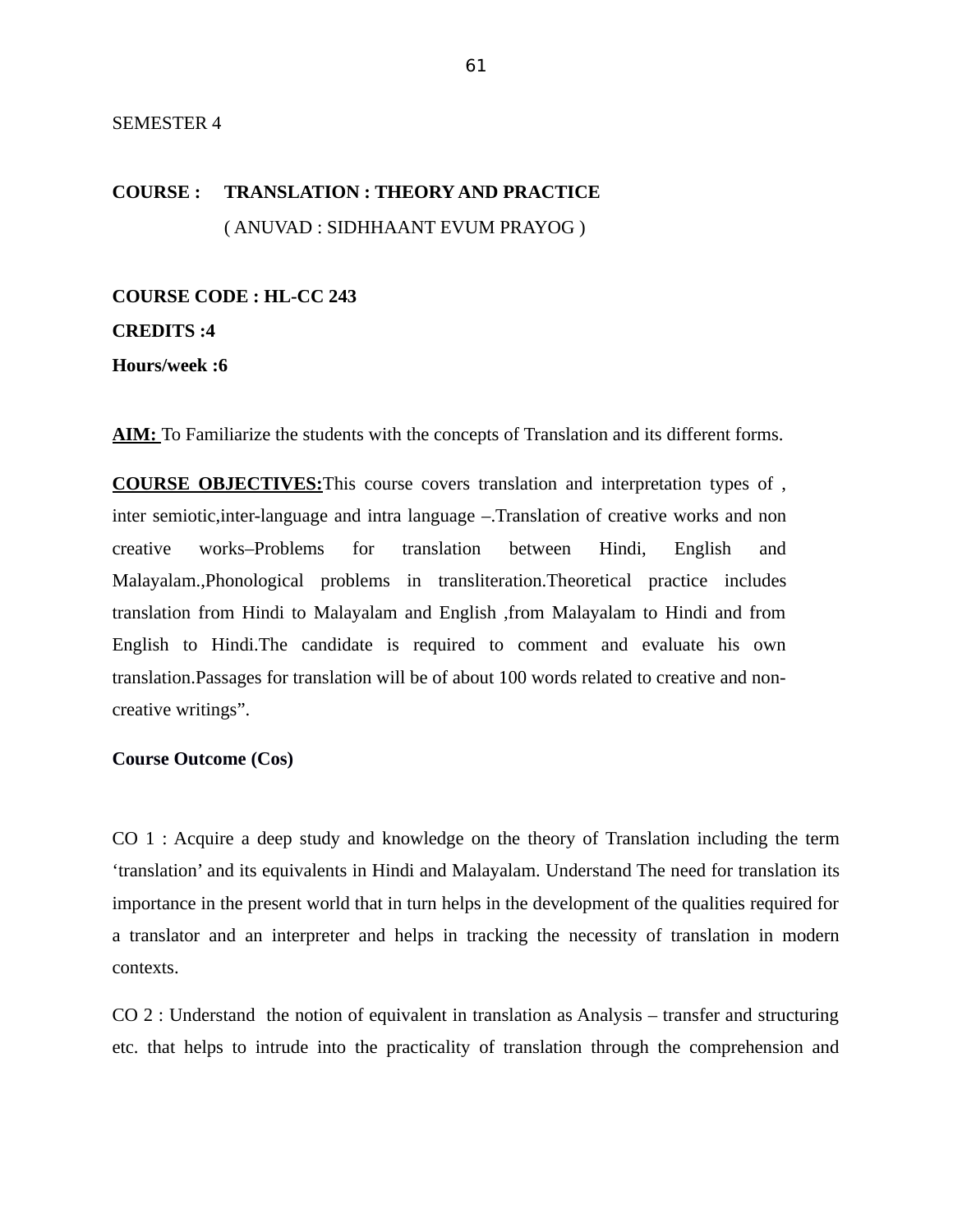SEMESTER 4

**COURSE : TRANSLATION : THEORY AND PRACTICE**

( ANUVAD : SIDHHAANT EVUM PRAYOG )

**COURSE CODE : HL-CC 243**

**CREDITS :4**

**Hours/week :6**

**AIM:** To Familiarize the students with the concepts of Translation and its different forms.

**COURSE OBJECTIVES:**This course covers translation and interpretation types of , inter semiotic,inter-language and intra language –.Translation of creative works and non creative works–Problems for translation between Hindi, English and Malayalam.,Phonological problems in transliteration.Theoretical practice includes translation from Hindi to Malayalam and English ,from Malayalam to Hindi and from English to Hindi.The candidate is required to comment and evaluate his own translation.Passages for translation will be of about 100 words related to creative and non-creative writings".

**Course Outcome (Cos)**

CO 1 : Acquire a deep study and knowledge on the theory of Translation including the term 'translation' and its equivalents in Hindi and Malayalam. Understand The need for translation its importance in the present world that in turn helps in the development of the qualities required for a translator and an interpreter and helps in tracking the necessity of translation in modern contexts.

CO 2 : Understand the notion of equivalent in translation as Analysis – transfer and structuring etc. that helps to intrude into the practicality of translation through the comprehension and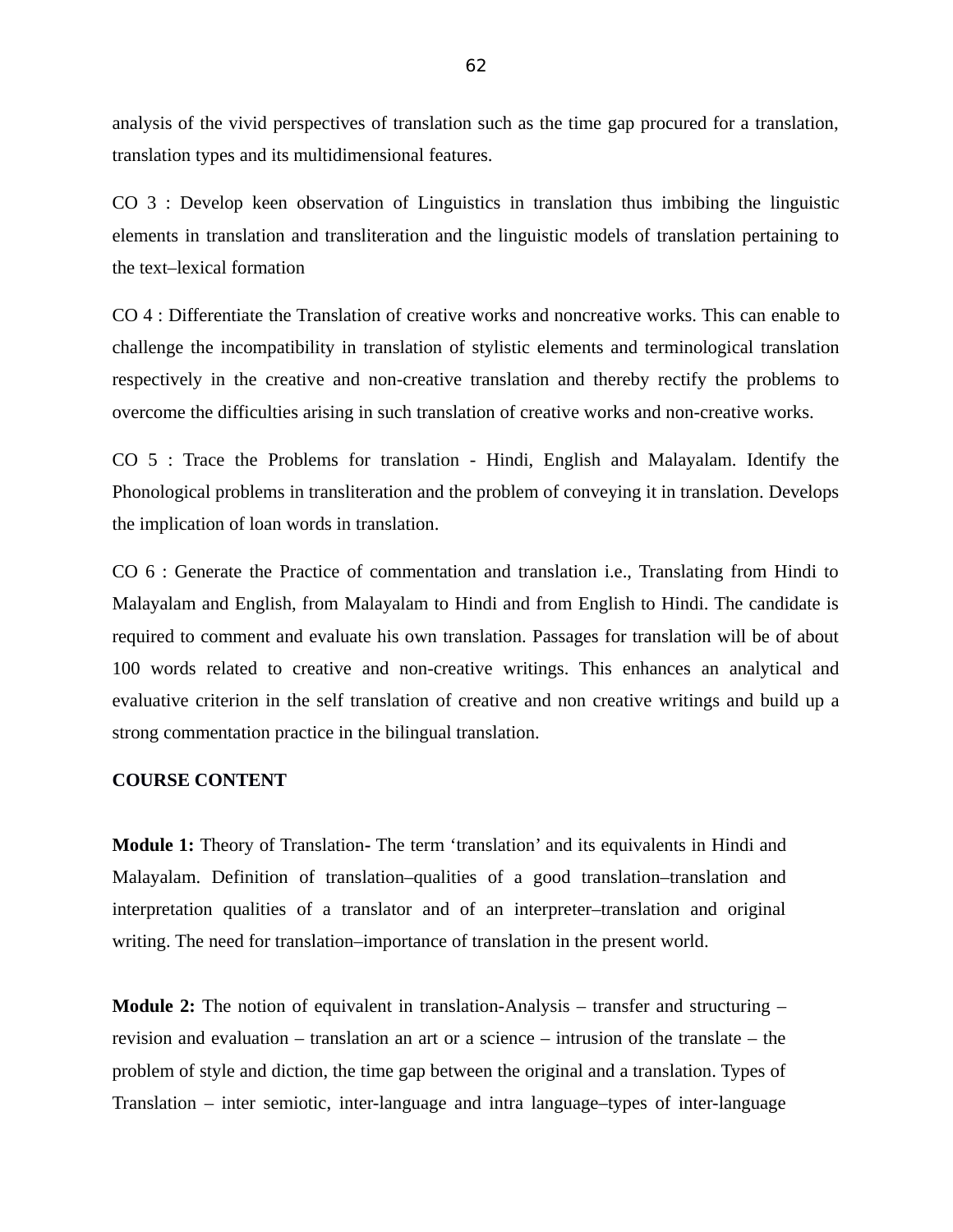analysis of the vivid perspectives of translation such as the time gap procured for a translation, translation types and its multidimensional features.

CO 3 : Develop keen observation of Linguistics in translation thus imbibing the linguistic elements in translation and transliteration and the linguistic models of translation pertaining to the text–lexical formation

CO 4 : Differentiate the Translation of creative works and noncreative works. This can enable to challenge the incompatibility in translation of stylistic elements and terminological translation respectively in the creative and non-creative translation and thereby rectify the problems to overcome the difficulties arising in such translation of creative works and non-creative works.

CO 5 : Trace the Problems for translation - Hindi, English and Malayalam. Identify the Phonological problems in transliteration and the problem of conveying it in translation. Develops the implication of loan words in translation.

CO 6 : Generate the Practice of commentation and translation i.e., Translating from Hindi to Malayalam and English, from Malayalam to Hindi and from English to Hindi. The candidate is required to comment and evaluate his own translation. Passages for translation will be of about 100 words related to creative and non-creative writings. This enhances an analytical and evaluative criterion in the self translation of creative and non creative writings and build up a strong commentation practice in the bilingual translation.

**COURSE CONTENT**

**Module 1:** Theory of Translation- The term 'translation' and its equivalents in Hindi and Malayalam. Definition of translation–qualities of a good translation–translation and interpretation qualities of a translator and of an interpreter–translation and original writing. The need for translation–importance of translation in the present world.

**Module 2:** The notion of equivalent in translation-Analysis – transfer and structuring – revision and evaluation – translation an art or a science – intrusion of the translate – the problem of style and diction, the time gap between the original and a translation. Types of Translation – inter semiotic, inter-language and intra language–types of inter-language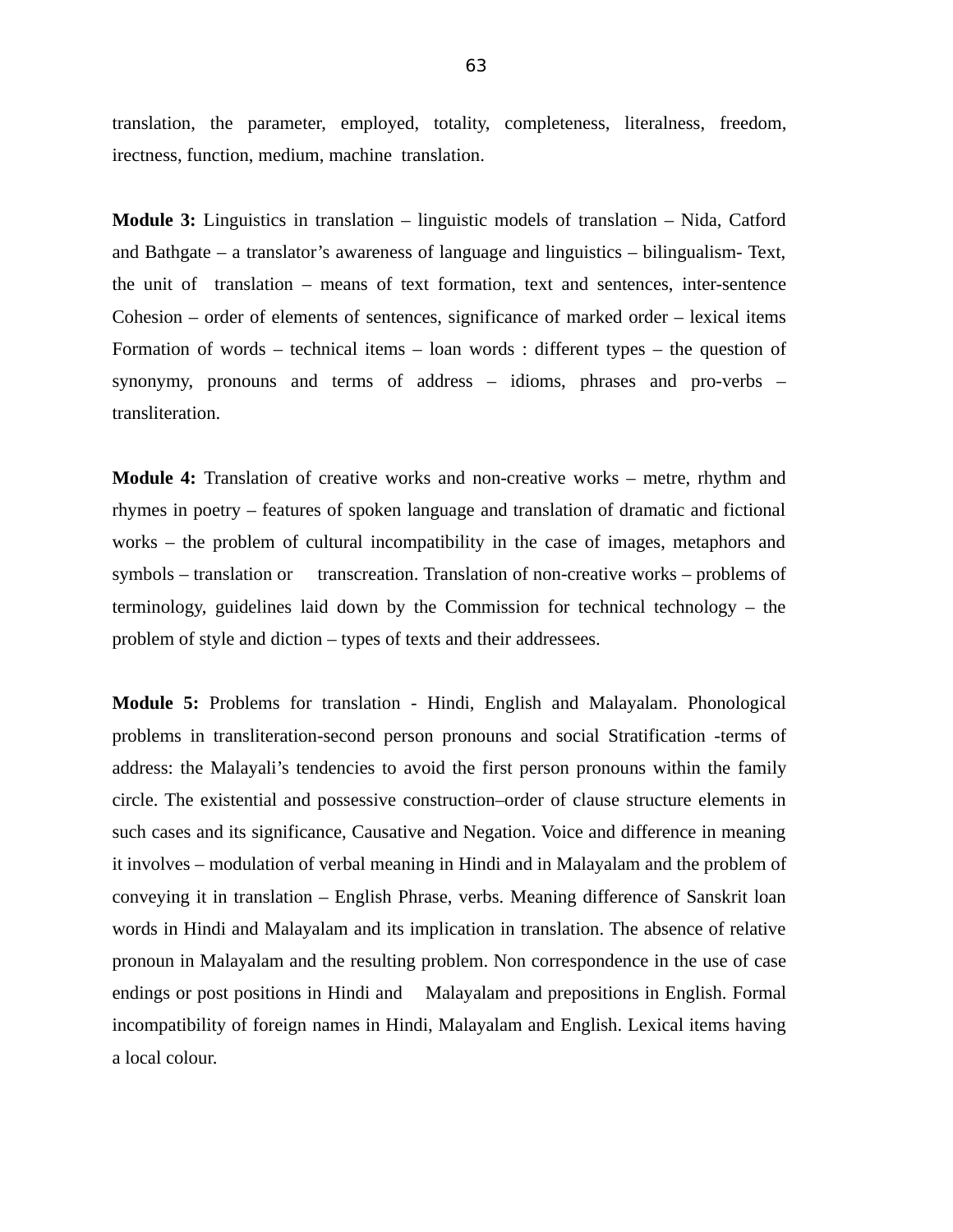translation, the parameter, employed, totality, completeness, literalness, freedom, irectness, function, medium, machine translation.

**Module 3:** Linguistics in translation – linguistic models of translation – Nida, Catford and Bathgate – a translator's awareness of language and linguistics – bilingualism- Text, the unit of translation – means of text formation, text and sentences, inter-sentence Cohesion – order of elements of sentences, significance of marked order – lexical items Formation of words – technical items – loan words : different types – the question of synonymy, pronouns and terms of address – idioms, phrases and pro-verbs – transliteration.

**Module 4:** Translation of creative works and non-creative works – metre, rhythm and rhymes in poetry – features of spoken language and translation of dramatic and fictional works – the problem of cultural incompatibility in the case of images, metaphors and symbols – translation or transcreation. Translation of non-creative works – problems of terminology, guidelines laid down by the Commission for technical technology – the problem of style and diction – types of texts and their addressees.

**Module 5:** Problems for translation - Hindi, English and Malayalam. Phonological problems in transliteration-second person pronouns and social Stratification -terms of address: the Malayali's tendencies to avoid the first person pronouns within the family circle. The existential and possessive construction–order of clause structure elements in such cases and its significance, Causative and Negation. Voice and difference in meaning it involves – modulation of verbal meaning in Hindi and in Malayalam and the problem of conveying it in translation – English Phrase, verbs. Meaning difference of Sanskrit loan words in Hindi and Malayalam and its implication in translation. The absence of relative pronoun in Malayalam and the resulting problem. Non correspondence in the use of case endings or post positions in Hindi and Malayalam and prepositions in English. Formal incompatibility of foreign names in Hindi, Malayalam and English. Lexical items having a local colour.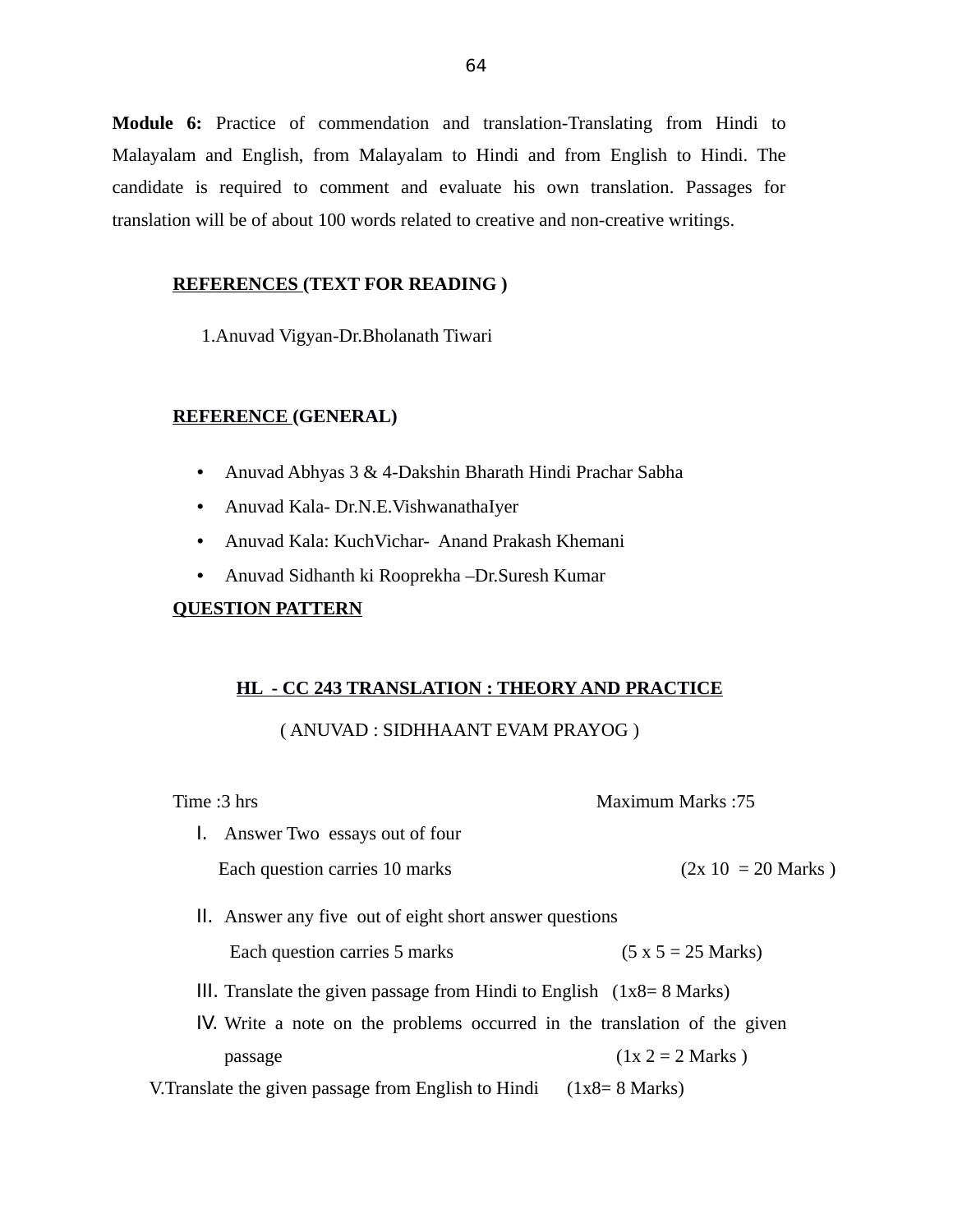**Module 6:** Practice of commendation and translation-Translating from Hindi to Malayalam and English, from Malayalam to Hindi and from English to Hindi. The candidate is required to comment and evaluate his own translation. Passages for translation will be of about 100 words related to creative and non-creative writings.

**REFERENCES (TEXT FOR READING )**

1.Anuvad Vigyan-Dr.Bholanath Tiwari

**REFERENCE (GENERAL)**

- Anuvad Abhyas 3 & 4-Dakshin Bharath Hindi Prachar Sabha
- Anuvad Kala- Dr.N.E.VishwanathaIyer
- Anuvad Kala: KuchVichar- Anand Prakash Khemani
- Anuvad Sidhanth ki Rooprekha –Dr.Suresh Kumar

**QUESTION PATTERN**

**HL - CC 243 TRANSLATION : THEORY AND PRACTICE**

( ANUVAD : SIDHHAANT EVAM PRAYOG )

Time :3 hrs Maximum Marks :75

I. Answer Two essays out of four
 Each question carries 10 marks (2x 10 = 20 Marks )

II. Answer any five out of eight short answer questions
 Each question carries 5 marks (5 x 5 = 25 Marks)

III. Translate the given passage from Hindi to English (1x8= 8 Marks)

IV. Write a note on the problems occurred in the translation of the given passage (1x 2 = 2 Marks )

V. Translate the given passage from English to Hindi (1x8= 8 Marks)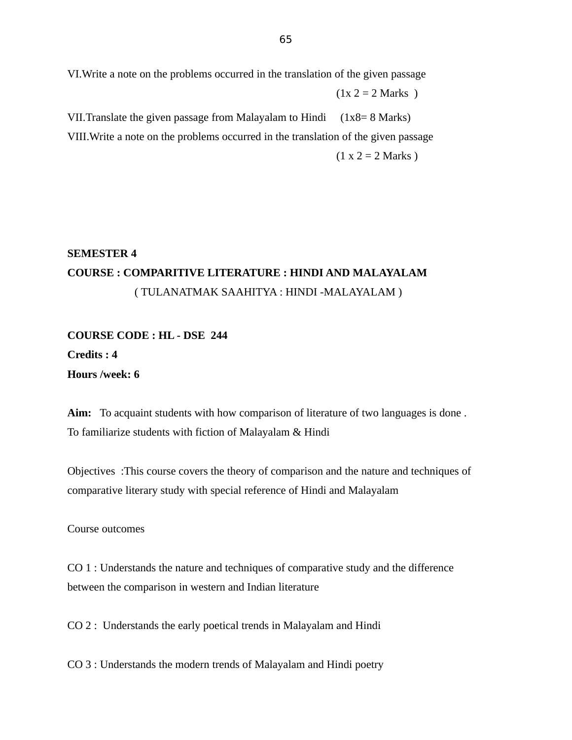VI.Write a note on the problems occurred in the translation of the given passage

(1x 2 = 2 Marks )

VII.Translate the given passage from Malayalam to Hindi (1x8= 8 Marks)

VIII.Write a note on the problems occurred in the translation of the given passage

(1 x 2 = 2 Marks )

**SEMESTER 4**

**COURSE : COMPARITIVE LITERATURE : HINDI AND MALAYALAM**

( TULANATMAK SAAHITYA : HINDI -MALAYALAM )

**COURSE CODE : HL - DSE 244**

**Credits : 4**

**Hours /week: 6**

**Aim:** To acquaint students with how comparison of literature of two languages is done . To familiarize students with fiction of Malayalam & Hindi

Objectives :This course covers the theory of comparison and the nature and techniques of comparative literary study with special reference of Hindi and Malayalam

Course outcomes

CO 1 : Understands the nature and techniques of comparative study and the difference between the comparison in western and Indian literature

CO 2 : Understands the early poetical trends in Malayalam and Hindi

CO 3 : Understands the modern trends of Malayalam and Hindi poetry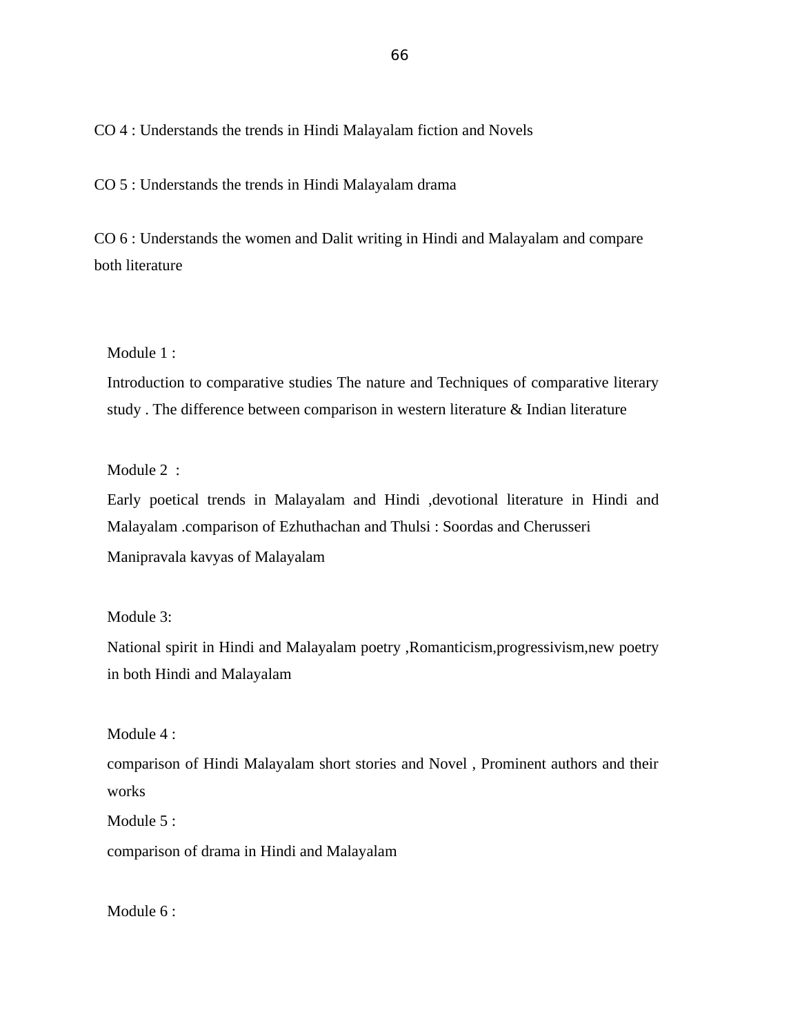CO 4 : Understands the trends in Hindi Malayalam fiction and Novels

CO 5 : Understands the trends in Hindi Malayalam drama

CO 6 : Understands the women and Dalit writing in Hindi and Malayalam and compare both literature

Module 1 :

Introduction to comparative studies The nature and Techniques of comparative literary study . The difference between comparison in western literature & Indian literature

Module 2 :

Early poetical trends in Malayalam and Hindi ,devotional literature in Hindi and Malayalam .comparison of Ezhuthachan and Thulsi : Soordas and Cherusseri

Manipravala kavyas of Malayalam

Module 3:

National spirit in Hindi and Malayalam poetry ,Romanticism,progressivism,new poetry in both Hindi and Malayalam

Module 4 :

comparison of Hindi Malayalam short stories and Novel , Prominent authors and their works

Module 5 :

comparison of drama in Hindi and Malayalam

Module 6 :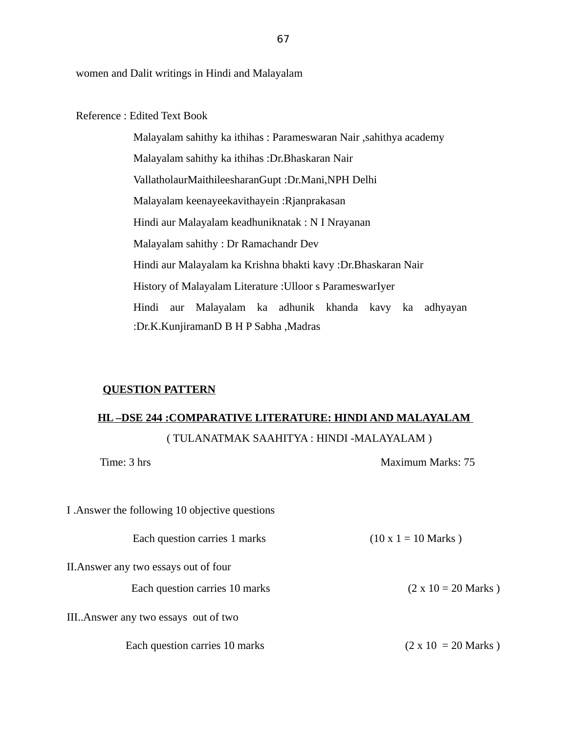women and Dalit writings in Hindi and Malayalam

Reference : Edited Text Book

Malayalam sahithy ka ithihas : Parameswaran Nair ,sahithya academy

Malayalam sahithy ka ithihas :Dr.Bhaskaran Nair

VallatholaurMaithileesharanGupt :Dr.Mani,NPH Delhi

Malayalam keenayeekavithayein :Rjanprakasan

Hindi aur Malayalam keadhuniknatak : N I Nrayanan

Malayalam sahithy : Dr Ramachandr Dev

Hindi aur Malayalam ka Krishna bhakti kavy :Dr.Bhaskaran Nair

History of Malayalam Literature :Ulloor s ParameswarIyer

Hindi aur Malayalam ka adhunik khanda kavy ka adhyayan :Dr.K.KunjiramanD B H P Sabha ,Madras

**QUESTION PATTERN**

**HL –DSE 244 :COMPARATIVE LITERATURE: HINDI AND MALAYALAM**

( TULANATMAK SAAHITYA : HINDI -MALAYALAM )

Time: 3 hrs | Maximum Marks: 75

I .Answer the following 10 objective questions

Each question carries 1 marks (10 x 1 = 10 Marks )

II.Answer any two essays out of four

Each question carries 10 marks (2 x 10 = 20 Marks )

III..Answer any two essays out of two

Each question carries 10 marks (2 x 10 = 20 Marks )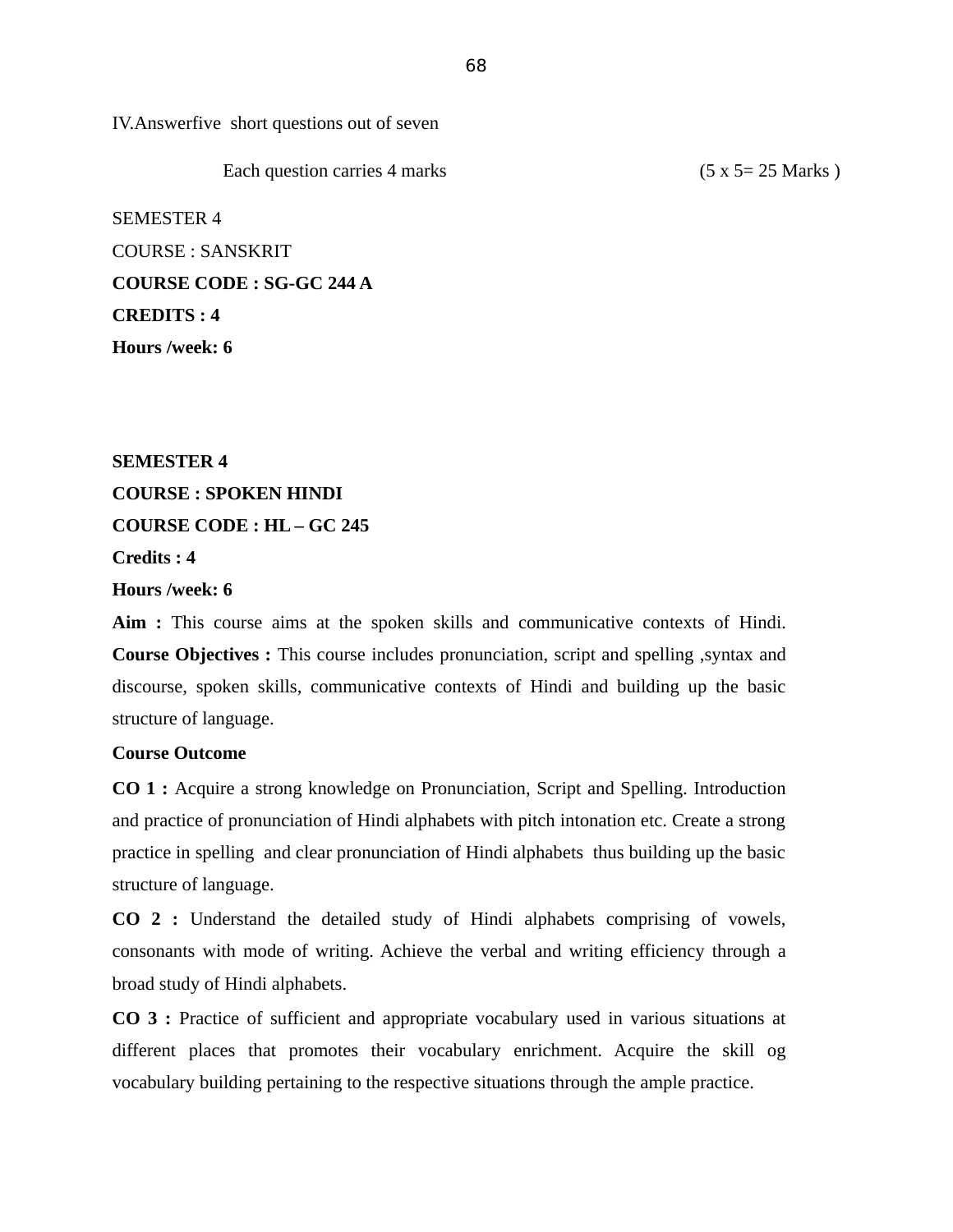IV.Answerfive  short questions out of seven

Each question carries 4 marks (5 x 5= 25 Marks )

SEMESTER 4

COURSE : SANSKRIT

**COURSE CODE : SG-GC 244 A**

**CREDITS : 4**

**Hours /week: 6**

**SEMESTER 4**

**COURSE : SPOKEN HINDI**

**COURSE CODE : HL – GC 245**

**Credits : 4**

**Hours /week: 6**

**Aim :** This course aims at the spoken skills and communicative contexts of Hindi. **Course Objectives :** This course includes pronunciation, script and spelling ,syntax and discourse, spoken skills, communicative contexts of Hindi and building up the basic structure of language.

**Course Outcome**

**CO 1 :** Acquire a strong knowledge on Pronunciation, Script and Spelling. Introduction and practice of pronunciation of Hindi alphabets with pitch intonation etc. Create a strong practice in spelling  and clear pronunciation of Hindi alphabets  thus building up the basic structure of language.

**CO 2 :** Understand the detailed study of Hindi alphabets comprising of vowels, consonants with mode of writing. Achieve the verbal and writing efficiency through a broad study of Hindi alphabets.

**CO 3 :** Practice of sufficient and appropriate vocabulary used in various situations at different places that promotes their vocabulary enrichment. Acquire the skill og vocabulary building pertaining to the respective situations through the ample practice.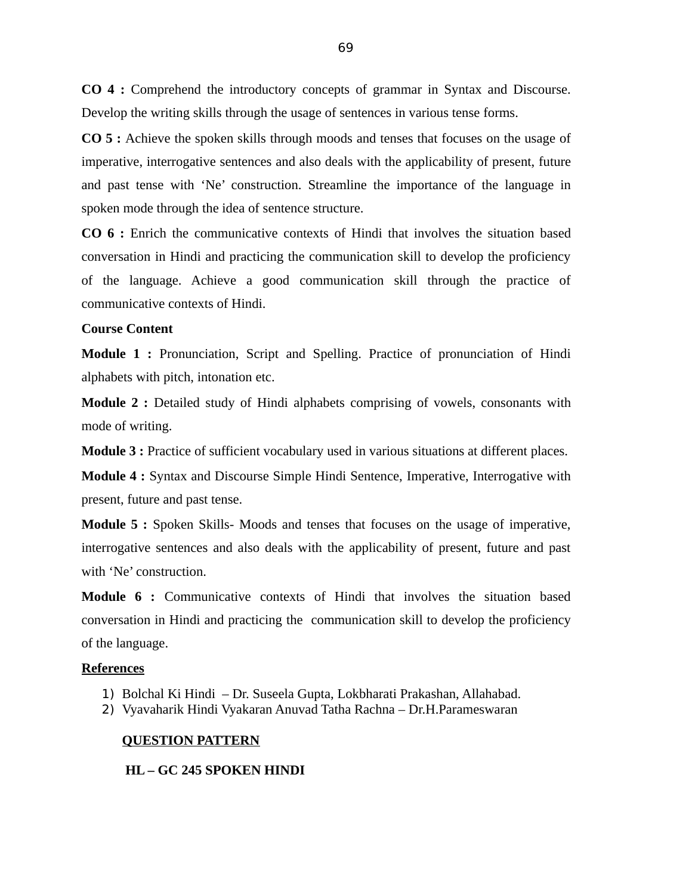**CO 4 :** Comprehend the introductory concepts of grammar in Syntax and Discourse. Develop the writing skills through the usage of sentences in various tense forms.

**CO 5 :** Achieve the spoken skills through moods and tenses that focuses on the usage of imperative, interrogative sentences and also deals with the applicability of present, future and past tense with 'Ne' construction. Streamline the importance of the language in spoken mode through the idea of sentence structure.

**CO 6 :** Enrich the communicative contexts of Hindi that involves the situation based conversation in Hindi and practicing the communication skill to develop the proficiency of the language. Achieve a good communication skill through the practice of communicative contexts of Hindi.

**Course Content**

**Module 1 :** Pronunciation, Script and Spelling. Practice of pronunciation of Hindi alphabets with pitch, intonation etc.

**Module 2 :** Detailed study of Hindi alphabets comprising of vowels, consonants with mode of writing.

**Module 3 :** Practice of sufficient vocabulary used in various situations at different places.

**Module 4 :** Syntax and Discourse Simple Hindi Sentence, Imperative, Interrogative with present, future and past tense.

**Module 5 :** Spoken Skills- Moods and tenses that focuses on the usage of imperative, interrogative sentences and also deals with the applicability of present, future and past with 'Ne' construction.

**Module 6 :** Communicative contexts of Hindi that involves the situation based conversation in Hindi and practicing the communication skill to develop the proficiency of the language.

**References**

1) Bolchal Ki Hindi – Dr. Suseela Gupta, Lokbharati Prakashan, Allahabad.
2) Vyavaharik Hindi Vyakaran Anuvad Tatha Rachna – Dr.H.Parameswaran

**QUESTION PATTERN**

**HL – GC 245 SPOKEN HINDI**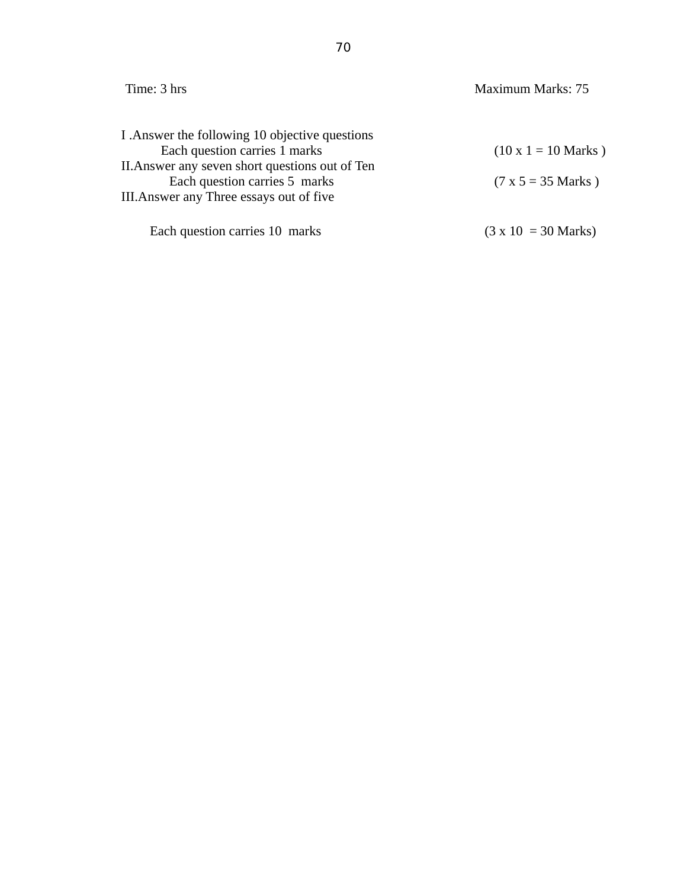Time: 3 hrs Maximum Marks: 75

I .Answer the following 10 objective questions

Each question carries 1 marks (10 x 1 = 10 Marks )

II.Answer any seven short questions out of Ten

Each question carries 5 marks (7 x 5 = 35 Marks )

III.Answer any Three essays out of five

Each question carries 10 marks (3 x 10 = 30 Marks)